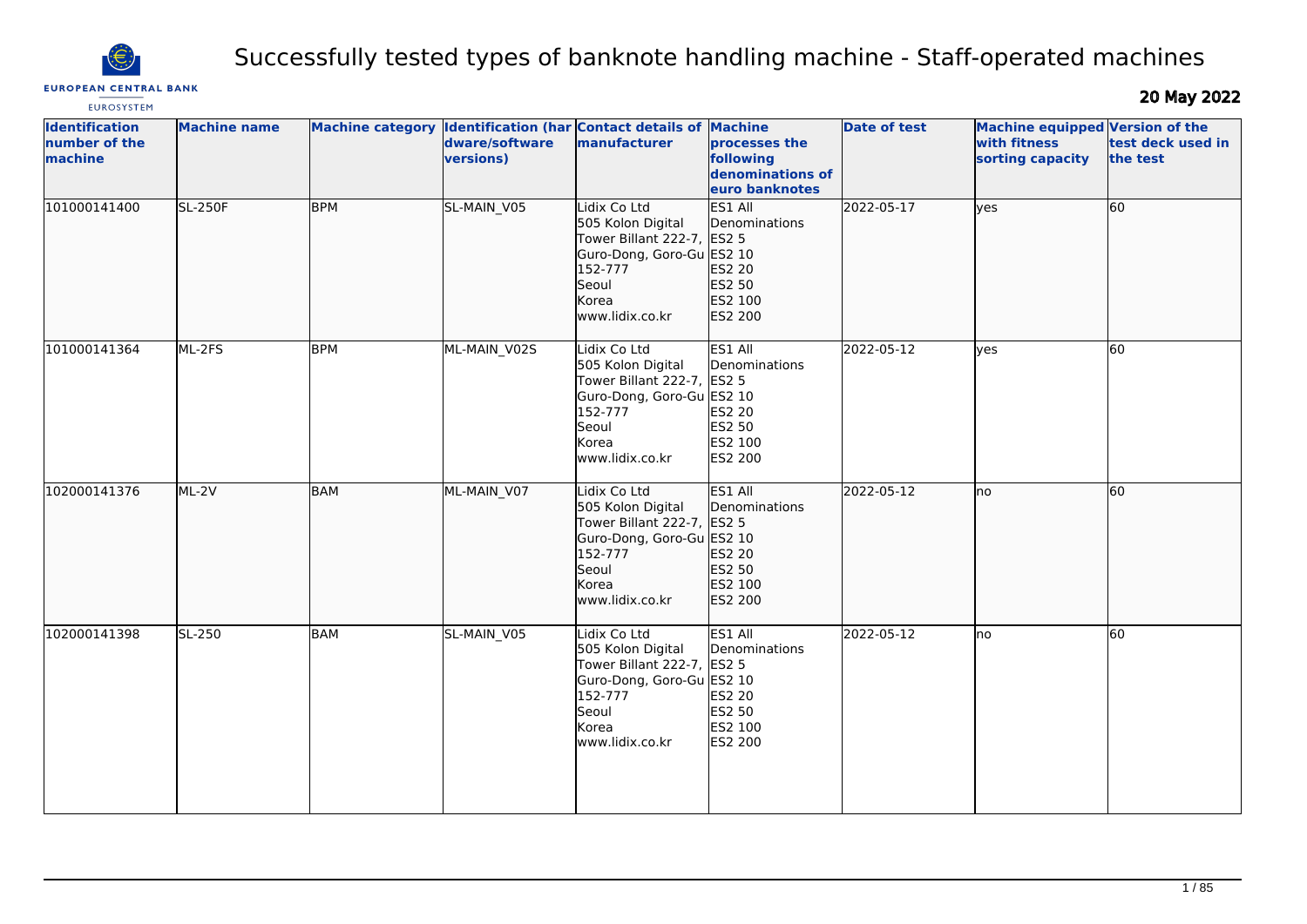# Successfully tested types of banknote handling machine - Staff-operated machines

**20 May 2022**

| Identification number of the machine | Machine name | Machine category | Identification (hardware/software versions) | Contact details of manufacturer | Machine processes the following denominations of euro banknotes | Date of test | Machine equipped with fitness sorting capacity | Version of the test deck used in the test |
|---|---|---|---|---|---|---|---|---|
| 101000141400 | SL-250F | BPM | SL-MAIN_V05 | Lidix Co Ltd<br>505 Kolon Digital Tower Billant 222-7, Guro-Dong, Goro-Gu 152-777<br>Seoul<br>Korea<br>www.lidix.co.kr | ES1 All Denominations<br>ES2 5<br>ES2 10<br>ES2 20<br>ES2 50<br>ES2 100<br>ES2 200 | 2022-05-17 | yes | 60 |
| 101000141364 | ML-2FS | BPM | ML-MAIN_V02S | Lidix Co Ltd<br>505 Kolon Digital Tower Billant 222-7, Guro-Dong, Goro-Gu 152-777<br>Seoul<br>Korea<br>www.lidix.co.kr | ES1 All Denominations<br>ES2 5<br>ES2 10<br>ES2 20<br>ES2 50<br>ES2 100<br>ES2 200 | 2022-05-12 | yes | 60 |
| 102000141376 | ML-2V | BAM | ML-MAIN_V07 | Lidix Co Ltd<br>505 Kolon Digital Tower Billant 222-7, Guro-Dong, Goro-Gu 152-777<br>Seoul<br>Korea<br>www.lidix.co.kr | ES1 All Denominations<br>ES2 5<br>ES2 10<br>ES2 20<br>ES2 50<br>ES2 100<br>ES2 200 | 2022-05-12 | no | 60 |
| 102000141398 | SL-250 | BAM | SL-MAIN_V05 | Lidix Co Ltd<br>505 Kolon Digital Tower Billant 222-7, Guro-Dong, Goro-Gu 152-777<br>Seoul<br>Korea<br>www.lidix.co.kr | ES1 All Denominations<br>ES2 5<br>ES2 10<br>ES2 20<br>ES2 50<br>ES2 100<br>ES2 200 | 2022-05-12 | no | 60 |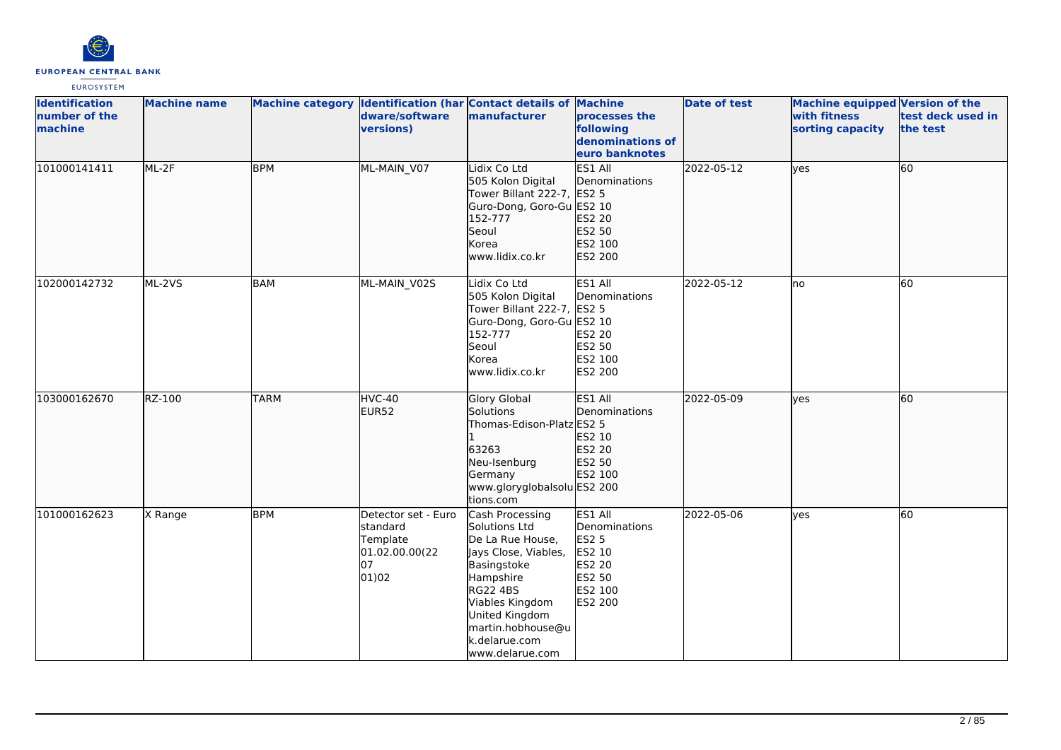| Identification number of the machine | Machine name | Machine category | Identification (hardware/software versions) | Contact details of manufacturer | Machine processes the following denominations of euro banknotes | Date of test | Machine equipped with fitness sorting capacity | Version of the test deck used in the test |
|---|---|---|---|---|---|---|---|---|
| 101000141411 | ML-2F | BPM | ML-MAIN_V07 | Lidix Co Ltd<br>505 Kolon Digital Tower Billant 222-7, Guro-Dong, Goro-Gu 152-777<br>Seoul<br>Korea<br>www.lidix.co.kr | ES1 All Denominations<br>ES2 5<br>ES2 10<br>ES2 20<br>ES2 50<br>ES2 100<br>ES2 200 | 2022-05-12 | yes | 60 |
| 102000142732 | ML-2VS | BAM | ML-MAIN_V02S | Lidix Co Ltd<br>505 Kolon Digital Tower Billant 222-7, Guro-Dong, Goro-Gu 152-777<br>Seoul<br>Korea<br>www.lidix.co.kr | ES1 All Denominations<br>ES2 5<br>ES2 10<br>ES2 20<br>ES2 50<br>ES2 100<br>ES2 200 | 2022-05-12 | no | 60 |
| 103000162670 | RZ-100 | TARM | HVC-40<br>EUR52 | Glory Global Solutions<br>Thomas-Edison-Platz 1<br>63263<br>Neu-Isenburg<br>Germany<br>www.gloryglobalsolutions.com | ES1 All Denominations<br>ES2 5<br>ES2 10<br>ES2 20<br>ES2 50<br>ES2 100<br>ES2 200 | 2022-05-09 | yes | 60 |
| 101000162623 | X Range | BPM | Detector set - Euro standard Template 01.02.00.00(22 07 01)02 | Cash Processing Solutions Ltd<br>De La Rue House, Jays Close, Viables, Basingstoke<br>Hampshire<br>RG22 4BS<br>Viables Kingdom<br>United Kingdom<br>martin.hobhouse@uk.delarue.com<br>www.delarue.com | ES1 All Denominations<br>ES2 5<br>ES2 10<br>ES2 20<br>ES2 50<br>ES2 100<br>ES2 200 | 2022-05-06 | yes | 60 |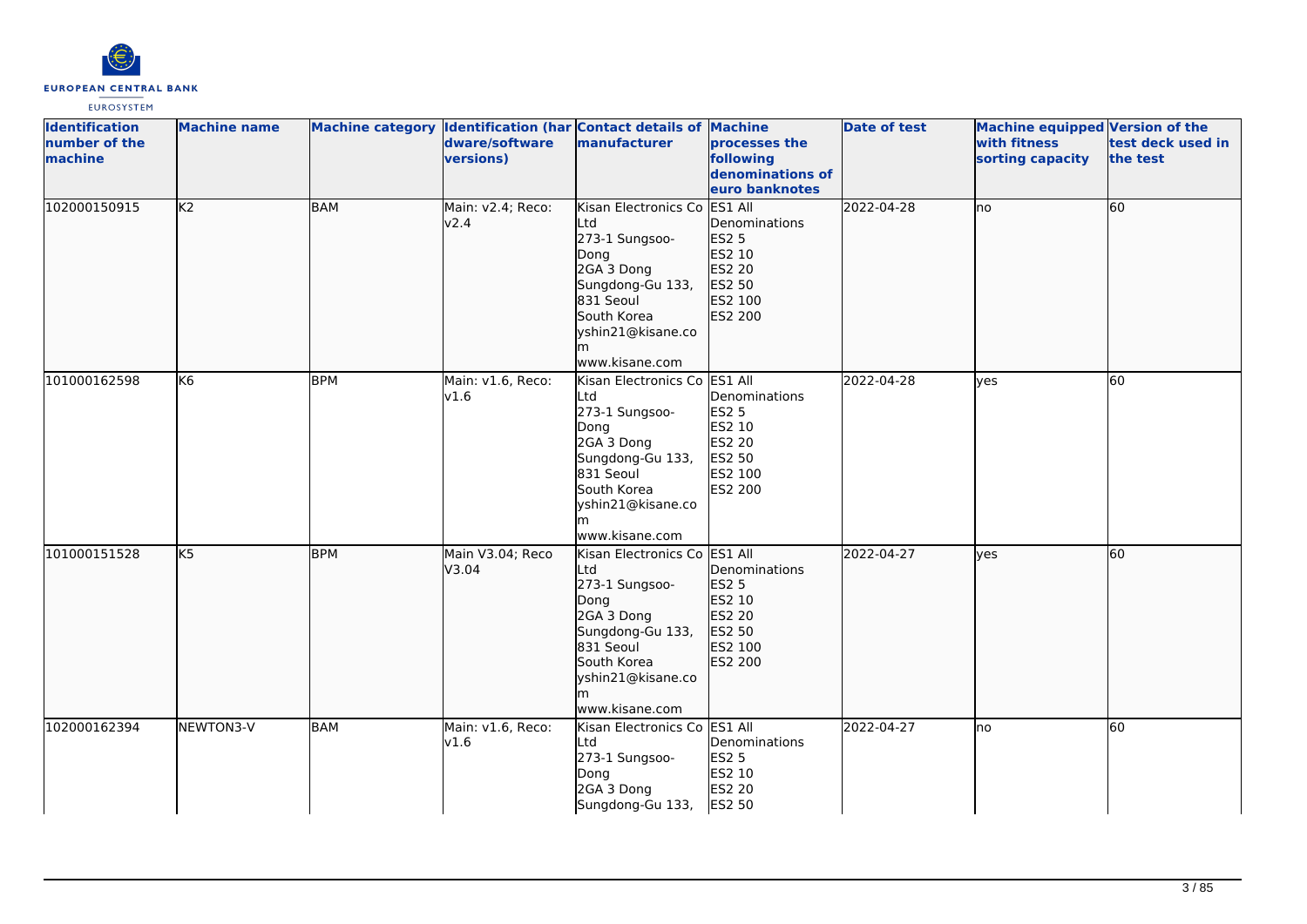| Identification number of the machine | Machine name | Machine category | Identification (hardware/software versions) | Contact details of manufacturer | Machine processes the following denominations of euro banknotes | Date of test | Machine equipped with fitness sorting capacity | Version of the test deck used in the test |
|---|---|---|---|---|---|---|---|---|
| 102000150915 | K2 | BAM | Main: v2.4; Reco: v2.4 | Kisan Electronics Co Ltd<br>273-1 Sungsoo-Dong<br>2GA 3 Dong<br>Sungdong-Gu 133, 831 Seoul<br>South Korea<br>yshin21@kisane.com<br>www.kisane.com | ES1 All Denominations<br>ES2 5<br>ES2 10<br>ES2 20<br>ES2 50<br>ES2 100<br>ES2 200 | 2022-04-28 | no | 60 |
| 101000162598 | K6 | BPM | Main: v1.6, Reco: v1.6 | Kisan Electronics Co Ltd<br>273-1 Sungsoo-Dong<br>2GA 3 Dong<br>Sungdong-Gu 133, 831 Seoul<br>South Korea<br>yshin21@kisane.com<br>www.kisane.com | ES1 All Denominations<br>ES2 5<br>ES2 10<br>ES2 20<br>ES2 50<br>ES2 100<br>ES2 200 | 2022-04-28 | yes | 60 |
| 101000151528 | K5 | BPM | Main V3.04; Reco V3.04 | Kisan Electronics Co Ltd<br>273-1 Sungsoo-Dong<br>2GA 3 Dong<br>Sungdong-Gu 133, 831 Seoul<br>South Korea<br>yshin21@kisane.com<br>www.kisane.com | ES1 All Denominations<br>ES2 5<br>ES2 10<br>ES2 20<br>ES2 50<br>ES2 100<br>ES2 200 | 2022-04-27 | yes | 60 |
| 102000162394 | NEWTON3-V | BAM | Main: v1.6, Reco: v1.6 | Kisan Electronics Co Ltd<br>273-1 Sungsoo-Dong<br>2GA 3 Dong<br>Sungdong-Gu 133, | ES1 All Denominations<br>ES2 5<br>ES2 10<br>ES2 20<br>ES2 50 | 2022-04-27 | no | 60 |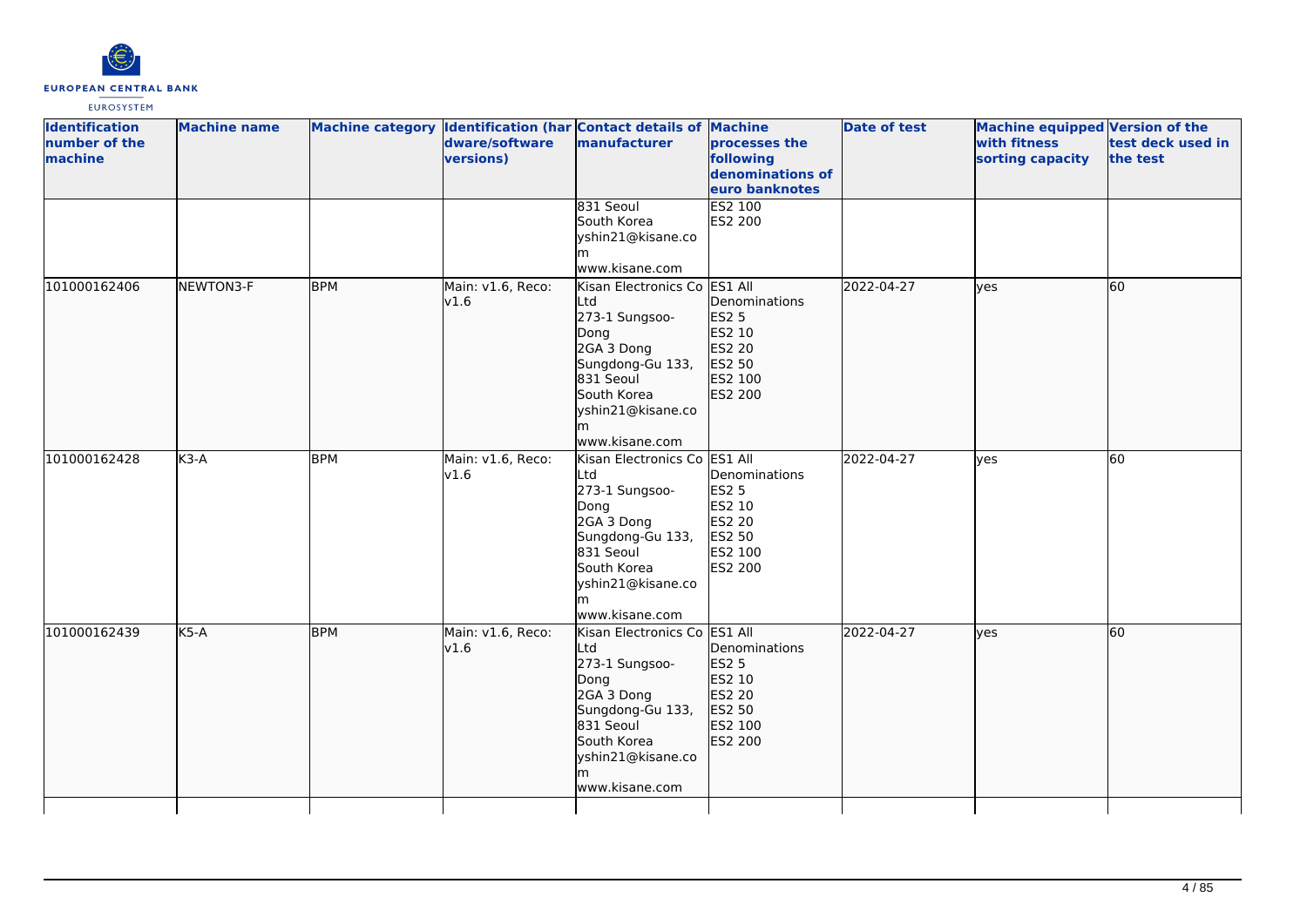| Identification number of the machine | Machine name | Machine category | Identification (hardware/software versions) | Contact details of manufacturer | Machine processes the following denominations of euro banknotes | Date of test | Machine equipped with fitness sorting capacity | Version of the test deck used in the test |
|---|---|---|---|---|---|---|---|---|
| | | | | 831 Seoul South Korea yshin21@kisane.com www.kisane.com | ES2 100 ES2 200 | | | |
| 101000162406 | NEWTON3-F | BPM | Main: v1.6, Reco: v1.6 | Kisan Electronics Co Ltd 273-1 Sungsoo-Dong 2GA 3 Dong Sungdong-Gu 133, 831 Seoul South Korea yshin21@kisane.com www.kisane.com | ES1 All Denominations ES2 5 ES2 10 ES2 20 ES2 50 ES2 100 ES2 200 | 2022-04-27 | yes | 60 |
| 101000162428 | K3-A | BPM | Main: v1.6, Reco: v1.6 | Kisan Electronics Co Ltd 273-1 Sungsoo-Dong 2GA 3 Dong Sungdong-Gu 133, 831 Seoul South Korea yshin21@kisane.com www.kisane.com | ES1 All Denominations ES2 5 ES2 10 ES2 20 ES2 50 ES2 100 ES2 200 | 2022-04-27 | yes | 60 |
| 101000162439 | K5-A | BPM | Main: v1.6, Reco: v1.6 | Kisan Electronics Co Ltd 273-1 Sungsoo-Dong 2GA 3 Dong Sungdong-Gu 133, 831 Seoul South Korea yshin21@kisane.com www.kisane.com | ES1 All Denominations ES2 5 ES2 10 ES2 20 ES2 50 ES2 100 ES2 200 | 2022-04-27 | yes | 60 |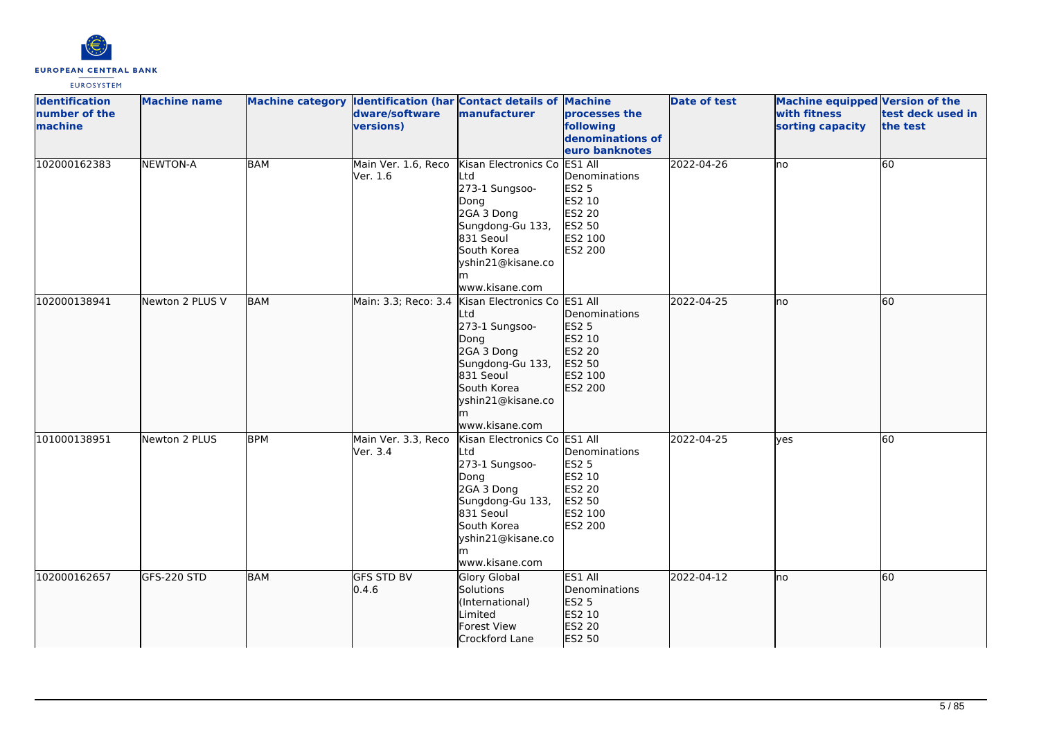| Identification number of the machine | Machine name | Machine category | Identification (hardware/software versions) | Contact details of manufacturer | Machine processes the following denominations of euro banknotes | Date of test | Machine equipped with fitness sorting capacity | Version of the test deck used in the test |
|---|---|---|---|---|---|---|---|---|
| 102000162383 | NEWTON-A | BAM | Main Ver. 1.6, Reco Ver. 1.6 | Kisan Electronics Co Ltd 273-1 Sungsoo-Dong 2GA 3 Dong Sungdong-Gu 133, 831 Seoul South Korea yshin21@kisane.com www.kisane.com | ES1 All Denominations ES2 5 ES2 10 ES2 20 ES2 50 ES2 100 ES2 200 | 2022-04-26 | no | 60 |
| 102000138941 | Newton 2 PLUS V | BAM | Main: 3.3; Reco: 3.4 | Kisan Electronics Co Ltd 273-1 Sungsoo-Dong 2GA 3 Dong Sungdong-Gu 133, 831 Seoul South Korea yshin21@kisane.com www.kisane.com | ES1 All Denominations ES2 5 ES2 10 ES2 20 ES2 50 ES2 100 ES2 200 | 2022-04-25 | no | 60 |
| 101000138951 | Newton 2 PLUS | BPM | Main Ver. 3.3, Reco Ver. 3.4 | Kisan Electronics Co Ltd 273-1 Sungsoo-Dong 2GA 3 Dong Sungdong-Gu 133, 831 Seoul South Korea yshin21@kisane.com www.kisane.com | ES1 All Denominations ES2 5 ES2 10 ES2 20 ES2 50 ES2 100 ES2 200 | 2022-04-25 | yes | 60 |
| 102000162657 | GFS-220 STD | BAM | GFS STD BV 0.4.6 | Glory Global Solutions (International) Limited Forest View Crockford Lane | ES1 All Denominations ES2 5 ES2 10 ES2 20 ES2 50 | 2022-04-12 | no | 60 |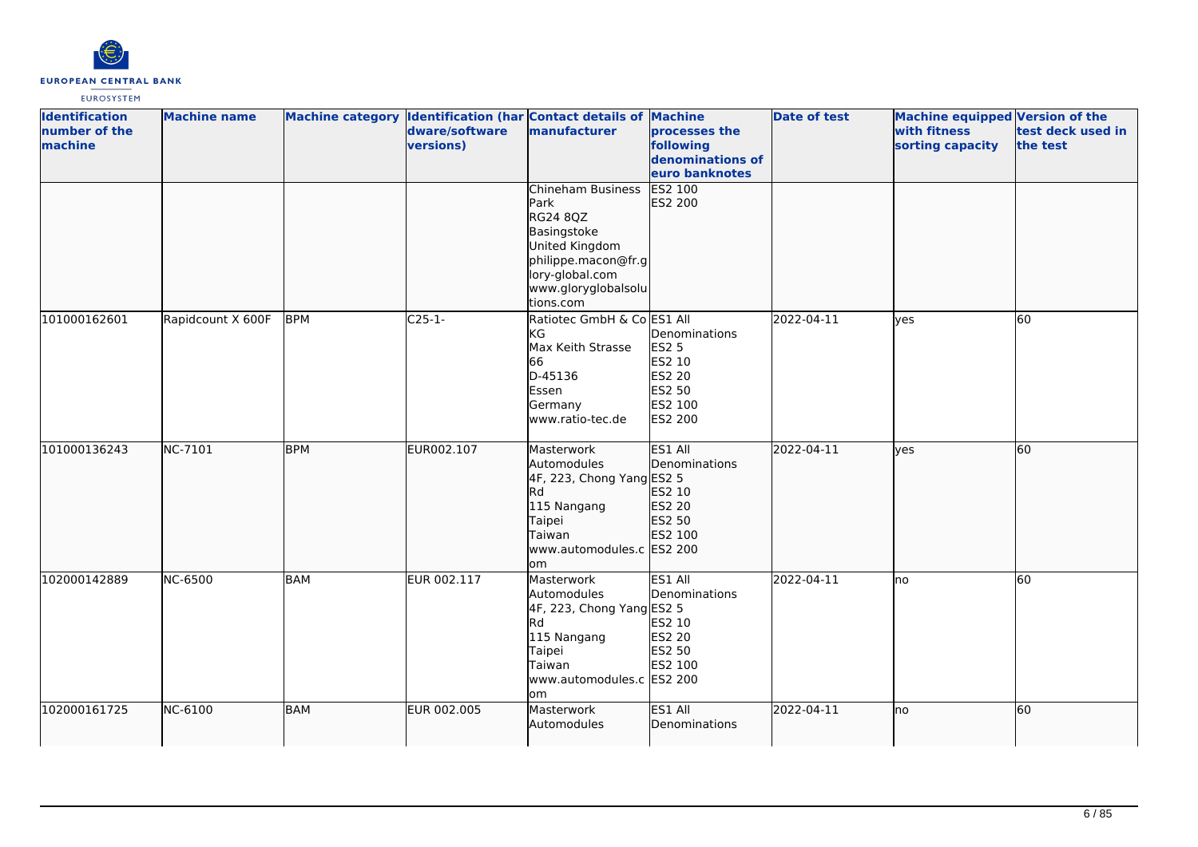| Identification number of the machine | Machine name | Machine category | Identification (hardware/software versions) | Contact details of manufacturer | Machine processes the following denominations of euro banknotes | Date of test | Machine equipped with fitness sorting capacity | Version of the test deck used in the test |
|---|---|---|---|---|---|---|---|---|
| | | | | Chineham Business Park<br>RG24 8QZ<br>Basingstoke<br>United Kingdom<br>philippe.macon@fr.glory-global.com<br>www.gloryglobalsolutions.com | ES2 100<br>ES2 200 | | | |
| 101000162601 | Rapidcount X 600F | BPM | C25-1- | Ratiotec GmbH & Co KG<br>Max Keith Strasse 66<br>D-45136<br>Essen<br>Germany<br>www.ratio-tec.de | ES1 All Denominations<br>ES2 5<br>ES2 10<br>ES2 20<br>ES2 50<br>ES2 100<br>ES2 200 | 2022-04-11 | yes | 60 |
| 101000136243 | NC-7101 | BPM | EUR002.107 | Masterwork Automodules<br>4F, 223, Chong Yang Rd<br>115 Nangang<br>Taipei<br>Taiwan<br>www.automodules.com | ES1 All Denominations<br>ES2 5<br>ES2 10<br>ES2 20<br>ES2 50<br>ES2 100<br>ES2 200 | 2022-04-11 | yes | 60 |
| 102000142889 | NC-6500 | BAM | EUR 002.117 | Masterwork Automodules<br>4F, 223, Chong Yang Rd<br>115 Nangang<br>Taipei<br>Taiwan<br>www.automodules.com | ES1 All Denominations<br>ES2 5<br>ES2 10<br>ES2 20<br>ES2 50<br>ES2 100<br>ES2 200 | 2022-04-11 | no | 60 |
| 102000161725 | NC-6100 | BAM | EUR 002.005 | Masterwork Automodules | ES1 All Denominations | 2022-04-11 | no | 60 |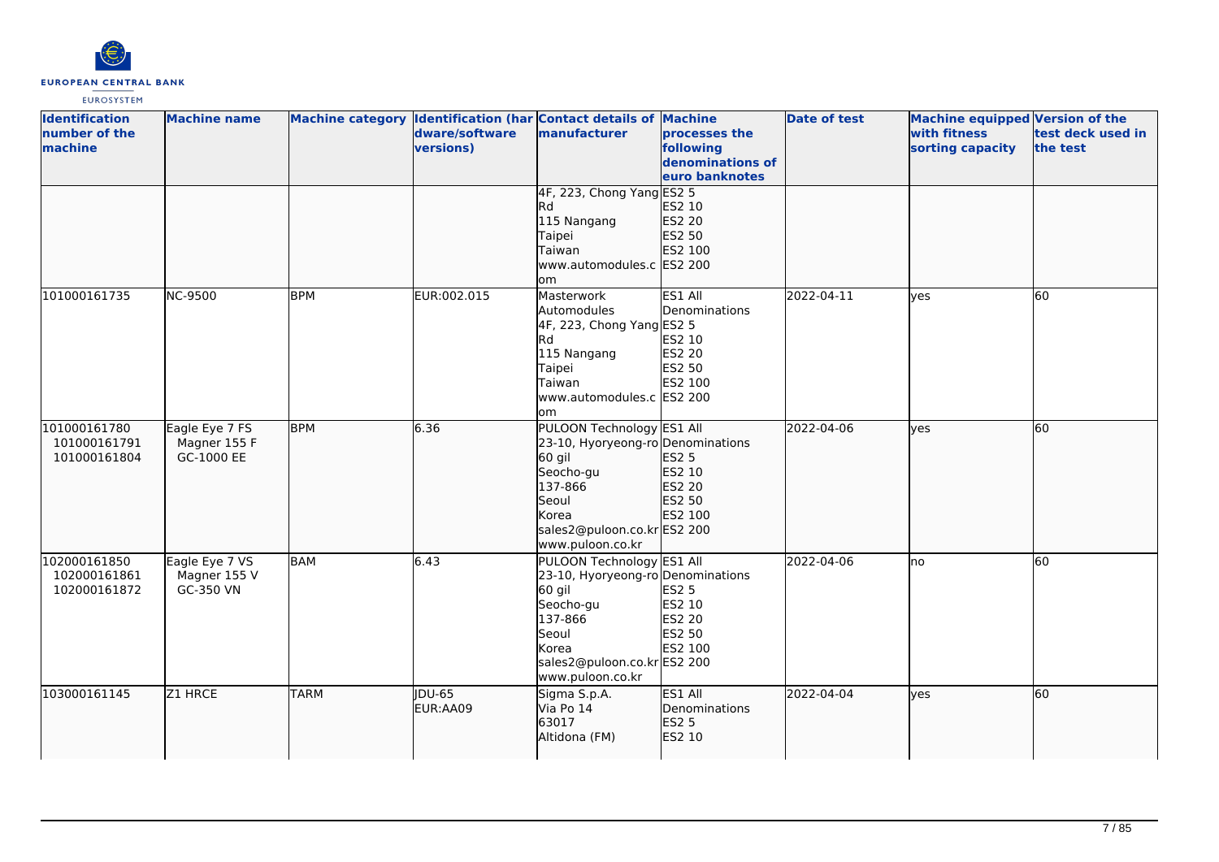| Identification number of the machine | Machine name | Machine category | Identification (hardware/software versions) | Contact details of manufacturer | Machine processes the following denominations of euro banknotes | Date of test | Machine equipped with fitness sorting capacity | Version of the test deck used in the test |
|---|---|---|---|---|---|---|---|---|
| | | | | 4F, 223, Chong Yang Rd<br>115 Nangang<br>Taipei<br>Taiwan<br>www.automodules.com | ES2 5<br>ES2 10<br>ES2 20<br>ES2 50<br>ES2 100<br>ES2 200 | | | |
| 101000161735 | NC-9500 | BPM | EUR:002.015 | Masterwork Automodules<br>4F, 223, Chong Yang Rd<br>115 Nangang<br>Taipei<br>Taiwan<br>www.automodules.com | ES1 All Denominations<br>ES2 5<br>ES2 10<br>ES2 20<br>ES2 50<br>ES2 100<br>ES2 200 | 2022-04-11 | yes | 60 |
| 101000161780<br>101000161791<br>101000161804 | Eagle Eye 7 FS<br>Magner 155 F<br>GC-1000 EE | BPM | 6.36 | PULOON Technology<br>23-10, Hyoryeong-ro<br>60 gil<br>Seocho-gu<br>137-866<br>Seoul<br>Korea<br>sales2@puloon.co.kr<br>www.puloon.co.kr | ES1 All Denominations<br>ES2 5<br>ES2 10<br>ES2 20<br>ES2 50<br>ES2 100<br>ES2 200 | 2022-04-06 | yes | 60 |
| 102000161850<br>102000161861<br>102000161872 | Eagle Eye 7 VS<br>Magner 155 V<br>GC-350 VN | BAM | 6.43 | PULOON Technology<br>23-10, Hyoryeong-ro<br>60 gil<br>Seocho-gu<br>137-866<br>Seoul<br>Korea<br>sales2@puloon.co.kr<br>www.puloon.co.kr | ES1 All Denominations<br>ES2 5<br>ES2 10<br>ES2 20<br>ES2 50<br>ES2 100<br>ES2 200 | 2022-04-06 | no | 60 |
| 103000161145 | Z1 HRCE | TARM | JDU-65<br>EUR:AA09 | Sigma S.p.A.<br>Via Po 14<br>63017<br>Altidona (FM) | ES1 All Denominations<br>ES2 5<br>ES2 10 | 2022-04-04 | yes | 60 |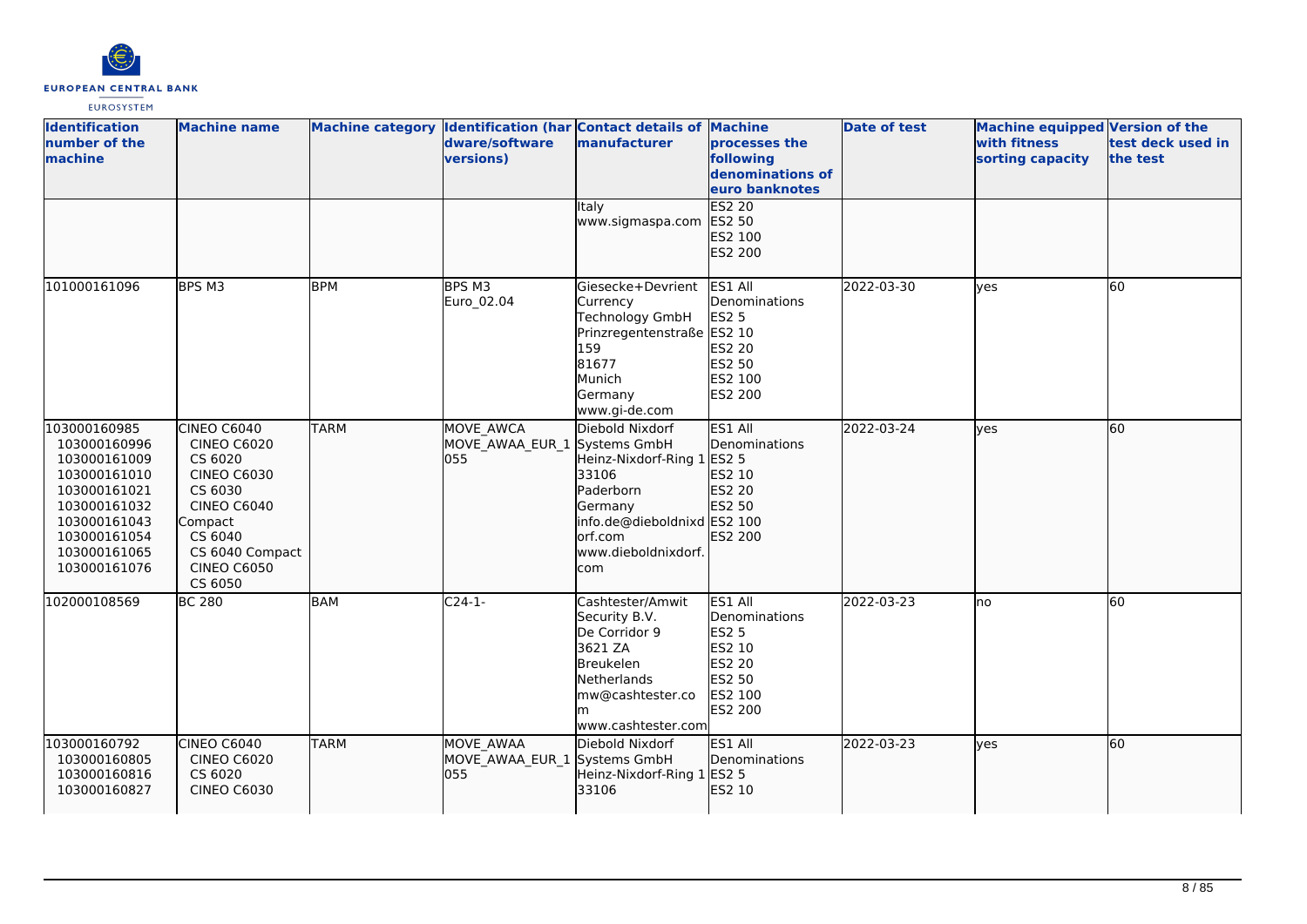| Identification number of the machine | Machine name | Machine category | Identification (hardware/software versions) | Contact details of manufacturer | Machine processes the following denominations of euro banknotes | Date of test | Machine equipped with fitness sorting capacity | Version of the test deck used in the test |
|---|---|---|---|---|---|---|---|---|
| | | | | Italy<br>www.sigmaspa.com | ES2 20<br>ES2 50<br>ES2 100<br>ES2 200 | | | |
| 101000161096 | BPS M3 | BPM | BPS M3<br>Euro_02.04 | Giesecke+Devrient Currency Technology GmbH<br>Prinzregentenstraße 159<br>81677<br>Munich<br>Germany<br>www.gi-de.com | ES1 All Denominations<br>ES2 5<br>ES2 10<br>ES2 20<br>ES2 50<br>ES2 100<br>ES2 200 | 2022-03-30 | yes | 60 |
| 103000160985<br>103000160996<br>103000161009<br>103000161010<br>103000161021<br>103000161032<br>103000161043<br>103000161054<br>103000161065<br>103000161076 | CINEO C6040<br>CINEO C6020<br>CS 6020<br>CINEO C6030<br>CS 6030<br>CINEO C6040 Compact<br>CS 6040<br>CS 6040 Compact<br>CINEO C6050<br>CS 6050 | TARM | MOVE_AWCA<br>MOVE_AWAA_EUR_1055 | Diebold Nixdorf Systems GmbH<br>Heinz-Nixdorf-Ring 1<br>33106<br>Paderborn<br>Germany<br>info.de@dieboldnixdorf.com<br>www.dieboldnixdorf.com | ES1 All Denominations<br>ES2 5<br>ES2 10<br>ES2 20<br>ES2 50<br>ES2 100<br>ES2 200 | 2022-03-24 | yes | 60 |
| 102000108569 | BC 280 | BAM | C24-1- | Cashtester/Amwit Security B.V.<br>De Corridor 9<br>3621 ZA<br>Breukelen<br>Netherlands<br>mw@cashtester.com<br>www.cashtester.com | ES1 All Denominations<br>ES2 5<br>ES2 10<br>ES2 20<br>ES2 50<br>ES2 100<br>ES2 200 | 2022-03-23 | no | 60 |
| 103000160792<br>103000160805<br>103000160816<br>103000160827 | CINEO C6040<br>CINEO C6020<br>CS 6020<br>CINEO C6030 | TARM | MOVE_AWAA<br>MOVE_AWAA_EUR_1055 | Diebold Nixdorf Systems GmbH<br>Heinz-Nixdorf-Ring 1<br>33106 | ES1 All Denominations<br>ES2 5<br>ES2 10 | 2022-03-23 | yes | 60 |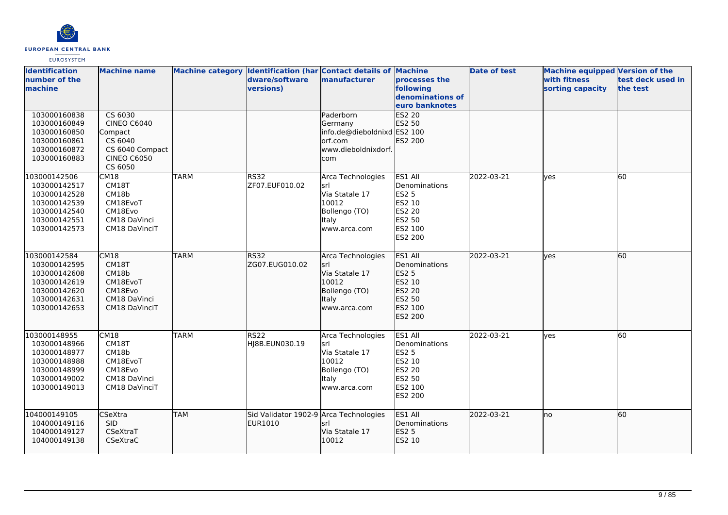| Identification number of the machine | Machine name | Machine category | Identification (hardware/software versions) | Contact details of manufacturer | Machine processes the following denominations of euro banknotes | Date of test | Machine equipped with fitness sorting capacity | Version of the test deck used in the test |
|---|---|---|---|---|---|---|---|---|
| 103000160838<br>103000160849<br>103000160850<br>103000160861<br>103000160872<br>103000160883 | CS 6030<br>CINEO C6040 Compact<br>CS 6040<br>CS 6040 Compact<br>CINEO C6050<br>CS 6050 | | | Paderborn<br>Germany<br>info.de@dieboldnixdorf.com<br>www.dieboldnixdorf.com | ES2 20<br>ES2 50<br>ES2 100<br>ES2 200 | | | |
| 103000142506<br>103000142517<br>103000142528<br>103000142539<br>103000142540<br>103000142551<br>103000142573 | CM18<br>CM18T<br>CM18b<br>CM18EvoT<br>CM18Evo<br>CM18 DaVinci<br>CM18 DaVinciT | TARM | RS32<br>ZF07.EUF010.02 | Arca Technologies srl<br>Via Statale 17<br>10012<br>Bollengo (TO)<br>Italy<br>www.arca.com | ES1 All Denominations<br>ES2 5<br>ES2 10<br>ES2 20<br>ES2 50<br>ES2 100<br>ES2 200 | 2022-03-21 | yes | 60 |
| 103000142584<br>103000142595<br>103000142608<br>103000142619<br>103000142620<br>103000142631<br>103000142653 | CM18<br>CM18T<br>CM18b<br>CM18EvoT<br>CM18Evo<br>CM18 DaVinci<br>CM18 DaVinciT | TARM | RS32<br>ZG07.EUG010.02 | Arca Technologies srl<br>Via Statale 17<br>10012<br>Bollengo (TO)<br>Italy<br>www.arca.com | ES1 All Denominations<br>ES2 5<br>ES2 10<br>ES2 20<br>ES2 50<br>ES2 100<br>ES2 200 | 2022-03-21 | yes | 60 |
| 103000148955<br>103000148966<br>103000148977<br>103000148988<br>103000148999<br>103000149002<br>103000149013 | CM18<br>CM18T<br>CM18b<br>CM18EvoT<br>CM18Evo<br>CM18 DaVinci<br>CM18 DaVinciT | TARM | RS22<br>HJ8B.EUN030.19 | Arca Technologies srl<br>Via Statale 17<br>10012<br>Bollengo (TO)<br>Italy<br>www.arca.com | ES1 All Denominations<br>ES2 5<br>ES2 10<br>ES2 20<br>ES2 50<br>ES2 100<br>ES2 200 | 2022-03-21 | yes | 60 |
| 104000149105<br>104000149116<br>104000149127<br>104000149138 | CSeXtra<br>SID<br>CSeXtraT<br>CSeXtraC | TAM | Sid Validator 1902-9<br>EUR1010 | Arca Technologies srl<br>Via Statale 17<br>10012 | ES1 All Denominations<br>ES2 5<br>ES2 10 | 2022-03-21 | no | 60 |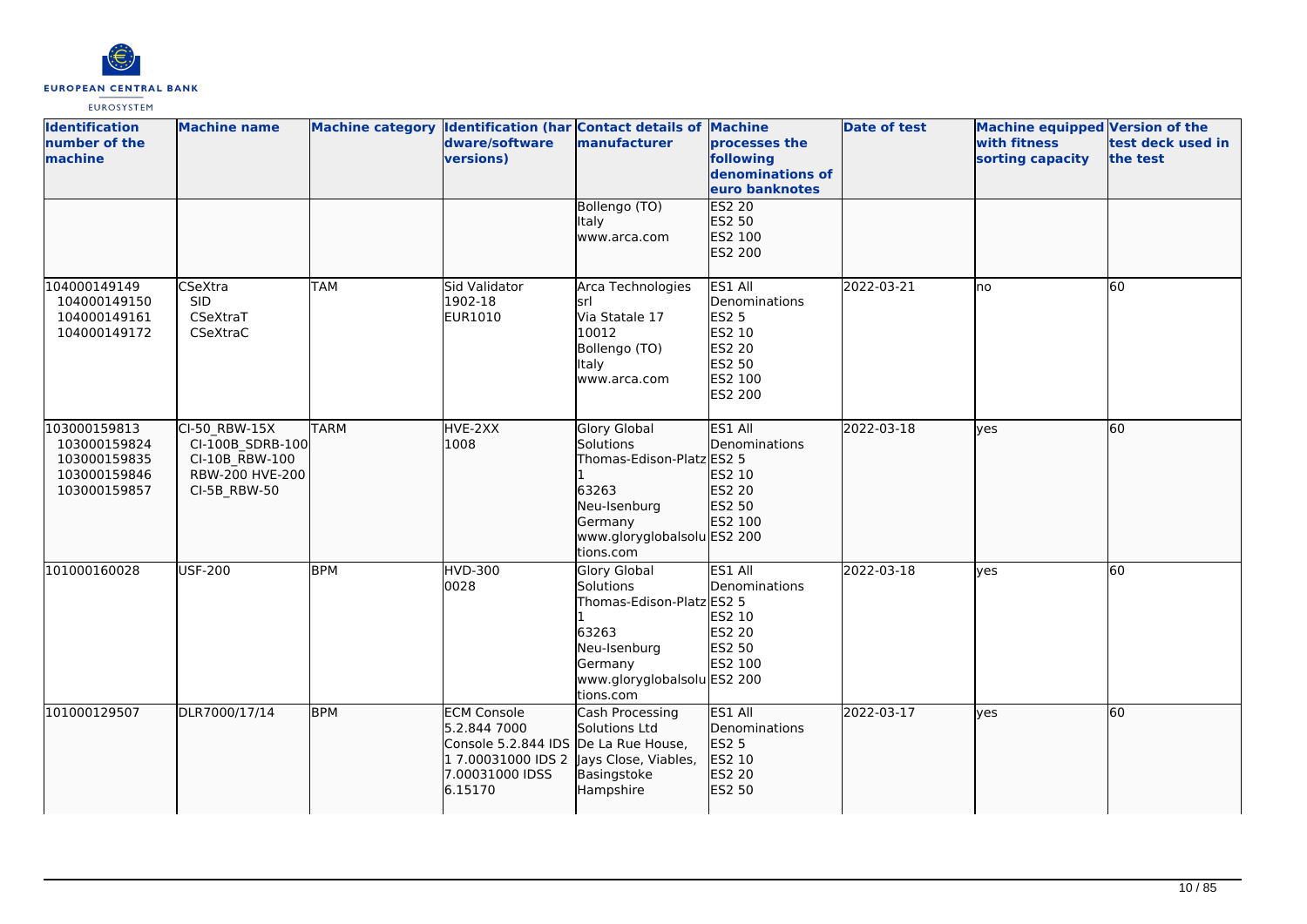| Identification number of the machine | Machine name | Machine category | Identification (hardware/software versions) | Contact details of manufacturer | Machine processes the following denominations of euro banknotes | Date of test | Machine equipped with fitness sorting capacity | Version of the test deck used in the test |
|---|---|---|---|---|---|---|---|---|
| | | | | Bollengo (TO)<br>Italy<br>www.arca.com | ES2 20<br>ES2 50<br>ES2 100<br>ES2 200 | | | |
| 104000149149<br>104000149150<br>104000149161<br>104000149172 | CSeXtra<br>SID<br>CSeXtraT<br>CSeXtraC | TAM | Sid Validator<br>1902-18<br>EUR1010 | Arca Technologies srl<br>Via Statale 17<br>10012<br>Bollengo (TO)<br>Italy<br>www.arca.com | ES1 All Denominations<br>ES2 5<br>ES2 10<br>ES2 20<br>ES2 50<br>ES2 100<br>ES2 200 | 2022-03-21 | no | 60 |
| 103000159813<br>103000159824<br>103000159835<br>103000159846<br>103000159857 | CI-50_RBW-15X<br>CI-100B_SDRB-100<br>CI-10B_RBW-100<br>RBW-200 HVE-200<br>CI-5B_RBW-50 | TARM | HVE-2XX<br>1008 | Glory Global Solutions<br>Thomas-Edison-Platz 1<br>63263<br>Neu-Isenburg<br>Germany<br>www.gloryglobalsolutions.com | ES1 All Denominations<br>ES2 5<br>ES2 10<br>ES2 20<br>ES2 50<br>ES2 100<br>ES2 200 | 2022-03-18 | yes | 60 |
| 101000160028 | USF-200 | BPM | HVD-300<br>0028 | Glory Global Solutions<br>Thomas-Edison-Platz 1<br>63263<br>Neu-Isenburg<br>Germany<br>www.gloryglobalsolutions.com | ES1 All Denominations<br>ES2 5<br>ES2 10<br>ES2 20<br>ES2 50<br>ES2 100<br>ES2 200 | 2022-03-18 | yes | 60 |
| 101000129507 | DLR7000/17/14 | BPM | ECM Console 5.2.844 7000 Console 5.2.844 IDS 1 7.00031000 IDS 2 7.00031000 IDSS 6.15170 | Cash Processing Solutions Ltd<br>De La Rue House, Jays Close, Viables, Basingstoke<br>Hampshire | ES1 All Denominations<br>ES2 5<br>ES2 10<br>ES2 20<br>ES2 50 | 2022-03-17 | yes | 60 |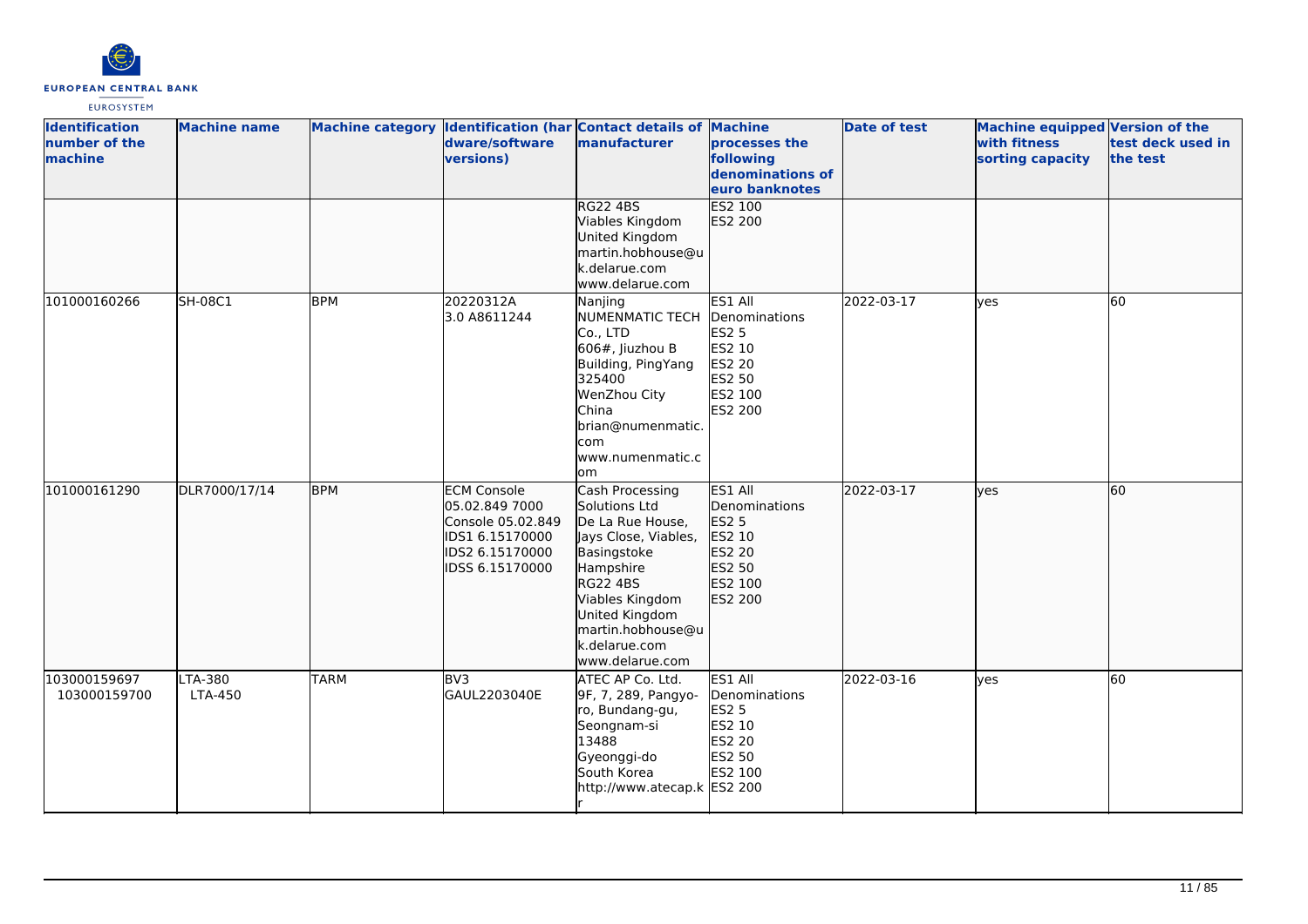| Identification number of the machine | Machine name | Machine category | Identification (hardware/software versions) | Contact details of manufacturer | Machine processes the following denominations of euro banknotes | Date of test | Machine equipped with fitness sorting capacity | Version of the test deck used in the test |
|---|---|---|---|---|---|---|---|---|
| | | | | RG22 4BS<br>Viables Kingdom<br>United Kingdom<br>martin.hobhouse@uk.delarue.com<br>www.delarue.com | ES2 100<br>ES2 200 | | | |
| 101000160266 | SH-08C1 | BPM | 20220312A<br>3.0 A8611244 | Nanjing NUMENMATIC TECH Co., LTD<br>606#, Jiuzhou B Building, PingYang<br>325400<br>WenZhou City<br>China<br>brian@numenmatic.com<br>www.numenmatic.com | ES1 All Denominations<br>ES2 5<br>ES2 10<br>ES2 20<br>ES2 50<br>ES2 100<br>ES2 200 | 2022-03-17 | yes | 60 |
| 101000161290 | DLR7000/17/14 | BPM | ECM Console 05.02.849 7000<br>Console 05.02.849<br>IDS1 6.15170000<br>IDS2 6.15170000<br>IDSS 6.15170000 | Cash Processing Solutions Ltd<br>De La Rue House, Jays Close, Viables, Basingstoke<br>Hampshire<br>RG22 4BS<br>Viables Kingdom<br>United Kingdom<br>martin.hobhouse@uk.delarue.com<br>www.delarue.com | ES1 All Denominations<br>ES2 5<br>ES2 10<br>ES2 20<br>ES2 50<br>ES2 100<br>ES2 200 | 2022-03-17 | yes | 60 |
| 103000159697<br>103000159700 | LTA-380<br>LTA-450 | TARM | BV3<br>GAUL2203040E | ATEC AP Co. Ltd.<br>9F, 7, 289, Pangyo-ro, Bundang-gu, Seongnam-si<br>13488<br>Gyeonggi-do<br>South Korea<br>http://www.atecap.kr | ES1 All Denominations<br>ES2 5<br>ES2 10<br>ES2 20<br>ES2 50<br>ES2 100<br>ES2 200 | 2022-03-16 | yes | 60 |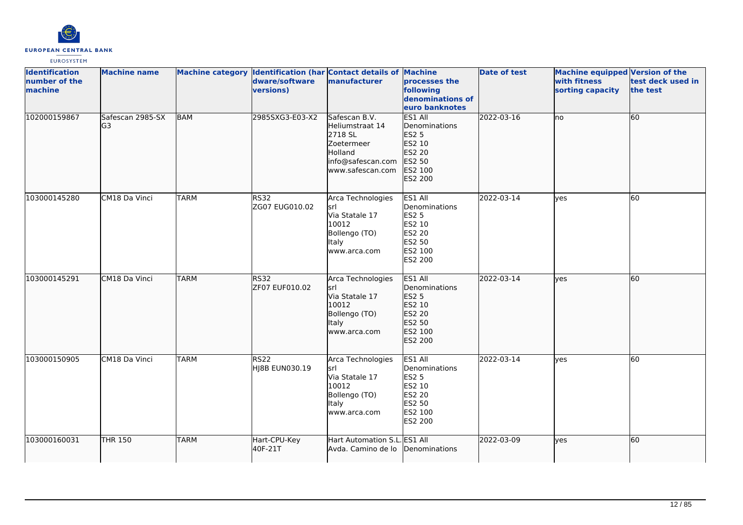| Identification number of the machine | Machine name | Machine category | Identification (hardware/software versions) | Contact details of manufacturer | Machine processes the following denominations of euro banknotes | Date of test | Machine equipped with fitness sorting capacity | Version of the test deck used in the test |
|---|---|---|---|---|---|---|---|---|
| 102000159867 | Safescan 2985-SX G3 | BAM | 2985SXG3-E03-X2 | Safescan B.V.<br>Heliumstraat 14<br>2718 SL<br>Zoetermeer<br>Holland<br>info@safescan.com<br>www.safescan.com | ES1 All Denominations<br>ES2 5<br>ES2 10<br>ES2 20<br>ES2 50<br>ES2 100<br>ES2 200 | 2022-03-16 | no | 60 |
| 103000145280 | CM18 Da Vinci | TARM | RS32<br>ZG07 EUG010.02 | Arca Technologies srl<br>Via Statale 17<br>10012<br>Bollengo (TO)<br>Italy<br>www.arca.com | ES1 All Denominations<br>ES2 5<br>ES2 10<br>ES2 20<br>ES2 50<br>ES2 100<br>ES2 200 | 2022-03-14 | yes | 60 |
| 103000145291 | CM18 Da Vinci | TARM | RS32<br>ZF07 EUF010.02 | Arca Technologies srl<br>Via Statale 17<br>10012<br>Bollengo (TO)<br>Italy<br>www.arca.com | ES1 All Denominations<br>ES2 5<br>ES2 10<br>ES2 20<br>ES2 50<br>ES2 100<br>ES2 200 | 2022-03-14 | yes | 60 |
| 103000150905 | CM18 Da Vinci | TARM | RS22<br>HJ8B EUN030.19 | Arca Technologies srl<br>Via Statale 17<br>10012<br>Bollengo (TO)<br>Italy<br>www.arca.com | ES1 All Denominations<br>ES2 5<br>ES2 10<br>ES2 20<br>ES2 50<br>ES2 100<br>ES2 200 | 2022-03-14 | yes | 60 |
| 103000160031 | THR 150 | TARM | Hart-CPU-Key<br>40F-21T | Hart Automation S.L.<br>Avda. Camino de lo | ES1 All Denominations | 2022-03-09 | yes | 60 |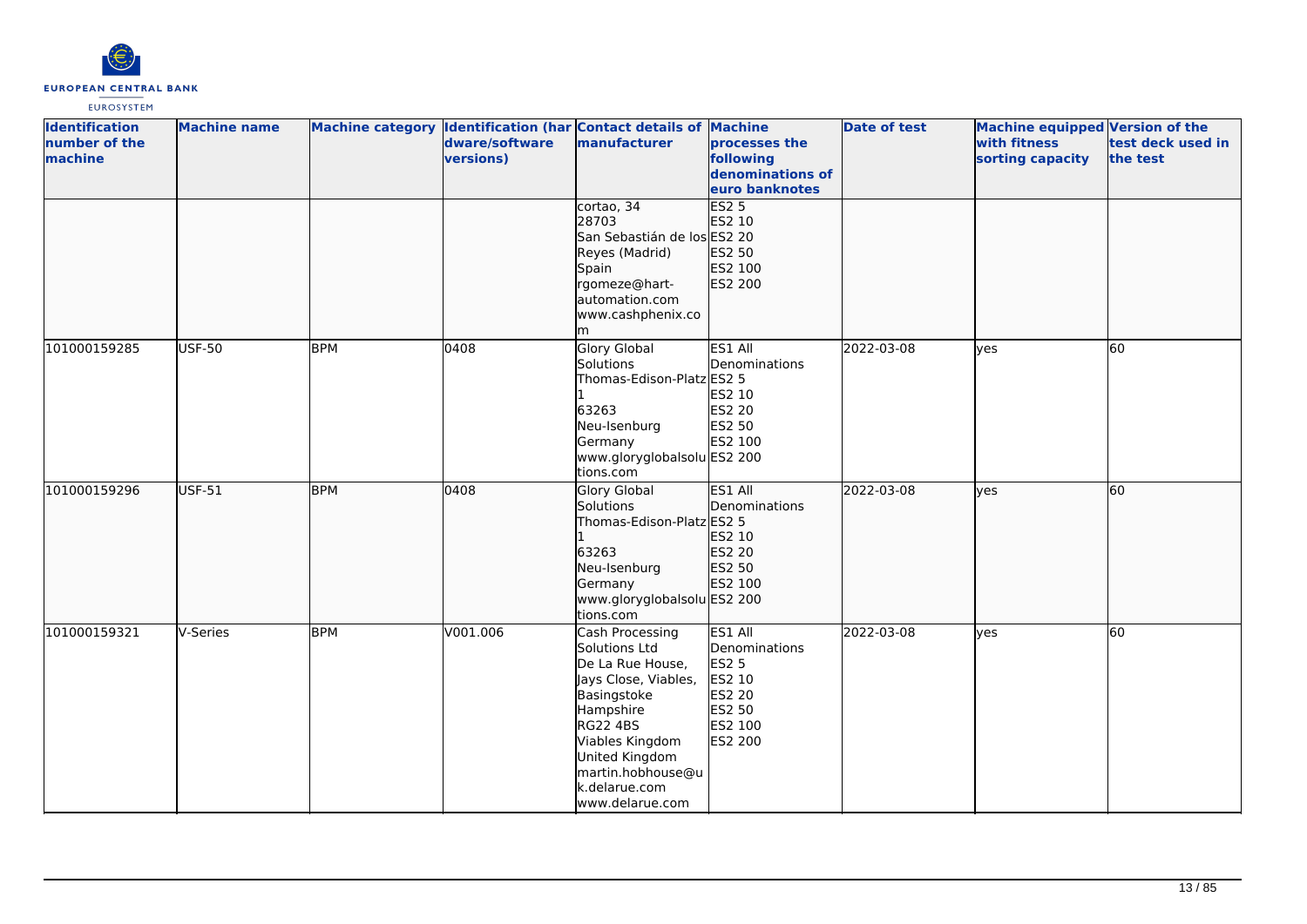| Identification number of the machine | Machine name | Machine category | Identification (hardware/software versions) | Contact details of manufacturer | Machine processes the following denominations of euro banknotes | Date of test | Machine equipped with fitness sorting capacity | Version of the test deck used in the test |
|---|---|---|---|---|---|---|---|---|
| | | | | cortao, 34 28703 San Sebastián de los Reyes (Madrid) Spain rgomeze@hart-automation.com www.cashphenix.com | ES2 5 ES2 10 ES2 20 ES2 50 ES2 100 ES2 200 | | | |
| 101000159285 | USF-50 | BPM | 0408 | Glory Global Solutions Thomas-Edison-Platz 1 63263 Neu-Isenburg Germany www.gloryglobalsolutions.com | ES1 All Denominations ES2 5 ES2 10 ES2 20 ES2 50 ES2 100 ES2 200 | 2022-03-08 | yes | 60 |
| 101000159296 | USF-51 | BPM | 0408 | Glory Global Solutions Thomas-Edison-Platz 1 63263 Neu-Isenburg Germany www.gloryglobalsolutions.com | ES1 All Denominations ES2 5 ES2 10 ES2 20 ES2 50 ES2 100 ES2 200 | 2022-03-08 | yes | 60 |
| 101000159321 | V-Series | BPM | V001.006 | Cash Processing Solutions Ltd De La Rue House, Jays Close, Viables, Basingstoke Hampshire RG22 4BS Viables Kingdom United Kingdom martin.hobhouse@uk.delarue.com www.delarue.com | ES1 All Denominations ES2 5 ES2 10 ES2 20 ES2 50 ES2 100 ES2 200 | 2022-03-08 | yes | 60 |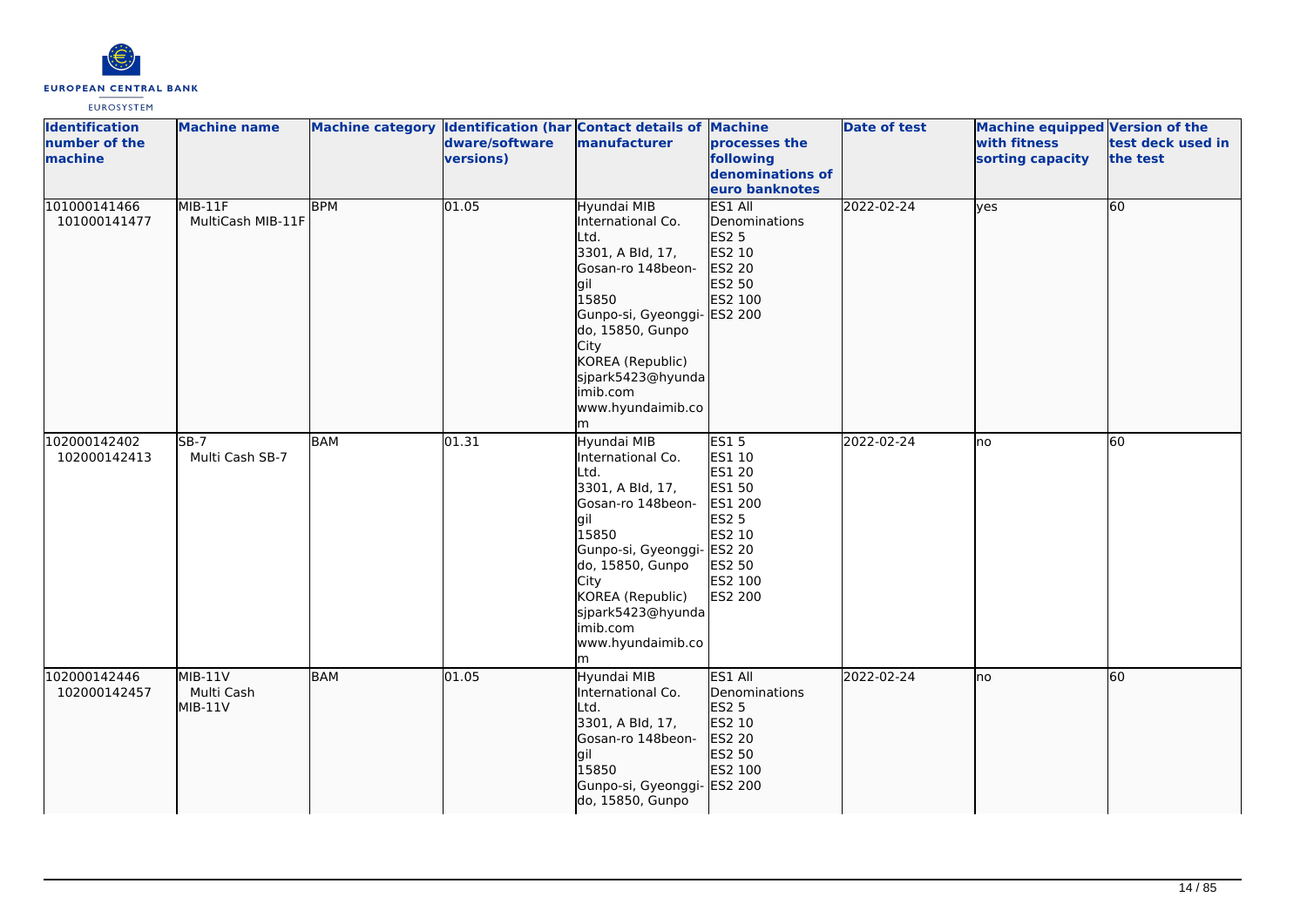| Identification number of the machine | Machine name | Machine category | Identification (hardware/software versions) | Contact details of manufacturer | Machine processes the following denominations of euro banknotes | Date of test | Machine equipped with fitness sorting capacity | Version of the test deck used in the test |
|---|---|---|---|---|---|---|---|---|
| 101000141466<br>101000141477 | MIB-11F<br>MultiCash MIB-11F | BPM | 01.05 | Hyundai MIB International Co. Ltd.<br>3301, A Bld, 17, Gosan-ro 148beon-gil<br>15850<br>Gunpo-si, Gyeonggi-do, 15850, Gunpo City<br>KOREA (Republic)<br>sjpark5423@hyundaimib.com<br>www.hyundaimib.com | ES1 All Denominations<br>ES2 5<br>ES2 10<br>ES2 20<br>ES2 50<br>ES2 100<br>ES2 200 | 2022-02-24 | yes | 60 |
| 102000142402<br>102000142413 | SB-7<br>Multi Cash SB-7 | BAM | 01.31 | Hyundai MIB International Co. Ltd.<br>3301, A Bld, 17, Gosan-ro 148beon-gil<br>15850<br>Gunpo-si, Gyeonggi-do, 15850, Gunpo City<br>KOREA (Republic)<br>sjpark5423@hyundaimib.com<br>www.hyundaimib.com | ES1 5<br>ES1 10<br>ES1 20<br>ES1 50<br>ES1 200<br>ES2 5<br>ES2 10<br>ES2 20<br>ES2 50<br>ES2 100<br>ES2 200 | 2022-02-24 | no | 60 |
| 102000142446<br>102000142457 | MIB-11V<br>Multi Cash MIB-11V | BAM | 01.05 | Hyundai MIB International Co. Ltd.<br>3301, A Bld, 17, Gosan-ro 148beon-gil<br>15850<br>Gunpo-si, Gyeonggi-do, 15850, Gunpo | ES1 All Denominations<br>ES2 5<br>ES2 10<br>ES2 20<br>ES2 50<br>ES2 100<br>ES2 200 | 2022-02-24 | no | 60 |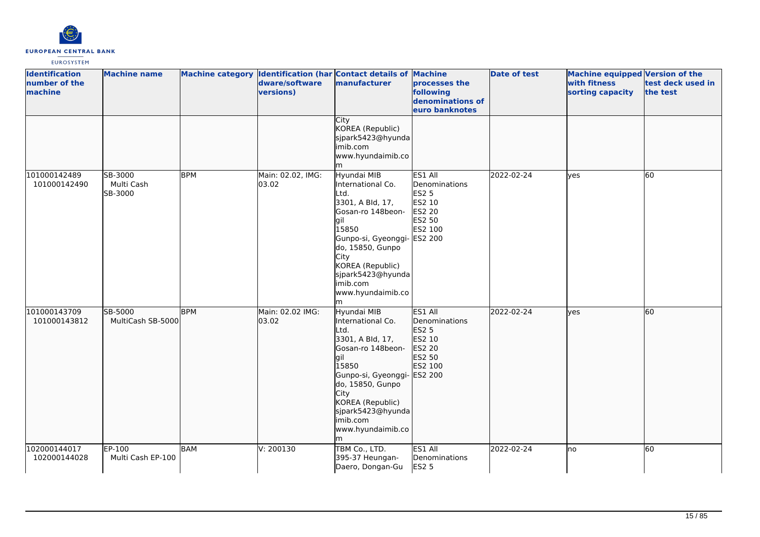| Identification number of the machine | Machine name | Machine category | Identification (hardware/software versions) | Contact details of manufacturer | Machine processes the following denominations of euro banknotes | Date of test | Machine equipped with fitness sorting capacity | Version of the test deck used in the test |
|---|---|---|---|---|---|---|---|---|
| | | | | City<br>KOREA (Republic)<br>sjpark5423@hyundaimib.com<br>www.hyundaimib.com | | | | |
| 101000142489<br>101000142490 | SB-3000<br>Multi Cash SB-3000 | BPM | Main: 02.02, IMG: 03.02 | Hyundai MIB International Co. Ltd.<br>3301, A Bld, 17, Gosan-ro 148beon-gil<br>15850<br>Gunpo-si, Gyeonggi-do, 15850, Gunpo City<br>KOREA (Republic)<br>sjpark5423@hyundaimib.com<br>www.hyundaimib.com | ES1 All Denominations<br>ES2 5<br>ES2 10<br>ES2 20<br>ES2 50<br>ES2 100<br>ES2 200 | 2022-02-24 | yes | 60 |
| 101000143709<br>101000143812 | SB-5000<br>MultiCash SB-5000 | BPM | Main: 02.02 IMG: 03.02 | Hyundai MIB International Co. Ltd.<br>3301, A Bld, 17, Gosan-ro 148beon-gil<br>15850<br>Gunpo-si, Gyeonggi-do, 15850, Gunpo City<br>KOREA (Republic)<br>sjpark5423@hyundaimib.com<br>www.hyundaimib.com | ES1 All Denominations<br>ES2 5<br>ES2 10<br>ES2 20<br>ES2 50<br>ES2 100<br>ES2 200 | 2022-02-24 | yes | 60 |
| 102000144017<br>102000144028 | EP-100<br>Multi Cash EP-100 | BAM | V: 200130 | TBM Co., LTD.<br>395-37 Heungan-Daero, Dongan-Gu | ES1 All Denominations<br>ES2 5 | 2022-02-24 | no | 60 |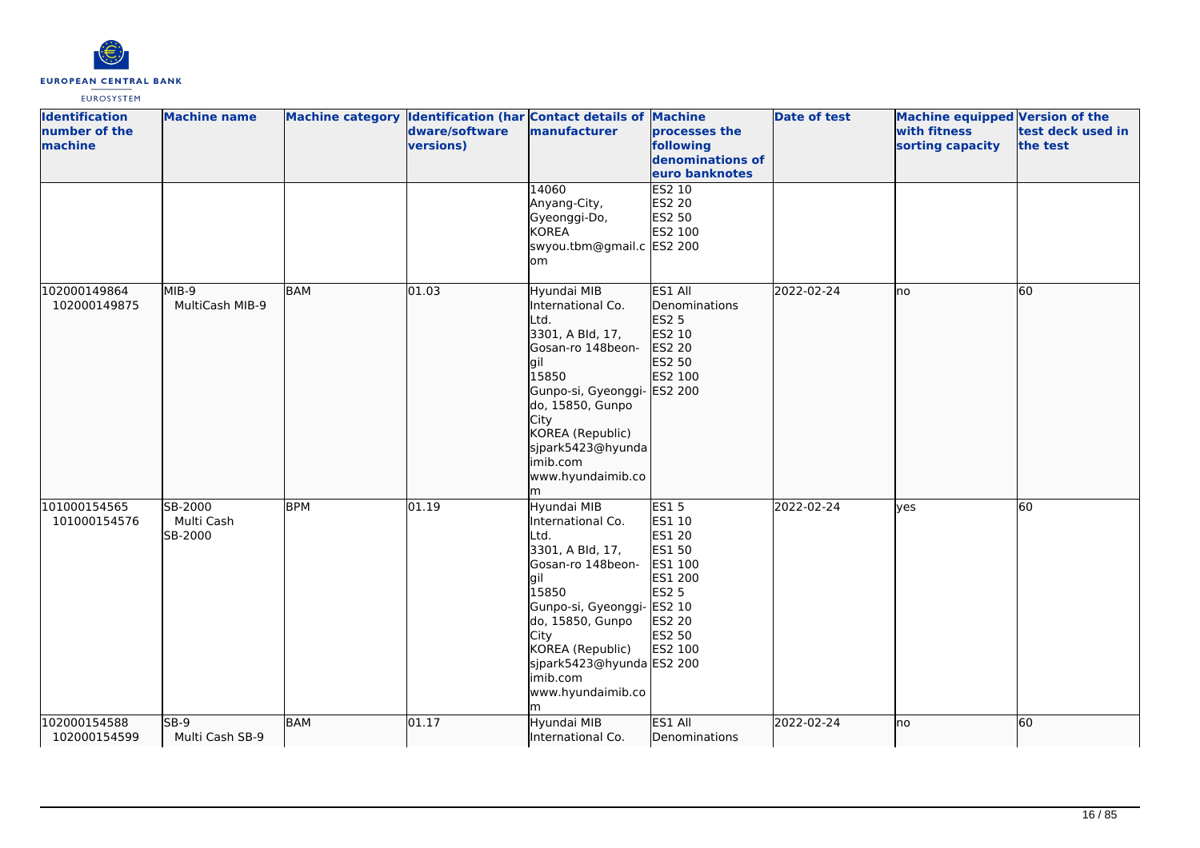| Identification number of the machine | Machine name | Machine category | Identification (hardware/software versions) | Contact details of manufacturer | Machine processes the following denominations of euro banknotes | Date of test | Machine equipped with fitness sorting capacity | Version of the test deck used in the test |
|---|---|---|---|---|---|---|---|---|
| | | | | 14060 Anyang-City, Gyeonggi-Do, KOREA swyou.tbm@gmail.com | ES2 10 ES2 20 ES2 50 ES2 100 ES2 200 | | | |
| 102000149864 102000149875 | MIB-9 MultiCash MIB-9 | BAM | 01.03 | Hyundai MIB International Co. Ltd. 3301, A Bld, 17, Gosan-ro 148beon-gil 15850 Gunpo-si, Gyeonggi-do, 15850, Gunpo City KOREA (Republic) sjpark5423@hyundaimib.com www.hyundaimib.com | ES1 All Denominations ES2 5 ES2 10 ES2 20 ES2 50 ES2 100 ES2 200 | 2022-02-24 | no | 60 |
| 101000154565 101000154576 | SB-2000 Multi Cash SB-2000 | BPM | 01.19 | Hyundai MIB International Co. Ltd. 3301, A Bld, 17, Gosan-ro 148beon-gil 15850 Gunpo-si, Gyeonggi-do, 15850, Gunpo City KOREA (Republic) sjpark5423@hyundaimib.com www.hyundaimib.com | ES1 5 ES1 10 ES1 20 ES1 50 ES1 100 ES1 200 ES2 5 ES2 10 ES2 20 ES2 50 ES2 100 ES2 200 | 2022-02-24 | yes | 60 |
| 102000154588 102000154599 | SB-9 Multi Cash SB-9 | BAM | 01.17 | Hyundai MIB International Co. | ES1 All Denominations | 2022-02-24 | no | 60 |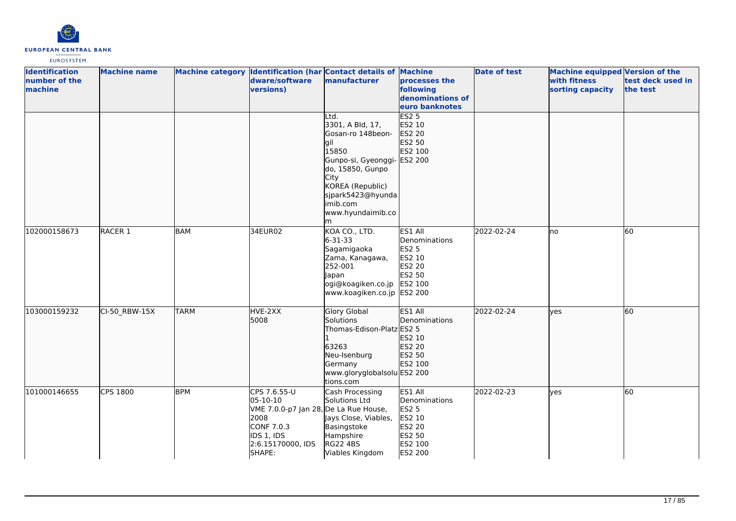| Identification number of the machine | Machine name | Machine category | Identification (hardware/software versions) | Contact details of manufacturer | Machine processes the following denominations of euro banknotes | Date of test | Machine equipped with fitness sorting capacity | Version of the test deck used in the test |
|---|---|---|---|---|---|---|---|---|
| | | | | Ltd.<br>3301, A Bld, 17, Gosan-ro 148beon-gil<br>15850<br>Gunpo-si, Gyeonggi-do, 15850, Gunpo City<br>KOREA (Republic)<br>sjpark5423@hyundaimib.com<br>www.hyundaimib.com | ES2 5<br>ES2 10<br>ES2 20<br>ES2 50<br>ES2 100<br>ES2 200 | | | |
| 102000158673 | RACER 1 | BAM | 34EUR02 | KOA CO., LTD.<br>6-31-33<br>Sagamigaoka<br>Zama, Kanagawa, 252-001<br>Japan<br>ogi@koagiken.co.jp<br>www.koagiken.co.jp | ES1 All Denominations<br>ES2 5<br>ES2 10<br>ES2 20<br>ES2 50<br>ES2 100<br>ES2 200 | 2022-02-24 | no | 60 |
| 103000159232 | CI-50_RBW-15X | TARM | HVE-2XX<br>5008 | Glory Global Solutions<br>Thomas-Edison-Platz 1<br>63263<br>Neu-Isenburg<br>Germany<br>www.gloryglobalsolutions.com | ES1 All Denominations<br>ES2 5<br>ES2 10<br>ES2 20<br>ES2 50<br>ES2 100<br>ES2 200 | 2022-02-24 | yes | 60 |
| 101000146655 | CPS 1800 | BPM | CPS 7.6.55-U<br>05-10-10<br>VME 7.0.0-p7 Jan 28, 2008<br>CONF 7.0.3<br>IDS 1, IDS 2:6.15170000, IDS SHAPE: | Cash Processing Solutions Ltd<br>De La Rue House, Jays Close, Viables, Basingstoke<br>Hampshire<br>RG22 4BS<br>Viables Kingdom | ES1 All Denominations<br>ES2 5<br>ES2 10<br>ES2 20<br>ES2 50<br>ES2 100<br>ES2 200 | 2022-02-23 | yes | 60 |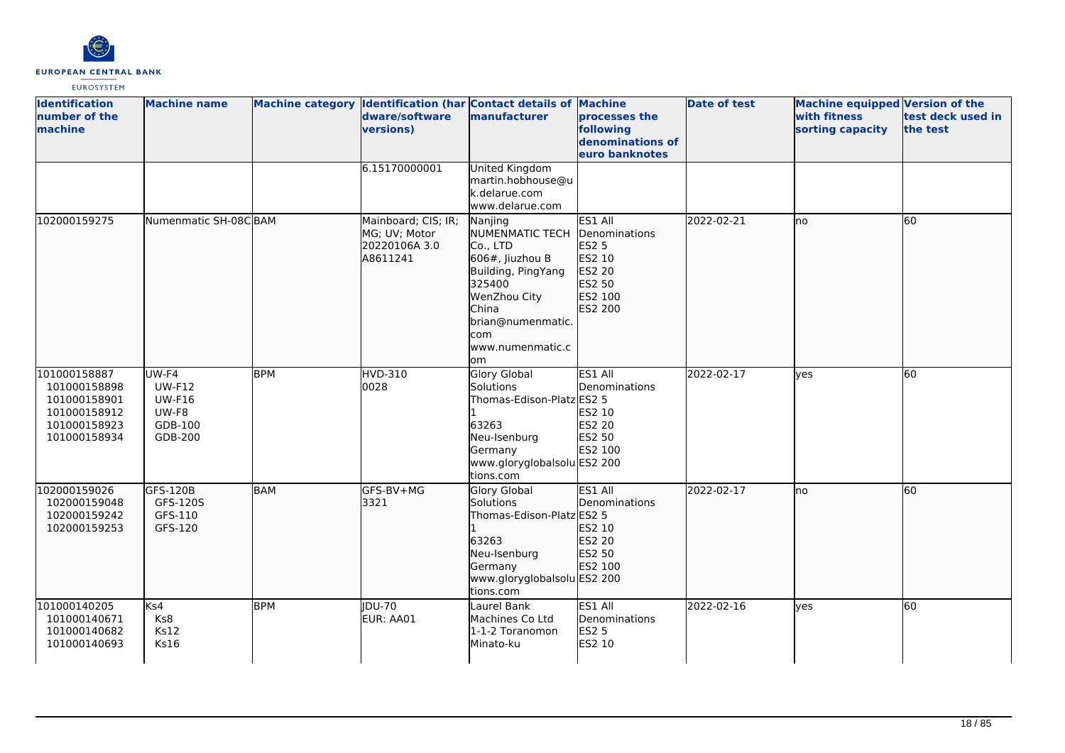| Identification number of the machine | Machine name | Machine category | Identification (hardware/software versions) | Contact details of manufacturer | Machine processes the following denominations of euro banknotes | Date of test | Machine equipped with fitness sorting capacity | Version of the test deck used in the test |
|---|---|---|---|---|---|---|---|---|
| | | | 6.15170000001 | United Kingdom martin.hobhouse@uk.delarue.com www.delarue.com | | | | |
| 102000159275 | Numenmatic SH-08C | BAM | Mainboard; CIS; IR; MG; UV; Motor 20220106A 3.0 A8611241 | Nanjing NUMENMATIC TECH Co., LTD 606#, Jiuzhou B Building, PingYang 325400 WenZhou City China brian@numenmatic.com www.numenmatic.com | ES1 All Denominations ES2 5 ES2 10 ES2 20 ES2 50 ES2 100 ES2 200 | 2022-02-21 | no | 60 |
| 101000158887 101000158898 101000158901 101000158912 101000158923 101000158934 | UW-F4 UW-F12 UW-F16 UW-F8 GDB-100 GDB-200 | BPM | HVD-310 0028 | Glory Global Solutions Thomas-Edison-Platz 1 63263 Neu-Isenburg Germany www.gloryglobalsolutions.com | ES1 All Denominations ES2 5 ES2 10 ES2 20 ES2 50 ES2 100 ES2 200 | 2022-02-17 | yes | 60 |
| 102000159026 102000159048 102000159242 102000159253 | GFS-120B GFS-120S GFS-110 GFS-120 | BAM | GFS-BV+MG 3321 | Glory Global Solutions Thomas-Edison-Platz 1 63263 Neu-Isenburg Germany www.gloryglobalsolutions.com | ES1 All Denominations ES2 5 ES2 10 ES2 20 ES2 50 ES2 100 ES2 200 | 2022-02-17 | no | 60 |
| 101000140205 101000140671 101000140682 101000140693 | Ks4 Ks8 Ks12 Ks16 | BPM | JDU-70 EUR: AA01 | Laurel Bank Machines Co Ltd 1-1-2 Toranomon Minato-ku | ES1 All Denominations ES2 5 ES2 10 | 2022-02-16 | yes | 60 |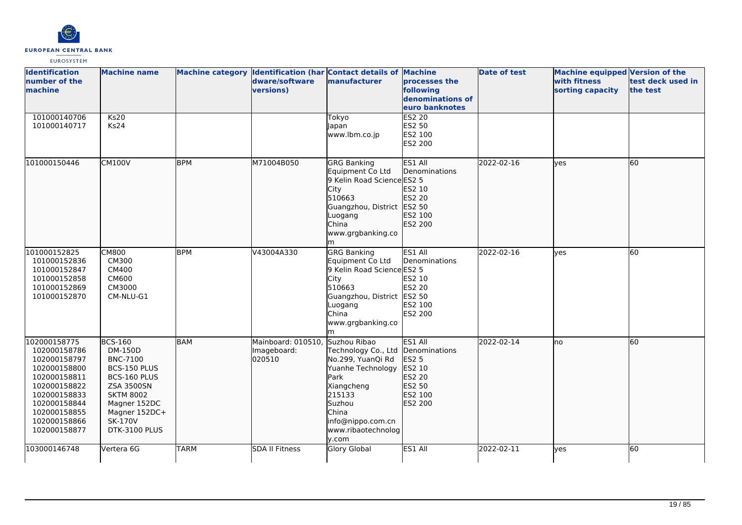| Identification number of the machine | Machine name | Machine category | Identification (hardware/software versions) | Contact details of manufacturer | Machine processes the following denominations of euro banknotes | Date of test | Machine equipped with fitness sorting capacity | Version of the test deck used in the test |
|---|---|---|---|---|---|---|---|---|
| 101000140706<br>101000140717 | Ks20<br>Ks24 | | | Tokyo<br>Japan<br>www.lbm.co.jp | ES2 20<br>ES2 50<br>ES2 100<br>ES2 200 | | | |
| 101000150446 | CM100V | BPM | M71004B050 | GRG Banking Equipment Co Ltd<br>9 Kelin Road Science City<br>510663<br>Guangzhou, District Luogang<br>China<br>www.grgbanking.com | ES1 All Denominations<br>ES2 5<br>ES2 10<br>ES2 20<br>ES2 50<br>ES2 100<br>ES2 200 | 2022-02-16 | yes | 60 |
| 101000152825<br>101000152836<br>101000152847<br>101000152858<br>101000152869<br>101000152870 | CM800<br>CM300<br>CM400<br>CM600<br>CM3000<br>CM-NLU-G1 | BPM | V43004A330 | GRG Banking Equipment Co Ltd<br>9 Kelin Road Science City<br>510663<br>Guangzhou, District Luogang<br>China<br>www.grgbanking.com | ES1 All Denominations<br>ES2 5<br>ES2 10<br>ES2 20<br>ES2 50<br>ES2 100<br>ES2 200 | 2022-02-16 | yes | 60 |
| 102000158775<br>102000158786<br>102000158797<br>102000158800<br>102000158811<br>102000158822<br>102000158833<br>102000158844<br>102000158855<br>102000158866<br>102000158877 | BCS-160<br>DM-150D<br>BNC-7100<br>BCS-150 PLUS<br>BCS-160 PLUS<br>ZSA 3500SN<br>SKTM 8002<br>Magner 152DC<br>Magner 152DC+<br>SK-170V<br>DTK-3100 PLUS | BAM | Mainboard: 010510,<br>Imageboard: 020510 | Suzhou Ribao Technology Co., Ltd<br>No.299, YuanQi Rd<br>Yuanhe Technology Park<br>Xiangcheng<br>215133<br>Suzhou<br>China<br>info@nippo.com.cn<br>www.ribaotechnology.com | ES1 All Denominations<br>ES2 5<br>ES2 10<br>ES2 20<br>ES2 50<br>ES2 100<br>ES2 200 | 2022-02-14 | no | 60 |
| 103000146748 | Vertera 6G | TARM | SDA II Fitness | Glory Global | ES1 All | 2022-02-11 | yes | 60 |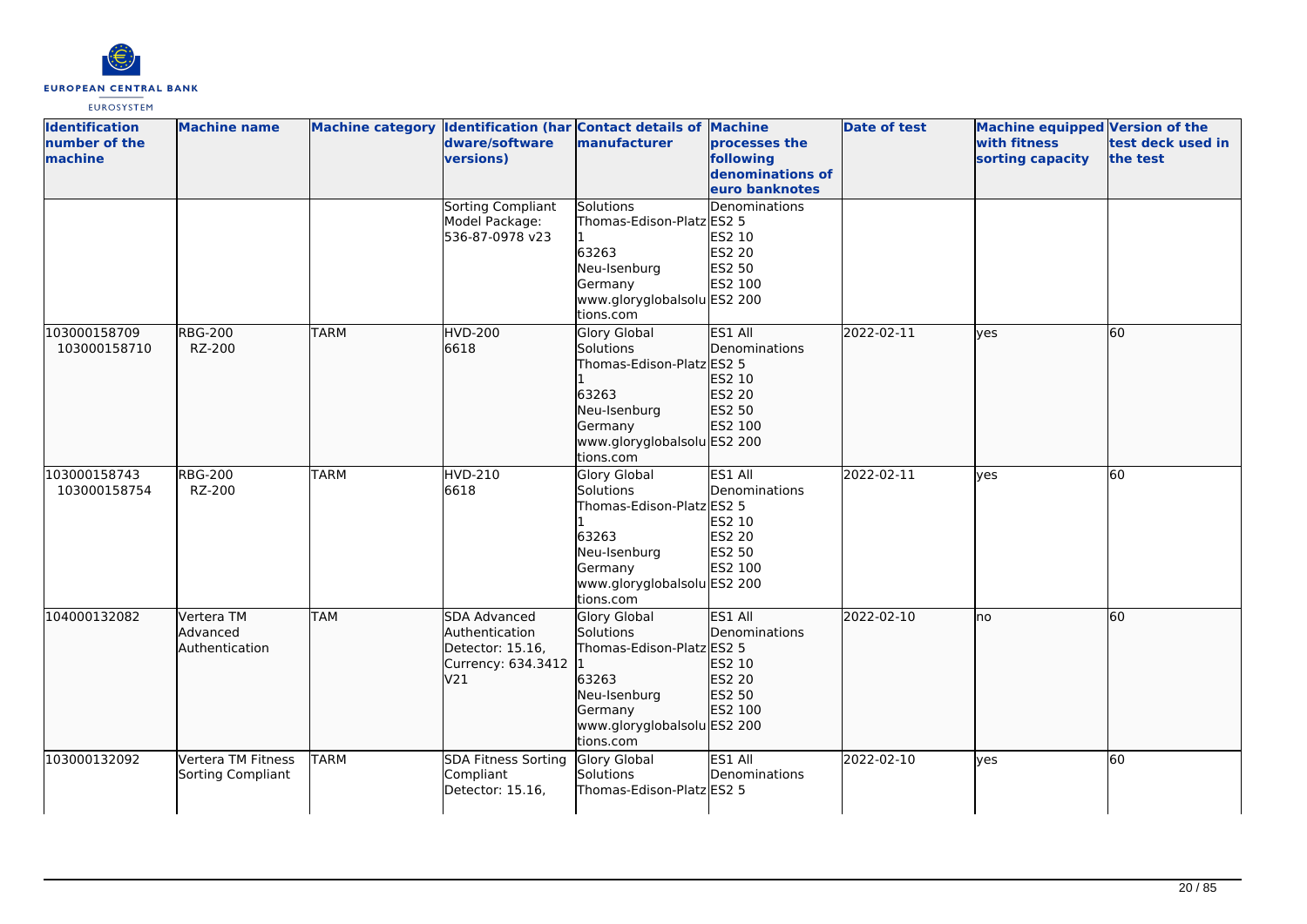| Identification number of the machine | Machine name | Machine category | Identification (hardware/software versions) | Contact details of manufacturer | Machine processes the following denominations of euro banknotes | Date of test | Machine equipped with fitness sorting capacity | Version of the test deck used in the test |
|---|---|---|---|---|---|---|---|---|
| | | | Sorting Compliant Model Package: 536-87-0978 v23 | Solutions Thomas-Edison-Platz 1 63263 Neu-Isenburg Germany www.gloryglobalsolutions.com | Denominations ES2 5 ES2 10 ES2 20 ES2 50 ES2 100 ES2 200 | | | |
| 103000158709 103000158710 | RBG-200 RZ-200 | TARM | HVD-200 6618 | Glory Global Solutions Thomas-Edison-Platz 1 63263 Neu-Isenburg Germany www.gloryglobalsolutions.com | ES1 All Denominations ES2 5 ES2 10 ES2 20 ES2 50 ES2 100 ES2 200 | 2022-02-11 | yes | 60 |
| 103000158743 103000158754 | RBG-200 RZ-200 | TARM | HVD-210 6618 | Glory Global Solutions Thomas-Edison-Platz 1 63263 Neu-Isenburg Germany www.gloryglobalsolutions.com | ES1 All Denominations ES2 5 ES2 10 ES2 20 ES2 50 ES2 100 ES2 200 | 2022-02-11 | yes | 60 |
| 104000132082 | Vertera TM Advanced Authentication | TAM | SDA Advanced Authentication Detector: 15.16, Currency: 634.3412 V21 | Glory Global Solutions Thomas-Edison-Platz 1 63263 Neu-Isenburg Germany www.gloryglobalsolutions.com | ES1 All Denominations ES2 5 ES2 10 ES2 20 ES2 50 ES2 100 ES2 200 | 2022-02-10 | no | 60 |
| 103000132092 | Vertera TM Fitness Sorting Compliant | TARM | SDA Fitness Sorting Compliant Detector: 15.16, | Glory Global Solutions Thomas-Edison-Platz | ES1 All Denominations ES2 5 | 2022-02-10 | yes | 60 |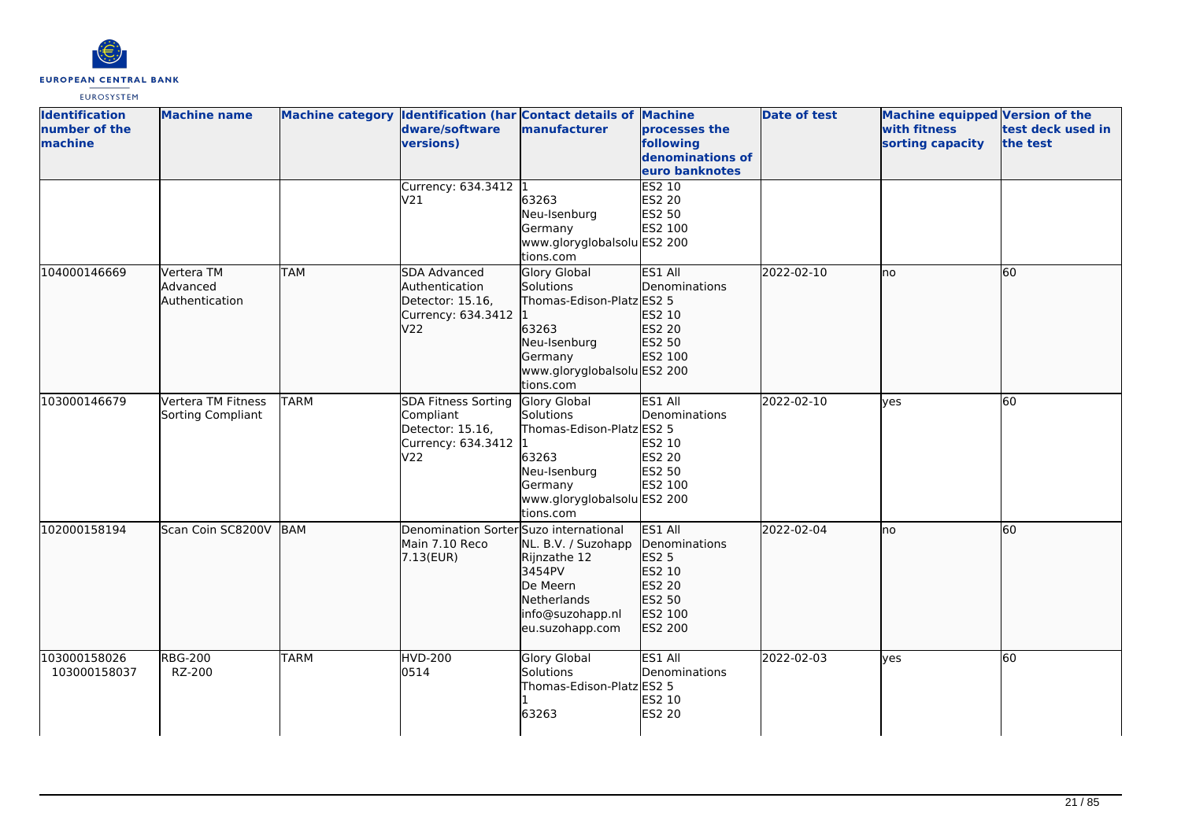| Identification number of the machine | Machine name | Machine category | Identification (hardware/software versions) | Contact details of manufacturer | Machine processes the following denominations of euro banknotes | Date of test | Machine equipped with fitness sorting capacity | Version of the test deck used in the test |
|---|---|---|---|---|---|---|---|---|
| | | | Currency: 634.3412 V21 | 1<br>63263<br>Neu-Isenburg<br>Germany<br>www.gloryglobalsolutions.com | ES2 10<br>ES2 20<br>ES2 50<br>ES2 100<br>ES2 200 | | | |
| 104000146669 | Vertera TM Advanced Authentication | TAM | SDA Advanced Authentication Detector: 15.16, Currency: 634.3412 V22 | Glory Global Solutions<br>Thomas-Edison-Platz 1<br>63263<br>Neu-Isenburg<br>Germany<br>www.gloryglobalsolutions.com | ES1 All Denominations<br>ES2 5<br>ES2 10<br>ES2 20<br>ES2 50<br>ES2 100<br>ES2 200 | 2022-02-10 | no | 60 |
| 103000146679 | Vertera TM Fitness Sorting Compliant | TARM | SDA Fitness Sorting Compliant Detector: 15.16, Currency: 634.3412 V22 | Glory Global Solutions<br>Thomas-Edison-Platz 1<br>63263<br>Neu-Isenburg<br>Germany<br>www.gloryglobalsolutions.com | ES1 All Denominations<br>ES2 5<br>ES2 10<br>ES2 20<br>ES2 50<br>ES2 100<br>ES2 200 | 2022-02-10 | yes | 60 |
| 102000158194 | Scan Coin SC8200V | BAM | Denomination Sorter Main 7.10 Reco 7.13(EUR) | Suzo international NL. B.V. / Suzohapp<br>Rijnzathe 12<br>3454PV<br>De Meern<br>Netherlands<br>info@suzohapp.nl<br>eu.suzohapp.com | ES1 All Denominations<br>ES2 5<br>ES2 10<br>ES2 20<br>ES2 50<br>ES2 100<br>ES2 200 | 2022-02-04 | no | 60 |
| 103000158026<br>103000158037 | RBG-200<br>RZ-200 | TARM | HVD-200<br>0514 | Glory Global Solutions<br>Thomas-Edison-Platz 1<br>63263 | ES1 All Denominations<br>ES2 5<br>ES2 10<br>ES2 20 | 2022-02-03 | yes | 60 |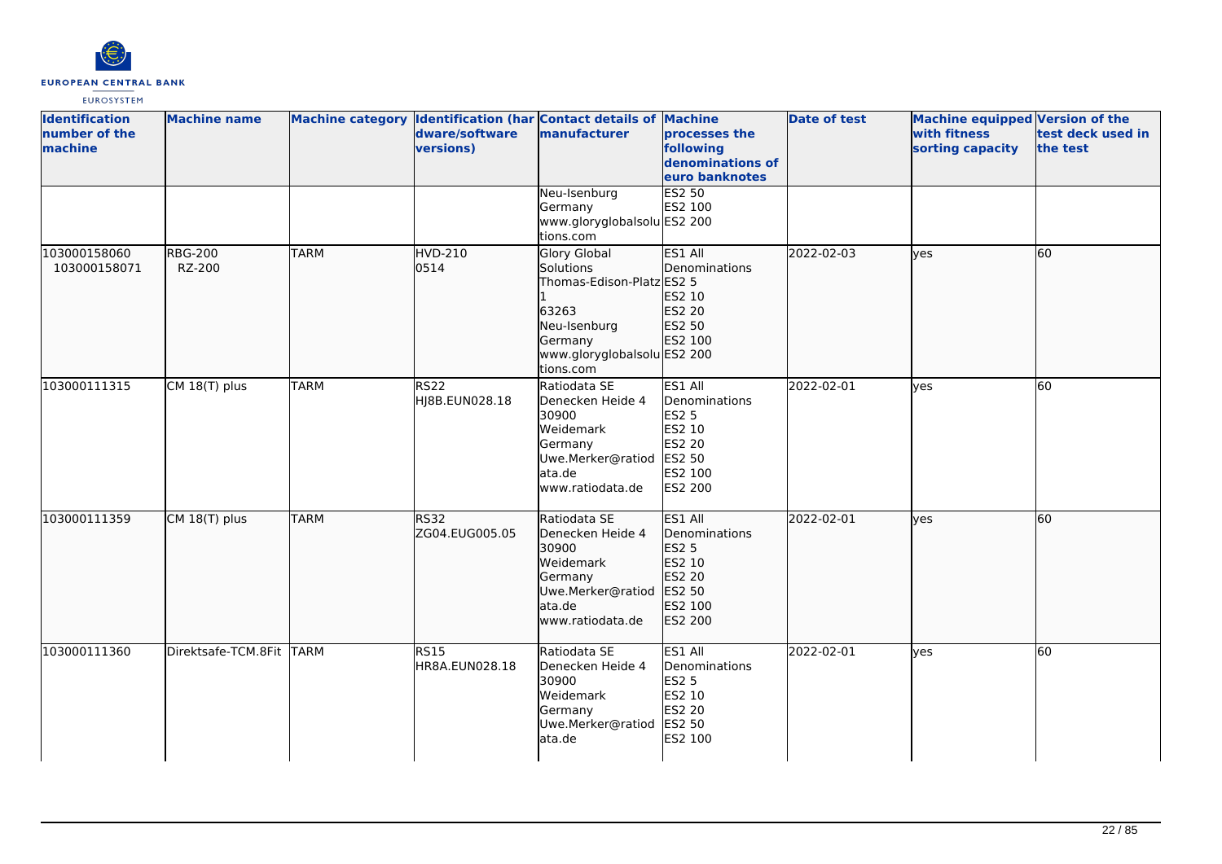| Identification number of the machine | Machine name | Machine category | Identification (hardware/software versions) | Contact details of manufacturer | Machine processes the following denominations of euro banknotes | Date of test | Machine equipped with fitness sorting capacity | Version of the test deck used in the test |
|---|---|---|---|---|---|---|---|---|
| | | | | Neu-Isenburg<br>Germany<br>www.gloryglobalsolutions.com | ES2 50<br>ES2 100<br>ES2 200 | | | |
| 103000158060<br>103000158071 | RBG-200<br>RZ-200 | TARM | HVD-210<br>0514 | Glory Global Solutions<br>Thomas-Edison-Platz 1<br>63263<br>Neu-Isenburg<br>Germany<br>www.gloryglobalsolutions.com | ES1 All Denominations<br>ES2 5<br>ES2 10<br>ES2 20<br>ES2 50<br>ES2 100<br>ES2 200 | 2022-02-03 | yes | 60 |
| 103000111315 | CM 18(T) plus | TARM | RS22<br>HJ8B.EUN028.18 | Ratiodata SE<br>Denecken Heide 4<br>30900<br>Weidemark<br>Germany<br>Uwe.Merker@ratiodata.de<br>www.ratiodata.de | ES1 All Denominations<br>ES2 5<br>ES2 10<br>ES2 20<br>ES2 50<br>ES2 100<br>ES2 200 | 2022-02-01 | yes | 60 |
| 103000111359 | CM 18(T) plus | TARM | RS32<br>ZG04.EUG005.05 | Ratiodata SE<br>Denecken Heide 4<br>30900<br>Weidemark<br>Germany<br>Uwe.Merker@ratiodata.de<br>www.ratiodata.de | ES1 All Denominations<br>ES2 5<br>ES2 10<br>ES2 20<br>ES2 50<br>ES2 100<br>ES2 200 | 2022-02-01 | yes | 60 |
| 103000111360 | Direktsafe-TCM.8Fit | TARM | RS15<br>HR8A.EUN028.18 | Ratiodata SE<br>Denecken Heide 4<br>30900<br>Weidemark<br>Germany<br>Uwe.Merker@ratiodata.de | ES1 All Denominations<br>ES2 5<br>ES2 10<br>ES2 20<br>ES2 50<br>ES2 100 | 2022-02-01 | yes | 60 |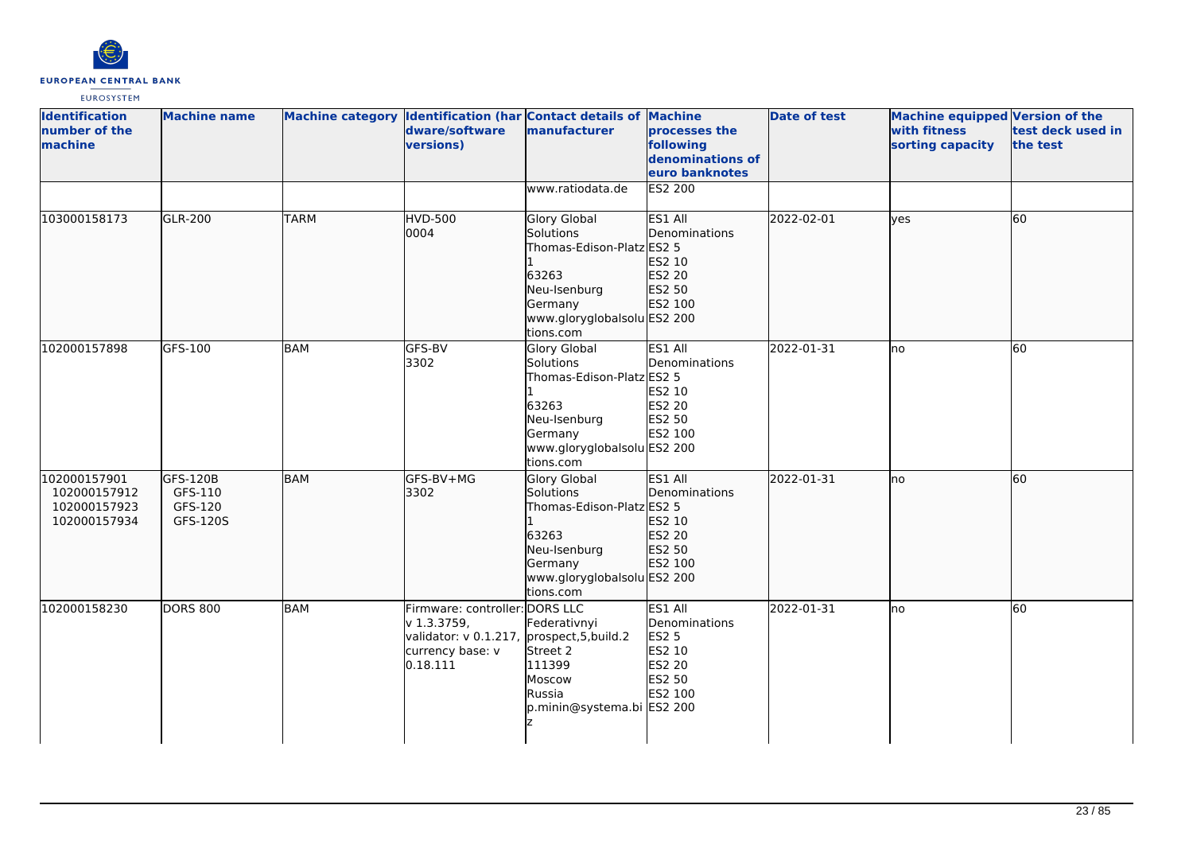| Identification number of the machine | Machine name | Machine category | Identification (hardware/software versions) | Contact details of manufacturer | Machine processes the following denominations of euro banknotes | Date of test | Machine equipped with fitness sorting capacity | Version of the test deck used in the test |
|---|---|---|---|---|---|---|---|---|
| | | | | www.ratiodata.de | ES2 200 | | | |
| 103000158173 | GLR-200 | TARM | HVD-500<br>0004 | Glory Global Solutions<br>Thomas-Edison-Platz 1<br>63263<br>Neu-Isenburg<br>Germany<br>www.gloryglobalsolutions.com | ES1 All Denominations<br>ES2 5<br>ES2 10<br>ES2 20<br>ES2 50<br>ES2 100<br>ES2 200 | 2022-02-01 | yes | 60 |
| 102000157898 | GFS-100 | BAM | GFS-BV<br>3302 | Glory Global Solutions<br>Thomas-Edison-Platz 1<br>63263<br>Neu-Isenburg<br>Germany<br>www.gloryglobalsolutions.com | ES1 All Denominations<br>ES2 5<br>ES2 10<br>ES2 20<br>ES2 50<br>ES2 100<br>ES2 200 | 2022-01-31 | no | 60 |
| 102000157901<br>102000157912<br>102000157923<br>102000157934 | GFS-120B<br>GFS-110<br>GFS-120<br>GFS-120S | BAM | GFS-BV+MG<br>3302 | Glory Global Solutions<br>Thomas-Edison-Platz 1<br>63263<br>Neu-Isenburg<br>Germany<br>www.gloryglobalsolutions.com | ES1 All Denominations<br>ES2 5<br>ES2 10<br>ES2 20<br>ES2 50<br>ES2 100<br>ES2 200 | 2022-01-31 | no | 60 |
| 102000158230 | DORS 800 | BAM | Firmware: controller: v 1.3.3759,<br>validator: v 0.1.217,<br>currency base: v 0.18.111 | DORS LLC<br>Federativnyi prospect,5,build.2<br>Street 2<br>111399<br>Moscow<br>Russia<br>p.minin@systema.biz | ES1 All Denominations<br>ES2 5<br>ES2 10<br>ES2 20<br>ES2 50<br>ES2 100<br>ES2 200 | 2022-01-31 | no | 60 |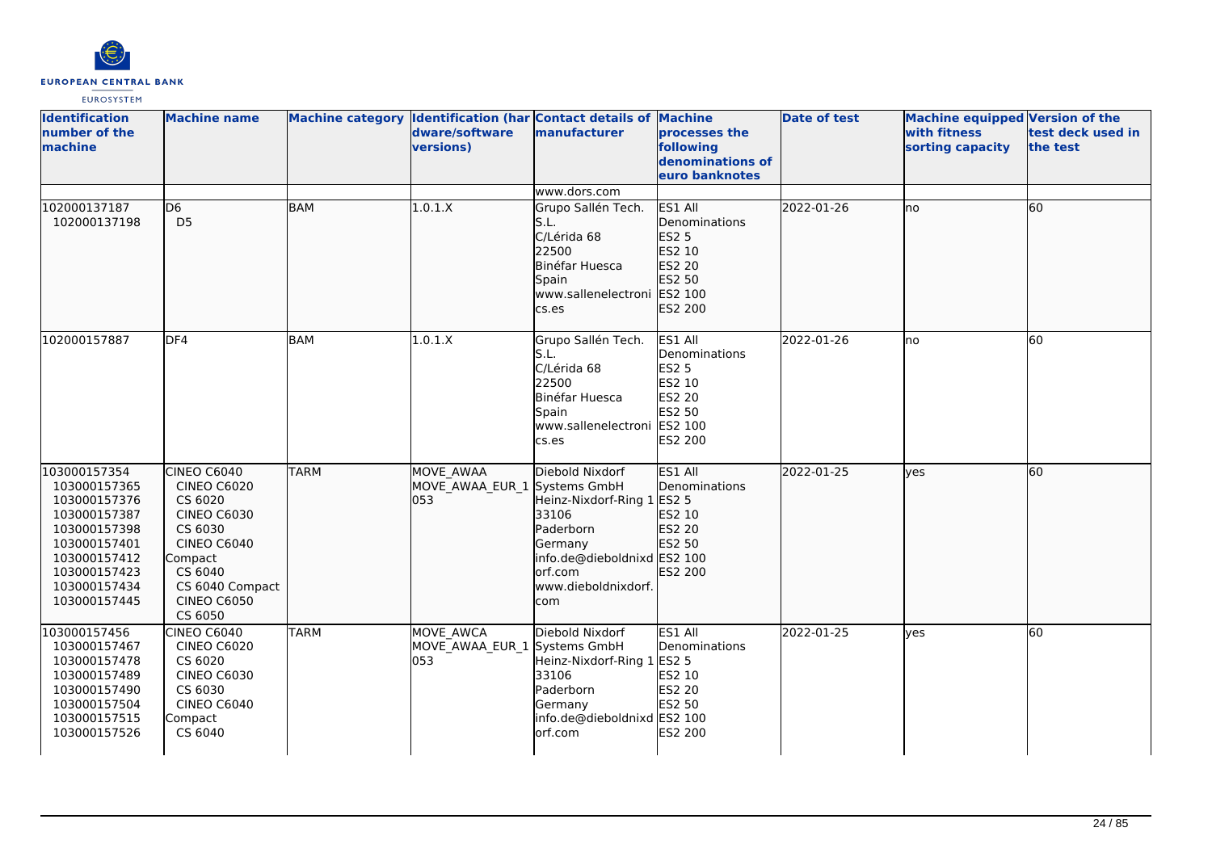| Identification number of the machine | Machine name | Machine category | Identification (hardware/software versions) | Contact details of manufacturer | Machine processes the following denominations of euro banknotes | Date of test | Machine equipped with fitness sorting capacity | Version of the test deck used in the test |
|---|---|---|---|---|---|---|---|---|
| | | | | www.dors.com | | | | |
| 102000137187<br>102000137198 | D6<br>D5 | BAM | 1.0.1.X | Grupo Sallén Tech. S.L.<br>C/Lérida 68<br>22500<br>Binéfar Huesca<br>Spain<br>www.sallenelectronics.es | ES1 All Denominations<br>ES2 5<br>ES2 10<br>ES2 20<br>ES2 50<br>ES2 100<br>ES2 200 | 2022-01-26 | no | 60 |
| 102000157887 | DF4 | BAM | 1.0.1.X | Grupo Sallén Tech. S.L.<br>C/Lérida 68<br>22500<br>Binéfar Huesca<br>Spain<br>www.sallenelectronics.es | ES1 All Denominations<br>ES2 5<br>ES2 10<br>ES2 20<br>ES2 50<br>ES2 100<br>ES2 200 | 2022-01-26 | no | 60 |
| 103000157354<br>103000157365<br>103000157376<br>103000157387<br>103000157398<br>103000157401<br>103000157412<br>103000157423<br>103000157434<br>103000157445 | CINEO C6040<br>CINEO C6020<br>CS 6020<br>CINEO C6030<br>CS 6030<br>CINEO C6040 Compact<br>CS 6040<br>CS 6040 Compact<br>CINEO C6050<br>CS 6050 | TARM | MOVE_AWAA<br>MOVE_AWAA_EUR_1053 | Diebold Nixdorf Systems GmbH<br>Heinz-Nixdorf-Ring 1<br>33106<br>Paderborn<br>Germany<br>info.de@dieboldnixdorf.com<br>www.dieboldnixdorf.com | ES1 All Denominations<br>ES2 5<br>ES2 10<br>ES2 20<br>ES2 50<br>ES2 100<br>ES2 200 | 2022-01-25 | yes | 60 |
| 103000157456<br>103000157467<br>103000157478<br>103000157489<br>103000157490<br>103000157504<br>103000157515<br>103000157526 | CINEO C6040<br>CINEO C6020<br>CS 6020<br>CINEO C6030<br>CS 6030<br>CINEO C6040 Compact<br>CS 6040 | TARM | MOVE_AWCA<br>MOVE_AWAA_EUR_1053 | Diebold Nixdorf Systems GmbH<br>Heinz-Nixdorf-Ring 1<br>33106<br>Paderborn<br>Germany<br>info.de@dieboldnixdorf.com | ES1 All Denominations<br>ES2 5<br>ES2 10<br>ES2 20<br>ES2 50<br>ES2 100<br>ES2 200 | 2022-01-25 | yes | 60 |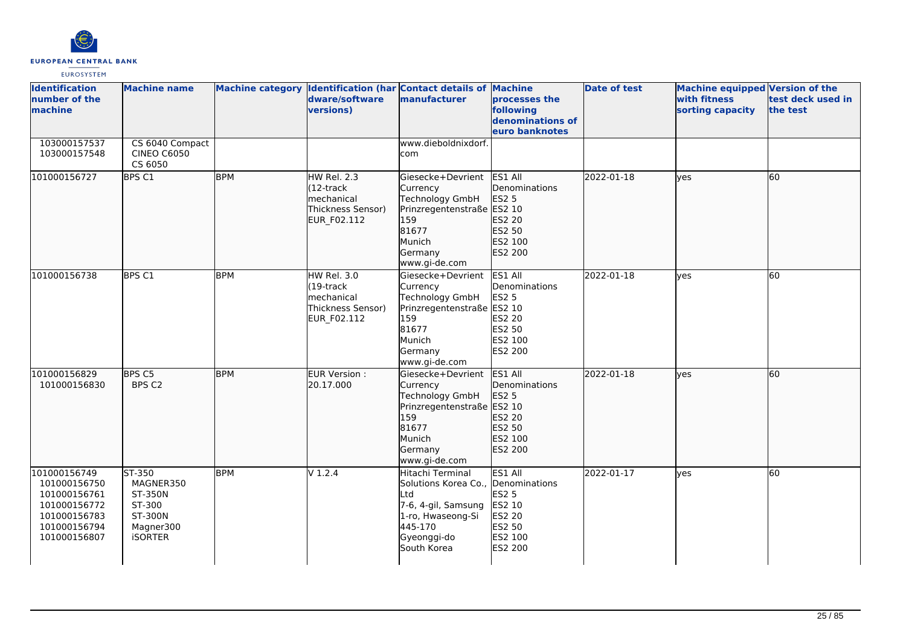| Identification number of the machine | Machine name | Machine category | Identification (hardware/software versions) | Contact details of manufacturer | Machine processes the following denominations of euro banknotes | Date of test | Machine equipped with fitness sorting capacity | Version of the test deck used in the test |
|---|---|---|---|---|---|---|---|---|
| 103000157537<br>103000157548 | CS 6040 Compact<br>CINEO C6050<br>CS 6050 | | | www.dieboldnixdorf.com | | | | |
| 101000156727 | BPS C1 | BPM | HW Rel. 2.3 (12-track mechanical Thickness Sensor) EUR_F02.112 | Giesecke+Devrient Currency Technology GmbH Prinzregentenstraße 159 81677 Munich Germany www.gi-de.com | ES1 All Denominations<br>ES2 5<br>ES2 10<br>ES2 20<br>ES2 50<br>ES2 100<br>ES2 200 | 2022-01-18 | yes | 60 |
| 101000156738 | BPS C1 | BPM | HW Rel. 3.0 (19-track mechanical Thickness Sensor) EUR_F02.112 | Giesecke+Devrient Currency Technology GmbH Prinzregentenstraße 159 81677 Munich Germany www.gi-de.com | ES1 All Denominations<br>ES2 5<br>ES2 10<br>ES2 20<br>ES2 50<br>ES2 100<br>ES2 200 | 2022-01-18 | yes | 60 |
| 101000156829<br>101000156830 | BPS C5<br>BPS C2 | BPM | EUR Version : 20.17.000 | Giesecke+Devrient Currency Technology GmbH Prinzregentenstraße 159 81677 Munich Germany www.gi-de.com | ES1 All Denominations<br>ES2 5<br>ES2 10<br>ES2 20<br>ES2 50<br>ES2 100<br>ES2 200 | 2022-01-18 | yes | 60 |
| 101000156749<br>101000156750<br>101000156761<br>101000156772<br>101000156783<br>101000156794<br>101000156807 | ST-350<br>MAGNER350<br>ST-350N<br>ST-300<br>ST-300N<br>Magner300<br>iSORTER | BPM | V 1.2.4 | Hitachi Terminal Solutions Korea Co., Ltd 7-6, 4-gil, Samsung 1-ro, Hwaseong-Si 445-170 Gyeonggi-do South Korea | ES1 All Denominations<br>ES2 5<br>ES2 10<br>ES2 20<br>ES2 50<br>ES2 100<br>ES2 200 | 2022-01-17 | yes | 60 |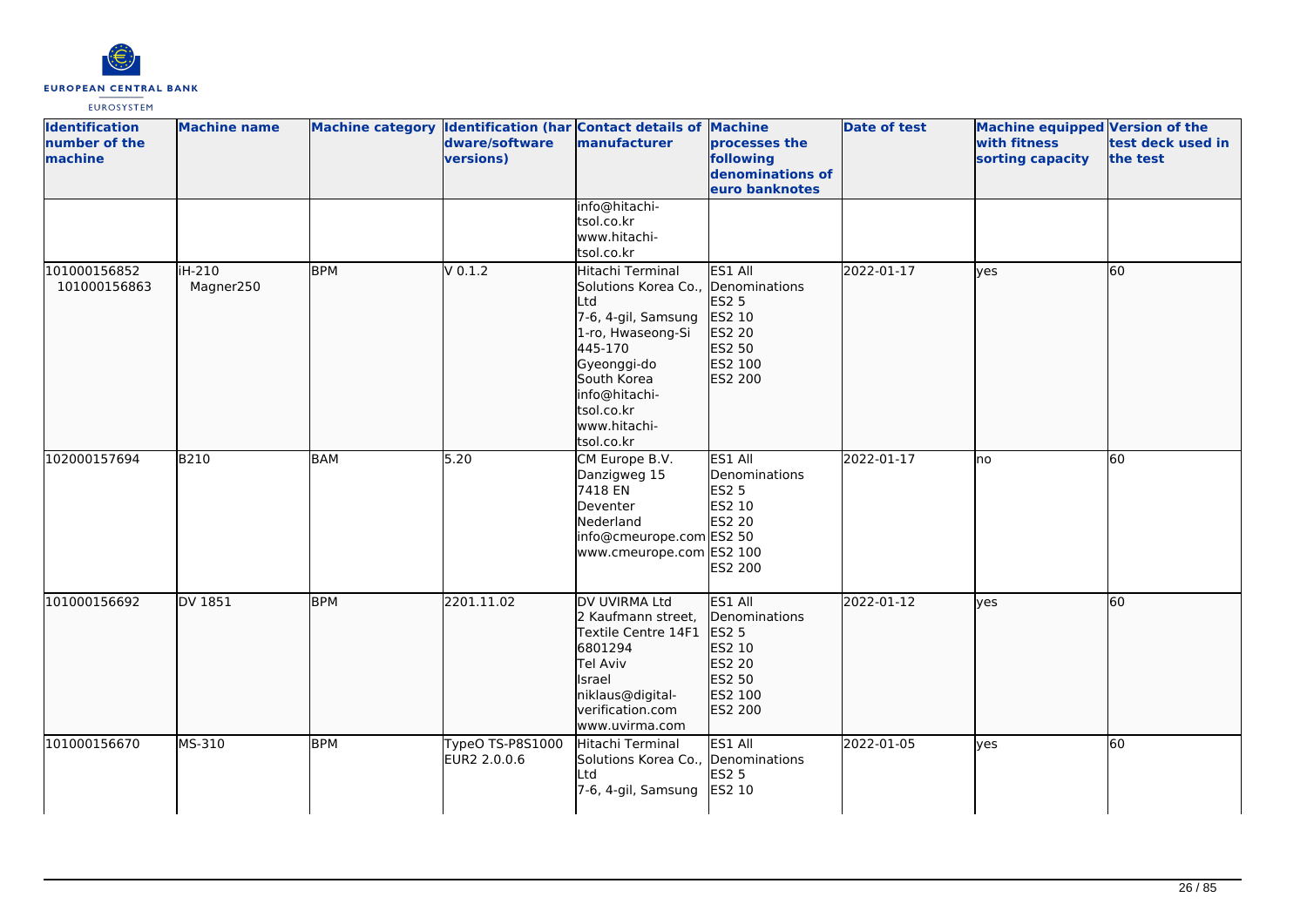| Identification number of the machine | Machine name | Machine category | Identification (hardware/software versions) | Contact details of manufacturer | Machine processes the following denominations of euro banknotes | Date of test | Machine equipped with fitness sorting capacity | Version of the test deck used in the test |
|---|---|---|---|---|---|---|---|---|
| | | | | info@hitachi-tsol.co.kr www.hitachi-tsol.co.kr | | | | |
| 101000156852 101000156863 | iH-210 Magner250 | BPM | V 0.1.2 | Hitachi Terminal Solutions Korea Co., Ltd 7-6, 4-gil, Samsung 1-ro, Hwaseong-Si 445-170 Gyeonggi-do South Korea info@hitachi-tsol.co.kr www.hitachi-tsol.co.kr | ES1 All Denominations ES2 5 ES2 10 ES2 20 ES2 50 ES2 100 ES2 200 | 2022-01-17 | yes | 60 |
| 102000157694 | B210 | BAM | 5.20 | CM Europe B.V. Danzigweg 15 7418 EN Deventer Nederland info@cmeurope.com www.cmeurope.com | ES1 All Denominations ES2 5 ES2 10 ES2 20 ES2 50 ES2 100 ES2 200 | 2022-01-17 | no | 60 |
| 101000156692 | DV 1851 | BPM | 2201.11.02 | DV UVIRMA Ltd 2 Kaufmann street, Textile Centre 14F1 6801294 Tel Aviv Israel niklaus@digital-verification.com www.uvirma.com | ES1 All Denominations ES2 5 ES2 10 ES2 20 ES2 50 ES2 100 ES2 200 | 2022-01-12 | yes | 60 |
| 101000156670 | MS-310 | BPM | TypeO TS-P8S1000 EUR2 2.0.0.6 | Hitachi Terminal Solutions Korea Co., Ltd 7-6, 4-gil, Samsung | ES1 All Denominations ES2 5 ES2 10 | 2022-01-05 | yes | 60 |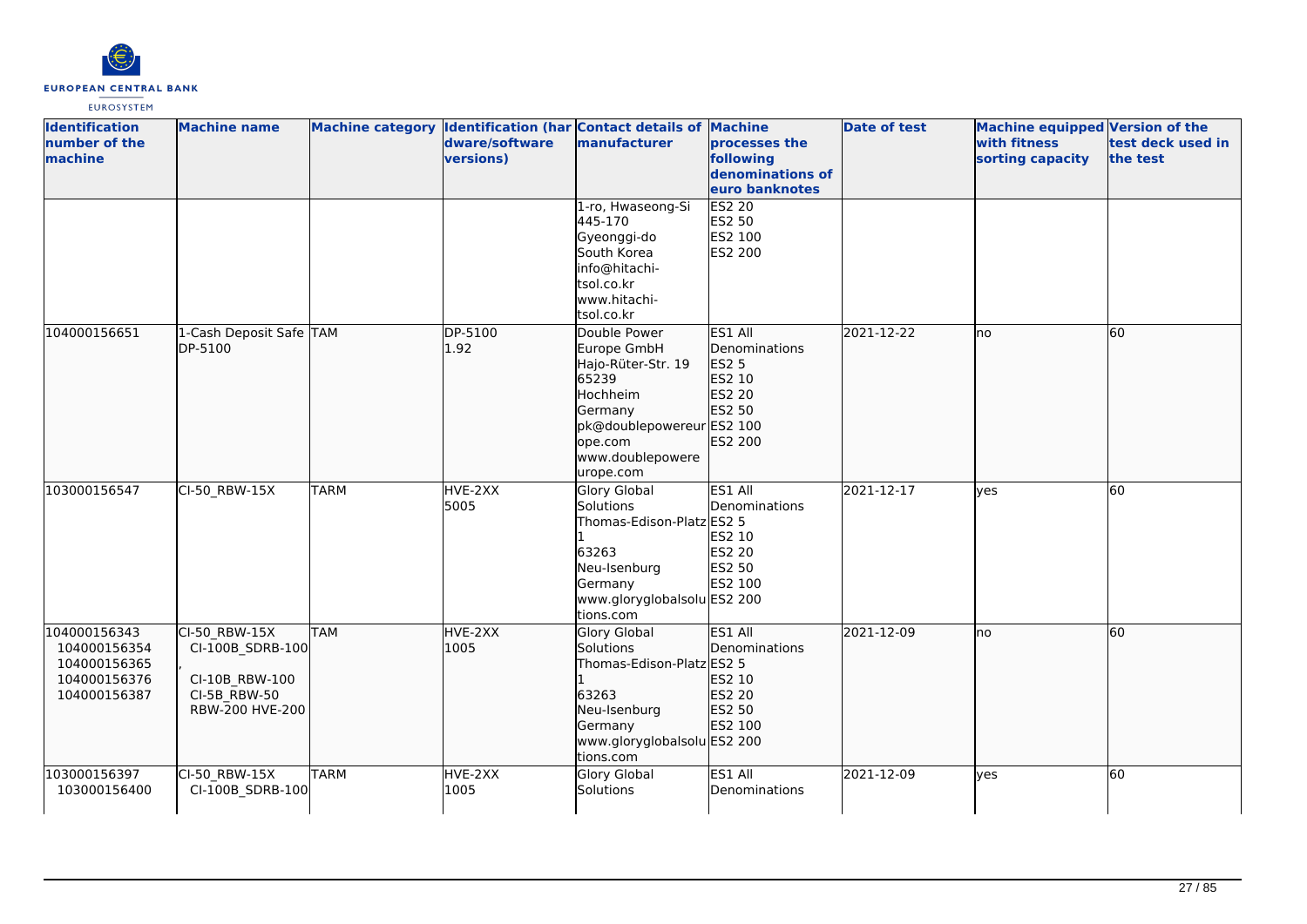| Identification number of the machine | Machine name | Machine category | Identification (hardware/software versions) | Contact details of manufacturer | Machine processes the following denominations of euro banknotes | Date of test | Machine equipped with fitness sorting capacity | Version of the test deck used in the test |
|---|---|---|---|---|---|---|---|---|
| | | | | 1-ro, Hwaseong-Si 445-170 Gyeonggi-do South Korea info@hitachi-tsol.co.kr www.hitachi-tsol.co.kr | ES2 20 ES2 50 ES2 100 ES2 200 | | | |
| 104000156651 | 1-Cash Deposit Safe DP-5100 | TAM | DP-5100 1.92 | Double Power Europe GmbH Hajo-Rüter-Str. 19 65239 Hochheim Germany pk@doublepowereurope.com www.doublepowereurope.com | ES1 All Denominations ES2 5 ES2 10 ES2 20 ES2 50 ES2 100 ES2 200 | 2021-12-22 | no | 60 |
| 103000156547 | CI-50_RBW-15X | TARM | HVE-2XX 5005 | Glory Global Solutions Thomas-Edison-Platz 1 63263 Neu-Isenburg Germany www.gloryglobalsolutions.com | ES1 All Denominations ES2 5 ES2 10 ES2 20 ES2 50 ES2 100 ES2 200 | 2021-12-17 | yes | 60 |
| 104000156343 104000156354 104000156365 104000156376 104000156387 | CI-50_RBW-15X CI-100B_SDRB-100, CI-10B_RBW-100 CI-5B_RBW-50 RBW-200 HVE-200 | TAM | HVE-2XX 1005 | Glory Global Solutions Thomas-Edison-Platz 1 63263 Neu-Isenburg Germany www.gloryglobalsolutions.com | ES1 All Denominations ES2 5 ES2 10 ES2 20 ES2 50 ES2 100 ES2 200 | 2021-12-09 | no | 60 |
| 103000156397 103000156400 | CI-50_RBW-15X CI-100B_SDRB-100 | TARM | HVE-2XX 1005 | Glory Global Solutions | ES1 All Denominations | 2021-12-09 | yes | 60 |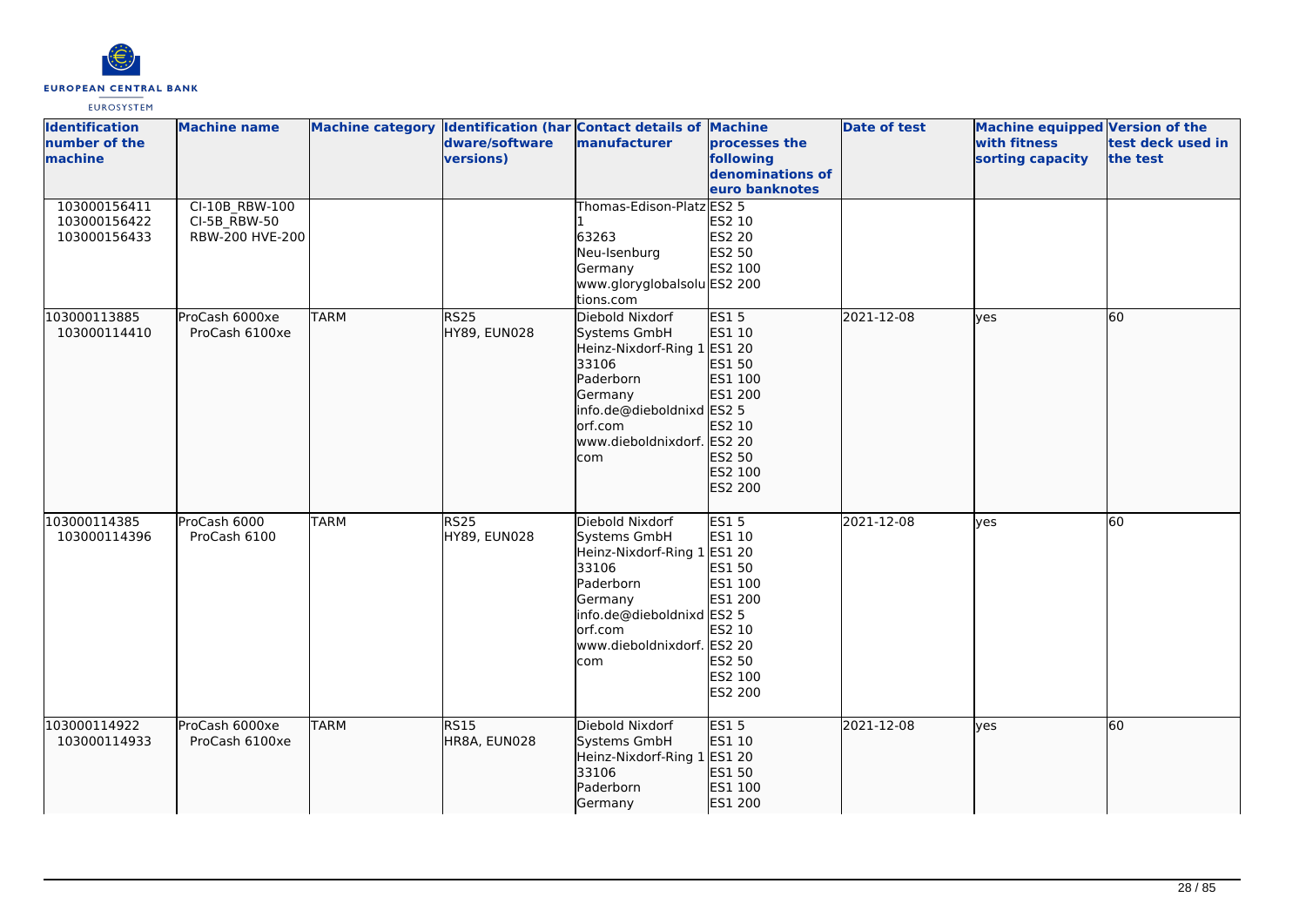| Identification number of the machine | Machine name | Machine category | Identification (hardware/software versions) | Contact details of manufacturer | Machine processes the following denominations of euro banknotes | Date of test | Machine equipped with fitness sorting capacity | Version of the test deck used in the test |
|---|---|---|---|---|---|---|---|---|
| 103000156411<br>103000156422<br>103000156433 | CI-10B_RBW-100<br>CI-5B_RBW-50<br>RBW-200 HVE-200 | | | Thomas-Edison-Platz 1<br>63263<br>Neu-Isenburg<br>Germany<br>www.gloryglobalsolutions.com | ES2 5<br>ES2 10<br>ES2 20<br>ES2 50<br>ES2 100<br>ES2 200 | | | |
| 103000113885<br>103000114410 | ProCash 6000xe<br>ProCash 6100xe | TARM | RS25<br>HY89, EUN028 | Diebold Nixdorf Systems GmbH<br>Heinz-Nixdorf-Ring 1<br>33106<br>Paderborn<br>Germany<br>info.de@dieboldnixdorf.com<br>www.dieboldnixdorf.com | ES1 5<br>ES1 10<br>ES1 20<br>ES1 50<br>ES1 100<br>ES1 200<br>ES2 5<br>ES2 10<br>ES2 20<br>ES2 50<br>ES2 100<br>ES2 200 | 2021-12-08 | yes | 60 |
| 103000114385<br>103000114396 | ProCash 6000<br>ProCash 6100 | TARM | RS25<br>HY89, EUN028 | Diebold Nixdorf Systems GmbH<br>Heinz-Nixdorf-Ring 1<br>33106<br>Paderborn<br>Germany<br>info.de@dieboldnixdorf.com<br>www.dieboldnixdorf.com | ES1 5<br>ES1 10<br>ES1 20<br>ES1 50<br>ES1 100<br>ES1 200<br>ES2 5<br>ES2 10<br>ES2 20<br>ES2 50<br>ES2 100<br>ES2 200 | 2021-12-08 | yes | 60 |
| 103000114922<br>103000114933 | ProCash 6000xe<br>ProCash 6100xe | TARM | RS15<br>HR8A, EUN028 | Diebold Nixdorf Systems GmbH<br>Heinz-Nixdorf-Ring 1<br>33106<br>Paderborn<br>Germany | ES1 5<br>ES1 10<br>ES1 20<br>ES1 50<br>ES1 100<br>ES1 200 | 2021-12-08 | yes | 60 |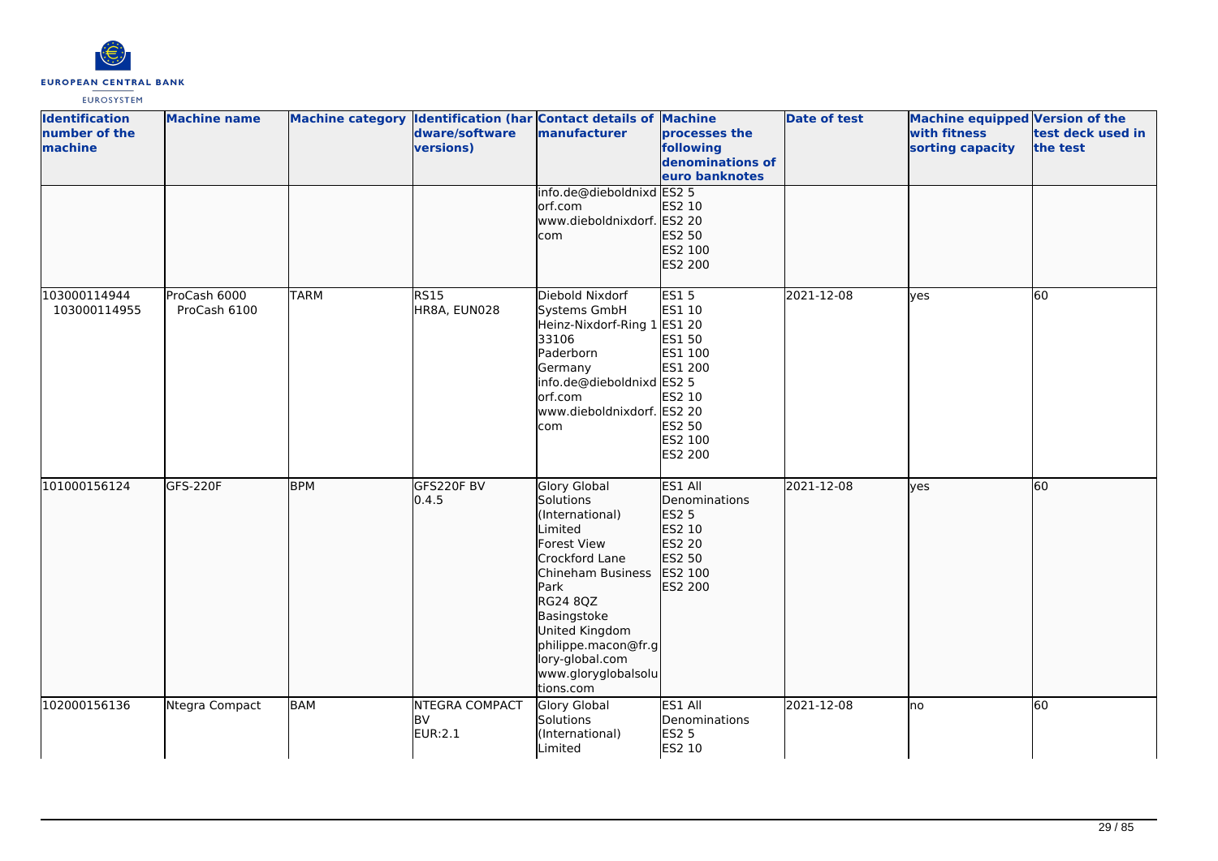| Identification number of the machine | Machine name | Machine category | Identification (hardware/software versions) | Contact details of manufacturer | Machine processes the following denominations of euro banknotes | Date of test | Machine equipped with fitness sorting capacity | Version of the test deck used in the test |
|---|---|---|---|---|---|---|---|---|
| | | | | info.de@dieboldnixdorf.com www.dieboldnixdorf.com | ES2 5 ES2 10 ES2 20 ES2 50 ES2 100 ES2 200 | | | |
| 103000114944 103000114955 | ProCash 6000 ProCash 6100 | TARM | RS15 HR8A, EUN028 | Diebold Nixdorf Systems GmbH Heinz-Nixdorf-Ring 1 33106 Paderborn Germany info.de@dieboldnixdorf.com www.dieboldnixdorf.com | ES1 5 ES1 10 ES1 20 ES1 50 ES1 100 ES1 200 ES2 5 ES2 10 ES2 20 ES2 50 ES2 100 ES2 200 | 2021-12-08 | yes | 60 |
| 101000156124 | GFS-220F | BPM | GFS220F BV 0.4.5 | Glory Global Solutions (International) Limited Forest View Crockford Lane Chineham Business Park RG24 8QZ Basingstoke United Kingdom philippe.macon@fr.glory-global.com www.gloryglobalsolutions.com | ES1 All Denominations ES2 5 ES2 10 ES2 20 ES2 50 ES2 100 ES2 200 | 2021-12-08 | yes | 60 |
| 102000156136 | Ntegra Compact | BAM | NTEGRA COMPACT BV EUR:2.1 | Glory Global Solutions (International) Limited | ES1 All Denominations ES2 5 ES2 10 | 2021-12-08 | no | 60 |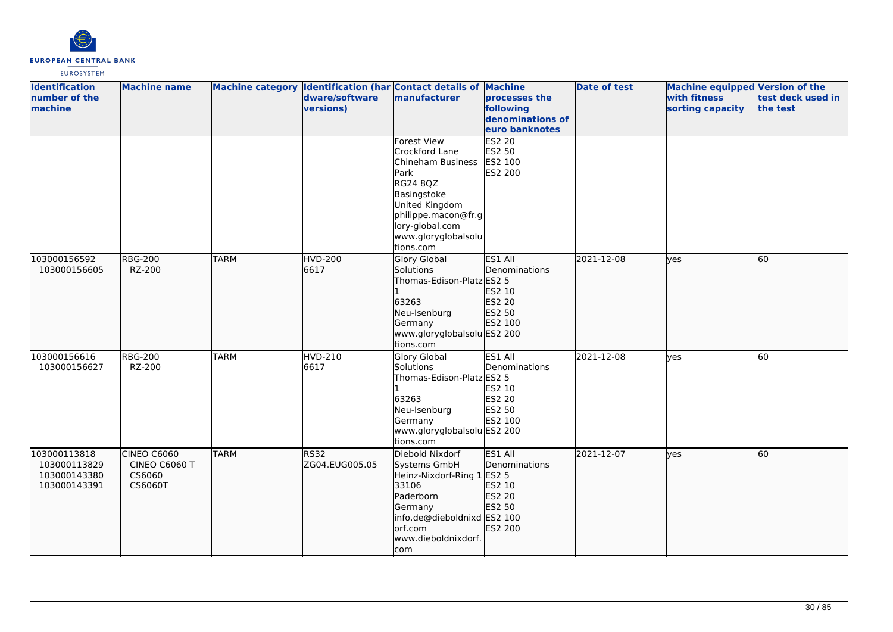| Identification number of the machine | Machine name | Machine category | Identification (hardware/software versions) | Contact details of manufacturer | Machine processes the following denominations of euro banknotes | Date of test | Machine equipped with fitness sorting capacity | Version of the test deck used in the test |
|---|---|---|---|---|---|---|---|---|
| | | | | Forest View<br>Crockford Lane<br>Chineham Business Park<br>RG24 8QZ<br>Basingstoke<br>United Kingdom<br>philippe.macon@fr.glory-global.com<br>www.gloryglobalsolutions.com | ES2 20<br>ES2 50<br>ES2 100<br>ES2 200 | | | |
| 103000156592<br>103000156605 | RBG-200<br>RZ-200 | TARM | HVD-200<br>6617 | Glory Global Solutions<br>Thomas-Edison-Platz 1<br>63263<br>Neu-Isenburg<br>Germany<br>www.gloryglobalsolutions.com | ES1 All Denominations<br>ES2 5<br>ES2 10<br>ES2 20<br>ES2 50<br>ES2 100<br>ES2 200 | 2021-12-08 | yes | 60 |
| 103000156616<br>103000156627 | RBG-200<br>RZ-200 | TARM | HVD-210<br>6617 | Glory Global Solutions<br>Thomas-Edison-Platz 1<br>63263<br>Neu-Isenburg<br>Germany<br>www.gloryglobalsolutions.com | ES1 All Denominations<br>ES2 5<br>ES2 10<br>ES2 20<br>ES2 50<br>ES2 100<br>ES2 200 | 2021-12-08 | yes | 60 |
| 103000113818<br>103000113829<br>103000143380<br>103000143391 | CINEO C6060<br>CINEO C6060 T<br>CS6060<br>CS6060T | TARM | RS32<br>ZG04.EUG005.05 | Diebold Nixdorf Systems GmbH<br>Heinz-Nixdorf-Ring 1<br>33106<br>Paderborn<br>Germany<br>info.de@dieboldnixdorf.com<br>www.dieboldnixdorf.com | ES1 All Denominations<br>ES2 5<br>ES2 10<br>ES2 20<br>ES2 50<br>ES2 100<br>ES2 200 | 2021-12-07 | yes | 60 |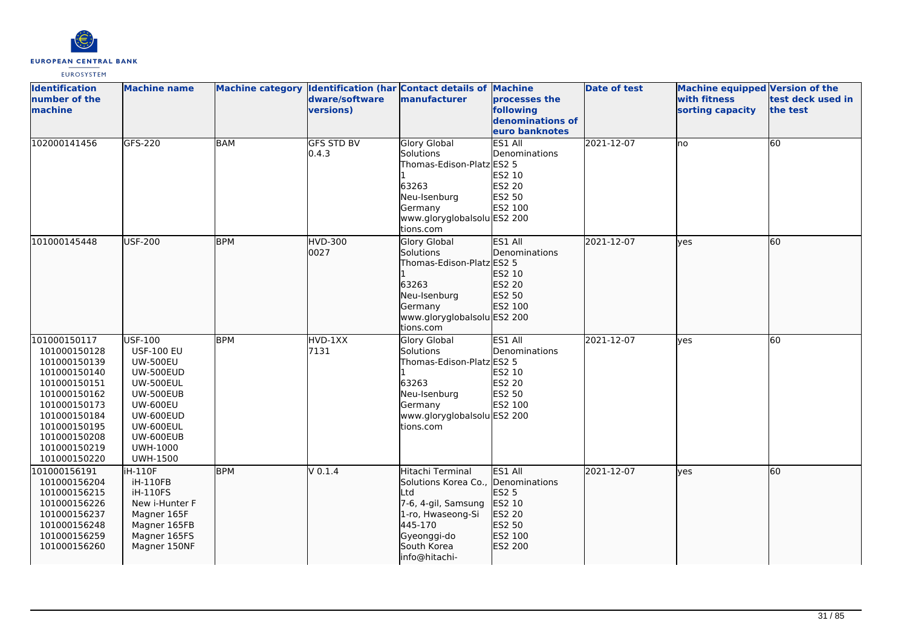| Identification number of the machine | Machine name | Machine category | Identification (hardware/software versions) | Contact details of manufacturer | Machine processes the following denominations of euro banknotes | Date of test | Machine equipped with fitness sorting capacity | Version of the test deck used in the test |
|---|---|---|---|---|---|---|---|---|
| 102000141456 | GFS-220 | BAM | GFS STD BV<br>0.4.3 | Glory Global Solutions<br>Thomas-Edison-Platz 1<br>63263<br>Neu-Isenburg<br>Germany<br>www.gloryglobalsolutions.com | ES1 All Denominations<br>ES2 5<br>ES2 10<br>ES2 20<br>ES2 50<br>ES2 100<br>ES2 200 | 2021-12-07 | no | 60 |
| 101000145448 | USF-200 | BPM | HVD-300<br>0027 | Glory Global Solutions<br>Thomas-Edison-Platz 1<br>63263<br>Neu-Isenburg<br>Germany<br>www.gloryglobalsolutions.com | ES1 All Denominations<br>ES2 5<br>ES2 10<br>ES2 20<br>ES2 50<br>ES2 100<br>ES2 200 | 2021-12-07 | yes | 60 |
| 101000150117<br>101000150128<br>101000150139<br>101000150140<br>101000150151<br>101000150162<br>101000150173<br>101000150184<br>101000150195<br>101000150208<br>101000150219<br>101000150220 | USF-100<br>USF-100 EU<br>UW-500EU<br>UW-500EUD<br>UW-500EUL<br>UW-500EUB<br>UW-600EU<br>UW-600EUD<br>UW-600EUL<br>UW-600EUB<br>UWH-1000<br>UWH-1500 | BPM | HVD-1XX<br>7131 | Glory Global Solutions<br>Thomas-Edison-Platz 1<br>63263<br>Neu-Isenburg<br>Germany<br>www.gloryglobalsolutions.com | ES1 All Denominations<br>ES2 5<br>ES2 10<br>ES2 20<br>ES2 50<br>ES2 100<br>ES2 200 | 2021-12-07 | yes | 60 |
| 101000156191<br>101000156204<br>101000156215<br>101000156226<br>101000156237<br>101000156248<br>101000156259<br>101000156260 | iH-110F<br>iH-110FB<br>iH-110FS<br>New i-Hunter F<br>Magner 165F<br>Magner 165FB<br>Magner 165FS<br>Magner 150NF | BPM | V 0.1.4 | Hitachi Terminal Solutions Korea Co., Ltd<br>7-6, 4-gil, Samsung 1-ro, Hwaseong-Si<br>445-170<br>Gyeonggi-do<br>South Korea<br>info@hitachi- | ES1 All Denominations<br>ES2 5<br>ES2 10<br>ES2 20<br>ES2 50<br>ES2 100<br>ES2 200 | 2021-12-07 | yes | 60 |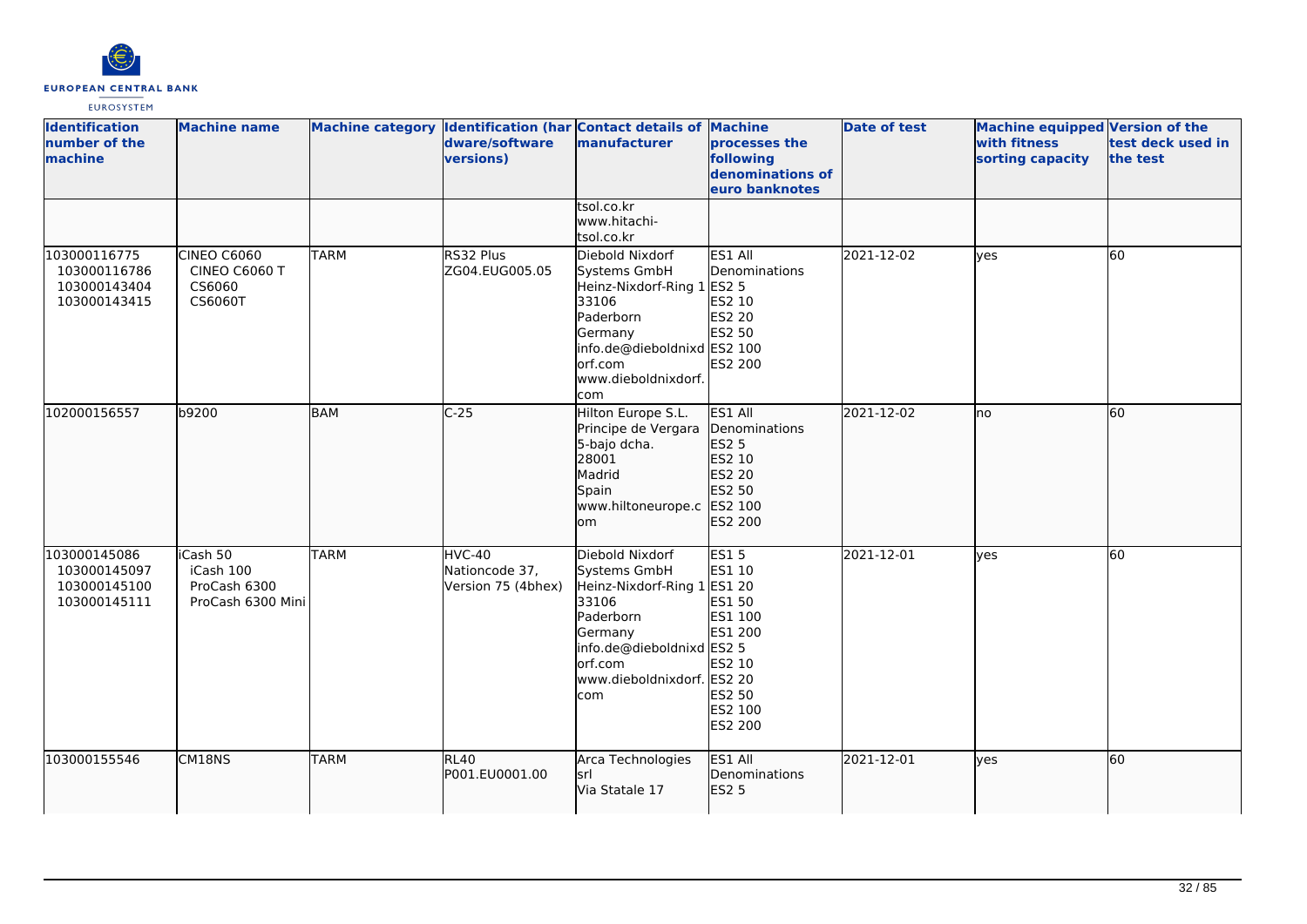| Identification number of the machine | Machine name | Machine category | Identification (hardware/software versions) | Contact details of manufacturer | Machine processes the following denominations of euro banknotes | Date of test | Machine equipped with fitness sorting capacity | Version of the test deck used in the test |
|---|---|---|---|---|---|---|---|---|
| | | | | tsol.co.kr<br>www.hitachi-tsol.co.kr | | | | |
| 103000116775<br>103000116786<br>103000143404<br>103000143415 | CINEO C6060<br>CINEO C6060 T<br>CS6060<br>CS6060T | TARM | RS32 Plus<br>ZG04.EUG005.05 | Diebold Nixdorf Systems GmbH<br>Heinz-Nixdorf-Ring 1<br>33106<br>Paderborn<br>Germany<br>info.de@dieboldnixdorf.com<br>www.dieboldnixdorf.com | ES1 All Denominations<br>ES2 5<br>ES2 10<br>ES2 20<br>ES2 50<br>ES2 100<br>ES2 200 | 2021-12-02 | yes | 60 |
| 102000156557 | b9200 | BAM | C-25 | Hilton Europe S.L.<br>Principe de Vergara 5-bajo dcha.<br>28001<br>Madrid<br>Spain<br>www.hiltoneurope.com | ES1 All Denominations<br>ES2 5<br>ES2 10<br>ES2 20<br>ES2 50<br>ES2 100<br>ES2 200 | 2021-12-02 | no | 60 |
| 103000145086<br>103000145097<br>103000145100<br>103000145111 | iCash 50<br>iCash 100<br>ProCash 6300<br>ProCash 6300 Mini | TARM | HVC-40<br>Nationcode 37, Version 75 (4bhex) | Diebold Nixdorf Systems GmbH<br>Heinz-Nixdorf-Ring 1<br>33106<br>Paderborn<br>Germany<br>info.de@dieboldnixdorf.com<br>www.dieboldnixdorf.com | ES1 5<br>ES1 10<br>ES1 20<br>ES1 50<br>ES1 100<br>ES1 200<br>ES2 5<br>ES2 10<br>ES2 20<br>ES2 50<br>ES2 100<br>ES2 200 | 2021-12-01 | yes | 60 |
| 103000155546 | CM18NS | TARM | RL40<br>P001.EU0001.00 | Arca Technologies srl<br>Via Statale 17 | ES1 All Denominations<br>ES2 5 | 2021-12-01 | yes | 60 |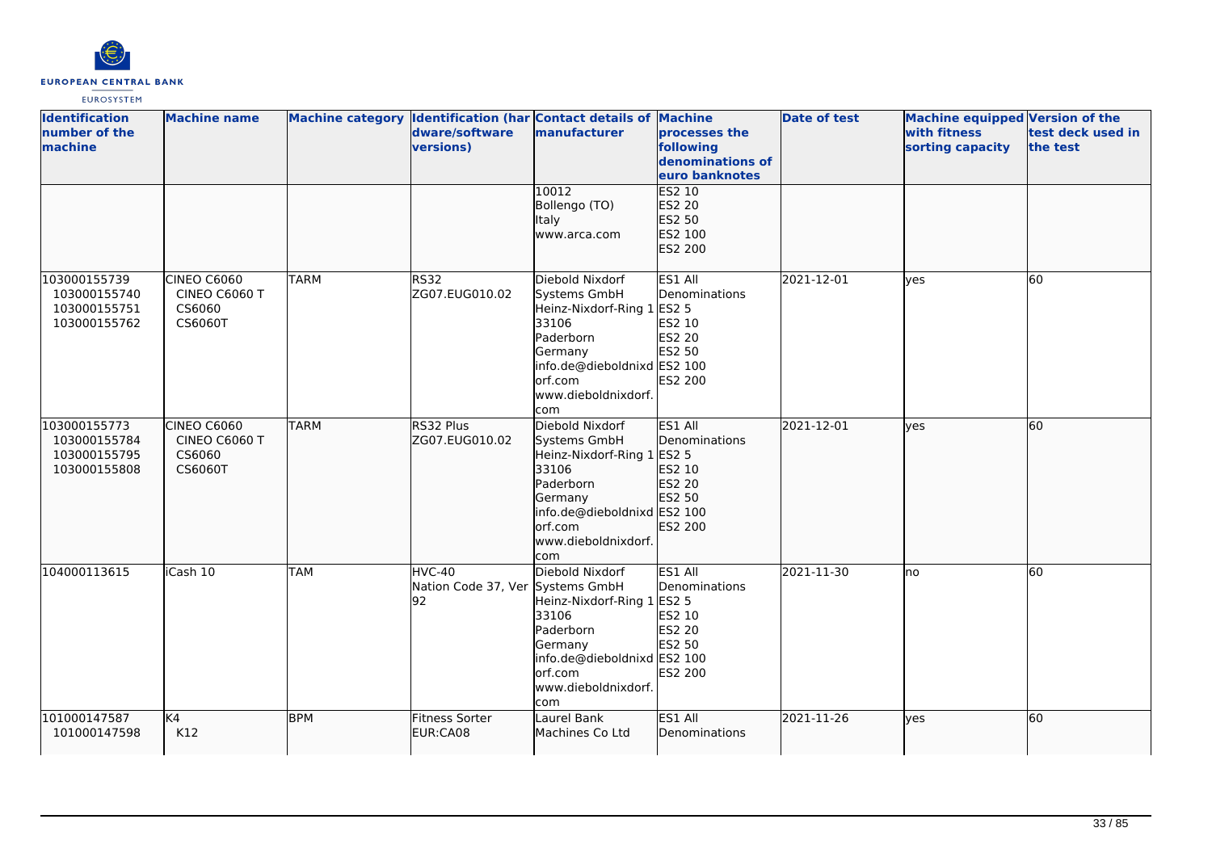| Identification number of the machine | Machine name | Machine category | Identification (hardware/software versions) | Contact details of manufacturer | Machine processes the following denominations of euro banknotes | Date of test | Machine equipped with fitness sorting capacity | Version of the test deck used in the test |
|---|---|---|---|---|---|---|---|---|
| | | | | 10012<br>Bollengo (TO)<br>Italy<br>www.arca.com | ES2 10<br>ES2 20<br>ES2 50<br>ES2 100<br>ES2 200 | | | |
| 103000155739<br>103000155740<br>103000155751<br>103000155762 | CINEO C6060<br>CINEO C6060 T<br>CS6060<br>CS6060T | TARM | RS32<br>ZG07.EUG010.02 | Diebold Nixdorf Systems GmbH<br>Heinz-Nixdorf-Ring 1<br>33106<br>Paderborn<br>Germany<br>info.de@dieboldnixdorf.com<br>www.dieboldnixdorf.com | ES1 All Denominations<br>ES2 5<br>ES2 10<br>ES2 20<br>ES2 50<br>ES2 100<br>ES2 200 | 2021-12-01 | yes | 60 |
| 103000155773<br>103000155784<br>103000155795<br>103000155808 | CINEO C6060<br>CINEO C6060 T<br>CS6060<br>CS6060T | TARM | RS32 Plus<br>ZG07.EUG010.02 | Diebold Nixdorf Systems GmbH<br>Heinz-Nixdorf-Ring 1<br>33106<br>Paderborn<br>Germany<br>info.de@dieboldnixdorf.com<br>www.dieboldnixdorf.com | ES1 All Denominations<br>ES2 5<br>ES2 10<br>ES2 20<br>ES2 50<br>ES2 100<br>ES2 200 | 2021-12-01 | yes | 60 |
| 104000113615 | iCash 10 | TAM | HVC-40<br>Nation Code 37, Ver 92 | Diebold Nixdorf Systems GmbH<br>Heinz-Nixdorf-Ring 1<br>33106<br>Paderborn<br>Germany<br>info.de@dieboldnixdorf.com<br>www.dieboldnixdorf.com | ES1 All Denominations<br>ES2 5<br>ES2 10<br>ES2 20<br>ES2 50<br>ES2 100<br>ES2 200 | 2021-11-30 | no | 60 |
| 101000147587<br>101000147598 | K4<br>K12 | BPM | Fitness Sorter<br>EUR:CA08 | Laurel Bank Machines Co Ltd | ES1 All Denominations | 2021-11-26 | yes | 60 |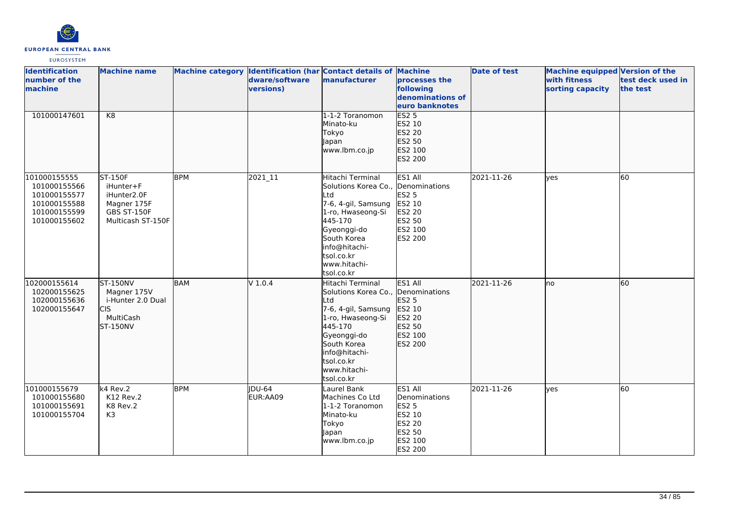| Identification number of the machine | Machine name | Machine category | Identification (hardware/software versions) | Contact details of manufacturer | Machine processes the following denominations of euro banknotes | Date of test | Machine equipped with fitness sorting capacity | Version of the test deck used in the test |
|---|---|---|---|---|---|---|---|---|
| 101000147601 | K8 | | | 1-1-2 Toranomon<br>Minato-ku<br>Tokyo<br>Japan<br>www.lbm.co.jp | ES2 5<br>ES2 10<br>ES2 20<br>ES2 50<br>ES2 100<br>ES2 200 | | | |
| 101000155555<br>101000155566<br>101000155577<br>101000155588<br>101000155599<br>101000155602 | ST-150F<br>iHunter+F<br>iHunter2.0F<br>Magner 175F<br>GBS ST-150F<br>Multicash ST-150F | BPM | 2021_11 | Hitachi Terminal Solutions Korea Co., Ltd<br>7-6, 4-gil, Samsung 1-ro, Hwaseong-Si 445-170<br>Gyeonggi-do<br>South Korea<br>info@hitachi-tsol.co.kr<br>www.hitachi-tsol.co.kr | ES1 All Denominations<br>ES2 5<br>ES2 10<br>ES2 20<br>ES2 50<br>ES2 100<br>ES2 200 | 2021-11-26 | yes | 60 |
| 102000155614<br>102000155625<br>102000155636<br>102000155647 | ST-150NV<br>Magner 175V<br>i-Hunter 2.0 Dual CIS<br>MultiCash ST-150NV | BAM | V 1.0.4 | Hitachi Terminal Solutions Korea Co., Ltd<br>7-6, 4-gil, Samsung 1-ro, Hwaseong-Si 445-170<br>Gyeonggi-do<br>South Korea<br>info@hitachi-tsol.co.kr<br>www.hitachi-tsol.co.kr | ES1 All Denominations<br>ES2 5<br>ES2 10<br>ES2 20<br>ES2 50<br>ES2 100<br>ES2 200 | 2021-11-26 | no | 60 |
| 101000155679<br>101000155680<br>101000155691<br>101000155704 | k4 Rev.2<br>K12 Rev.2<br>K8 Rev.2<br>K3 | BPM | JDU-64<br>EUR:AA09 | Laurel Bank Machines Co Ltd<br>1-1-2 Toranomon<br>Minato-ku<br>Tokyo<br>Japan<br>www.lbm.co.jp | ES1 All Denominations<br>ES2 5<br>ES2 10<br>ES2 20<br>ES2 50<br>ES2 100<br>ES2 200 | 2021-11-26 | yes | 60 |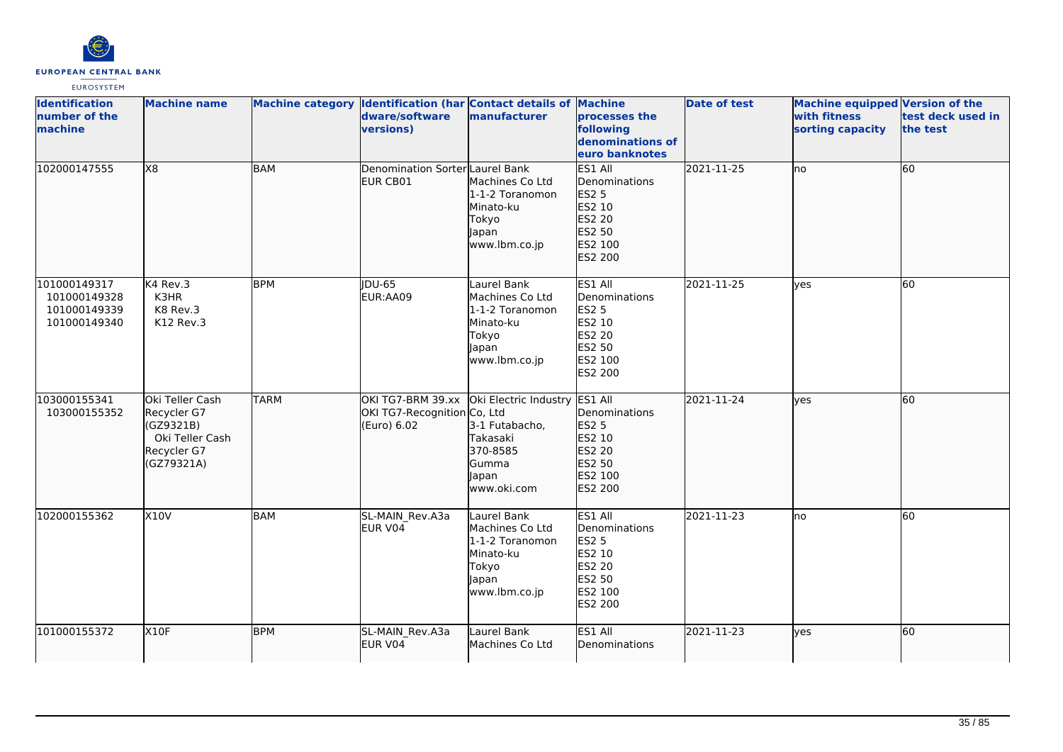| Identification number of the machine | Machine name | Machine category | Identification (hardware/software versions) | Contact details of manufacturer | Machine processes the following denominations of euro banknotes | Date of test | Machine equipped with fitness sorting capacity | Version of the test deck used in the test |
|---|---|---|---|---|---|---|---|---|
| 102000147555 | X8 | BAM | Denomination Sorter EUR CB01 | Laurel Bank Machines Co Ltd 1-1-2 Toranomon Minato-ku Tokyo Japan www.lbm.co.jp | ES1 All Denominations ES2 5 ES2 10 ES2 20 ES2 50 ES2 100 ES2 200 | 2021-11-25 | no | 60 |
| 101000149317 101000149328 101000149339 101000149340 | K4 Rev.3 K3HR K8 Rev.3 K12 Rev.3 | BPM | JDU-65 EUR:AA09 | Laurel Bank Machines Co Ltd 1-1-2 Toranomon Minato-ku Tokyo Japan www.lbm.co.jp | ES1 All Denominations ES2 5 ES2 10 ES2 20 ES2 50 ES2 100 ES2 200 | 2021-11-25 | yes | 60 |
| 103000155341 103000155352 | Oki Teller Cash Recycler G7 (GZ9321B) Oki Teller Cash Recycler G7 (GZ79321A) | TARM | OKI TG7-BRM 39.xx OKI TG7-Recognition (Euro) 6.02 | Oki Electric Industry Co, Ltd 3-1 Futabacho, Takasaki 370-8585 Gumma Japan www.oki.com | ES1 All Denominations ES2 5 ES2 10 ES2 20 ES2 50 ES2 100 ES2 200 | 2021-11-24 | yes | 60 |
| 102000155362 | X10V | BAM | SL-MAIN_Rev.A3a EUR V04 | Laurel Bank Machines Co Ltd 1-1-2 Toranomon Minato-ku Tokyo Japan www.lbm.co.jp | ES1 All Denominations ES2 5 ES2 10 ES2 20 ES2 50 ES2 100 ES2 200 | 2021-11-23 | no | 60 |
| 101000155372 | X10F | BPM | SL-MAIN_Rev.A3a EUR V04 | Laurel Bank Machines Co Ltd | ES1 All Denominations | 2021-11-23 | yes | 60 |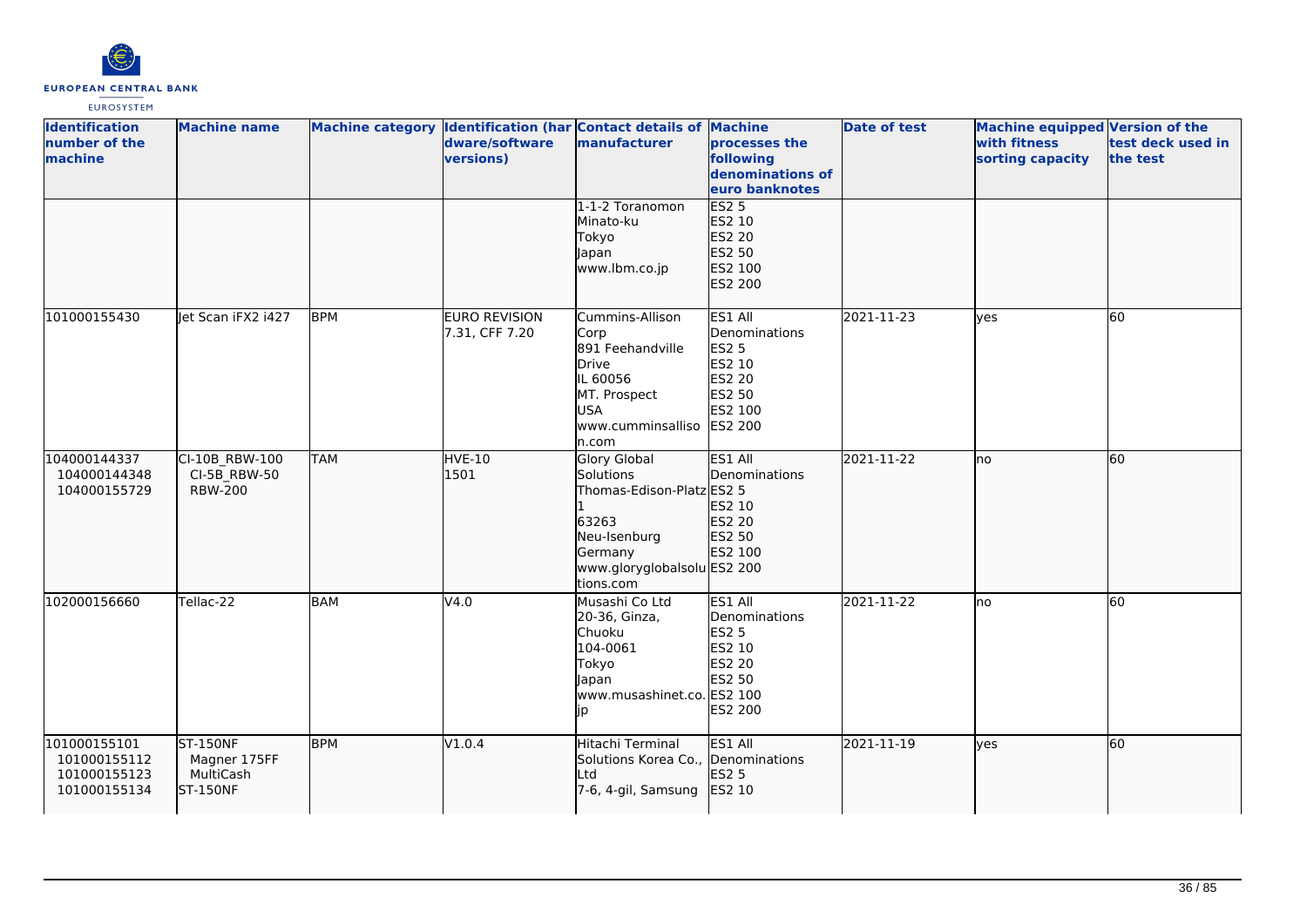| Identification number of the machine | Machine name | Machine category | Identification (hardware/software versions) | Contact details of manufacturer | Machine processes the following denominations of euro banknotes | Date of test | Machine equipped with fitness sorting capacity | Version of the test deck used in the test |
|---|---|---|---|---|---|---|---|---|
| | | | | 1-1-2 Toranomon<br>Minato-ku<br>Tokyo<br>Japan<br>www.lbm.co.jp | ES2 5<br>ES2 10<br>ES2 20<br>ES2 50<br>ES2 100<br>ES2 200 | | | |
| 101000155430 | Jet Scan iFX2 i427 | BPM | EURO REVISION 7.31, CFF 7.20 | Cummins-Allison Corp<br>891 Feehandville Drive<br>IL 60056<br>MT. Prospect<br>USA<br>www.cumminsallison.com | ES1 All Denominations<br>ES2 5<br>ES2 10<br>ES2 20<br>ES2 50<br>ES2 100<br>ES2 200 | 2021-11-23 | yes | 60 |
| 104000144337<br>104000144348<br>104000155729 | CI-10B_RBW-100<br>CI-5B_RBW-50<br>RBW-200 | TAM | HVE-10<br>1501 | Glory Global Solutions<br>Thomas-Edison-Platz 1<br>63263<br>Neu-Isenburg<br>Germany<br>www.gloryglobalsolutions.com | ES1 All Denominations<br>ES2 5<br>ES2 10<br>ES2 20<br>ES2 50<br>ES2 100<br>ES2 200 | 2021-11-22 | no | 60 |
| 102000156660 | Tellac-22 | BAM | V4.0 | Musashi Co Ltd<br>20-36, Ginza, Chuoku<br>104-0061<br>Tokyo<br>Japan<br>www.musashinet.co.jp | ES1 All Denominations<br>ES2 5<br>ES2 10<br>ES2 20<br>ES2 50<br>ES2 100<br>ES2 200 | 2021-11-22 | no | 60 |
| 101000155101<br>101000155112<br>101000155123<br>101000155134 | ST-150NF<br>Magner 175FF<br>MultiCash<br>ST-150NF | BPM | V1.0.4 | Hitachi Terminal Solutions Korea Co., Ltd<br>7-6, 4-gil, Samsung | ES1 All Denominations<br>ES2 5<br>ES2 10 | 2021-11-19 | yes | 60 |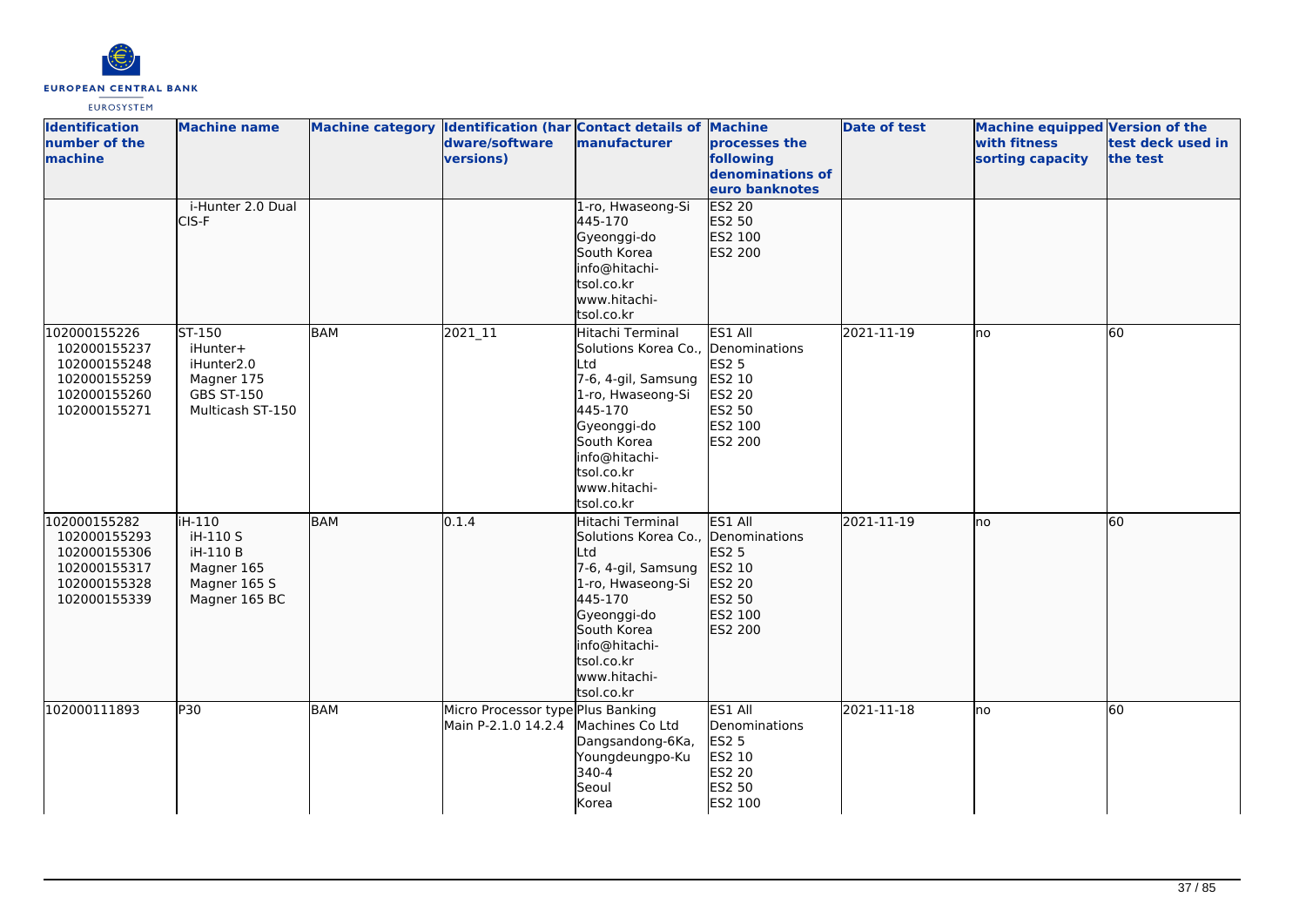| Identification number of the machine | Machine name | Machine category | Identification (hardware/software versions) | Contact details of manufacturer | Machine processes the following denominations of euro banknotes | Date of test | Machine equipped with fitness sorting capacity | Version of the test deck used in the test |
|---|---|---|---|---|---|---|---|---|
| | i-Hunter 2.0 Dual CIS-F | | | 1-ro, Hwaseong-Si 445-170 Gyeonggi-do South Korea info@hitachi-tsol.co.kr www.hitachi-tsol.co.kr | ES2 20 ES2 50 ES2 100 ES2 200 | | | |
| 102000155226 102000155237 102000155248 102000155259 102000155260 102000155271 | ST-150 iHunter+ iHunter2.0 Magner 175 GBS ST-150 Multicash ST-150 | BAM | 2021_11 | Hitachi Terminal Solutions Korea Co., Ltd 7-6, 4-gil, Samsung 1-ro, Hwaseong-Si 445-170 Gyeonggi-do South Korea info@hitachi-tsol.co.kr www.hitachi-tsol.co.kr | ES1 All Denominations ES2 5 ES2 10 ES2 20 ES2 50 ES2 100 ES2 200 | 2021-11-19 | no | 60 |
| 102000155282 102000155293 102000155306 102000155317 102000155328 102000155339 | iH-110 iH-110 S iH-110 B Magner 165 Magner 165 S Magner 165 BC | BAM | 0.1.4 | Hitachi Terminal Solutions Korea Co., Ltd 7-6, 4-gil, Samsung 1-ro, Hwaseong-Si 445-170 Gyeonggi-do South Korea info@hitachi-tsol.co.kr www.hitachi-tsol.co.kr | ES1 All Denominations ES2 5 ES2 10 ES2 20 ES2 50 ES2 100 ES2 200 | 2021-11-19 | no | 60 |
| 102000111893 | P30 | BAM | Micro Processor type Main P-2.1.0 14.2.4 | Plus Banking Machines Co Ltd Dangsandong-6Ka, Youngdeungpo-Ku 340-4 Seoul Korea | ES1 All Denominations ES2 5 ES2 10 ES2 20 ES2 50 ES2 100 | 2021-11-18 | no | 60 |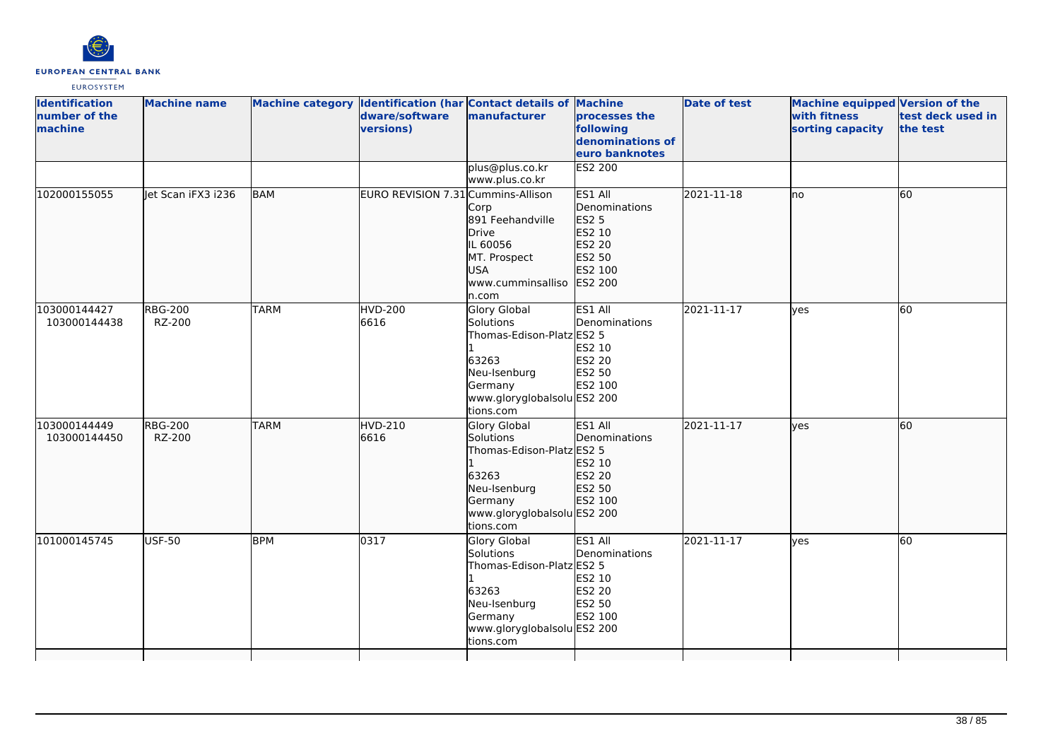| Identification number of the machine | Machine name | Machine category | Identification (hardware/software versions) | Contact details of manufacturer | Machine processes the following denominations of euro banknotes | Date of test | Machine equipped with fitness sorting capacity | Version of the test deck used in the test |
|---|---|---|---|---|---|---|---|---|
| | | | | plus@plus.co.kr www.plus.co.kr | ES2 200 | | | |
| 102000155055 | Jet Scan iFX3 i236 | BAM | EURO REVISION 7.31 | Cummins-Allison Corp 891 Feehandville Drive IL 60056 MT. Prospect USA www.cumminsallison.com | ES1 All Denominations ES2 5 ES2 10 ES2 20 ES2 50 ES2 100 ES2 200 | 2021-11-18 | no | 60 |
| 103000144427 103000144438 | RBG-200 RZ-200 | TARM | HVD-200 6616 | Glory Global Solutions Thomas-Edison-Platz 1 63263 Neu-Isenburg Germany www.gloryglobalsolutions.com | ES1 All Denominations ES2 5 ES2 10 ES2 20 ES2 50 ES2 100 ES2 200 | 2021-11-17 | yes | 60 |
| 103000144449 103000144450 | RBG-200 RZ-200 | TARM | HVD-210 6616 | Glory Global Solutions Thomas-Edison-Platz 1 63263 Neu-Isenburg Germany www.gloryglobalsolutions.com | ES1 All Denominations ES2 5 ES2 10 ES2 20 ES2 50 ES2 100 ES2 200 | 2021-11-17 | yes | 60 |
| 101000145745 | USF-50 | BPM | 0317 | Glory Global Solutions Thomas-Edison-Platz 1 63263 Neu-Isenburg Germany www.gloryglobalsolutions.com | ES1 All Denominations ES2 5 ES2 10 ES2 20 ES2 50 ES2 100 ES2 200 | 2021-11-17 | yes | 60 |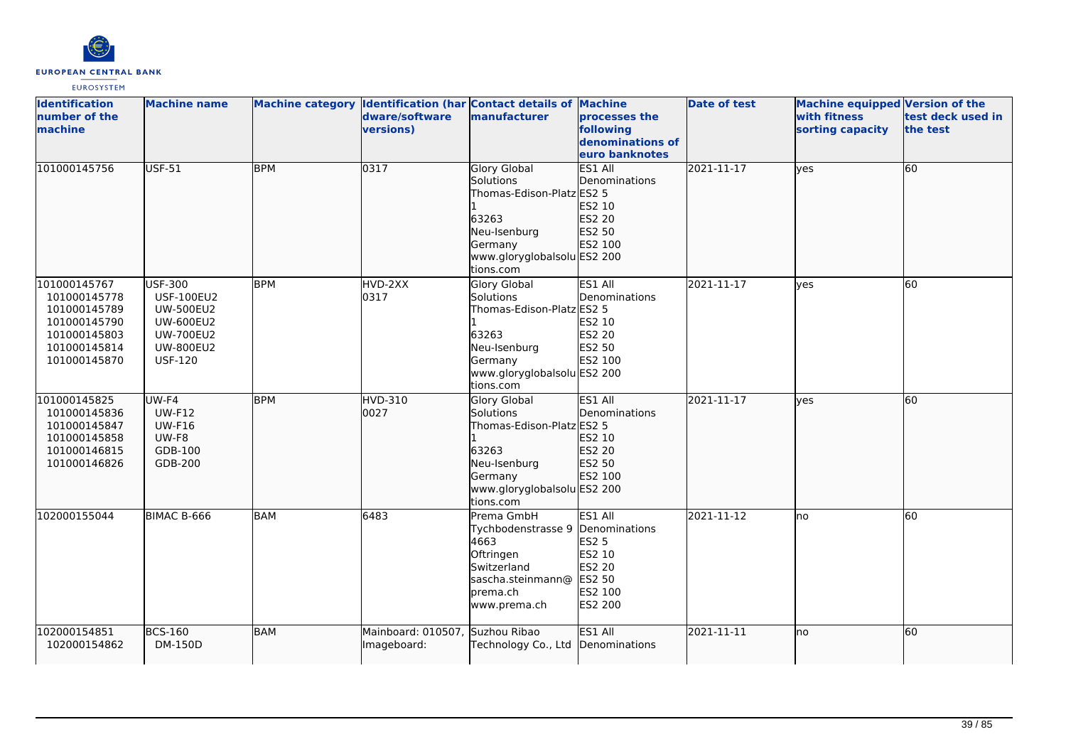| Identification number of the machine | Machine name | Machine category | Identification (hardware/software versions) | Contact details of manufacturer | Machine processes the following denominations of euro banknotes | Date of test | Machine equipped with fitness sorting capacity | Version of the test deck used in the test |
|---|---|---|---|---|---|---|---|---|
| 101000145756 | USF-51 | BPM | 0317 | Glory Global Solutions Thomas-Edison-Platz 1 63263 Neu-Isenburg Germany www.gloryglobalsolutions.com | ES1 All Denominations ES2 5 ES2 10 ES2 20 ES2 50 ES2 100 ES2 200 | 2021-11-17 | yes | 60 |
| 101000145767 101000145778 101000145789 101000145790 101000145803 101000145814 101000145870 | USF-300 USF-100EU2 UW-500EU2 UW-600EU2 UW-700EU2 UW-800EU2 USF-120 | BPM | HVD-2XX 0317 | Glory Global Solutions Thomas-Edison-Platz 1 63263 Neu-Isenburg Germany www.gloryglobalsolutions.com | ES1 All Denominations ES2 5 ES2 10 ES2 20 ES2 50 ES2 100 ES2 200 | 2021-11-17 | yes | 60 |
| 101000145825 101000145836 101000145847 101000145858 101000146815 101000146826 | UW-F4 UW-F12 UW-F16 UW-F8 GDB-100 GDB-200 | BPM | HVD-310 0027 | Glory Global Solutions Thomas-Edison-Platz 1 63263 Neu-Isenburg Germany www.gloryglobalsolutions.com | ES1 All Denominations ES2 5 ES2 10 ES2 20 ES2 50 ES2 100 ES2 200 | 2021-11-17 | yes | 60 |
| 102000155044 | BIMAC B-666 | BAM | 6483 | Prema GmbH Tychbodenstrasse 9 4663 Oftringen Switzerland sascha.steinmann@prema.ch www.prema.ch | ES1 All Denominations ES2 5 ES2 10 ES2 20 ES2 50 ES2 100 ES2 200 | 2021-11-12 | no | 60 |
| 102000154851 102000154862 | BCS-160 DM-150D | BAM | Mainboard: 010507, Imageboard: | Suzhou Ribao Technology Co., Ltd | ES1 All Denominations | 2021-11-11 | no | 60 |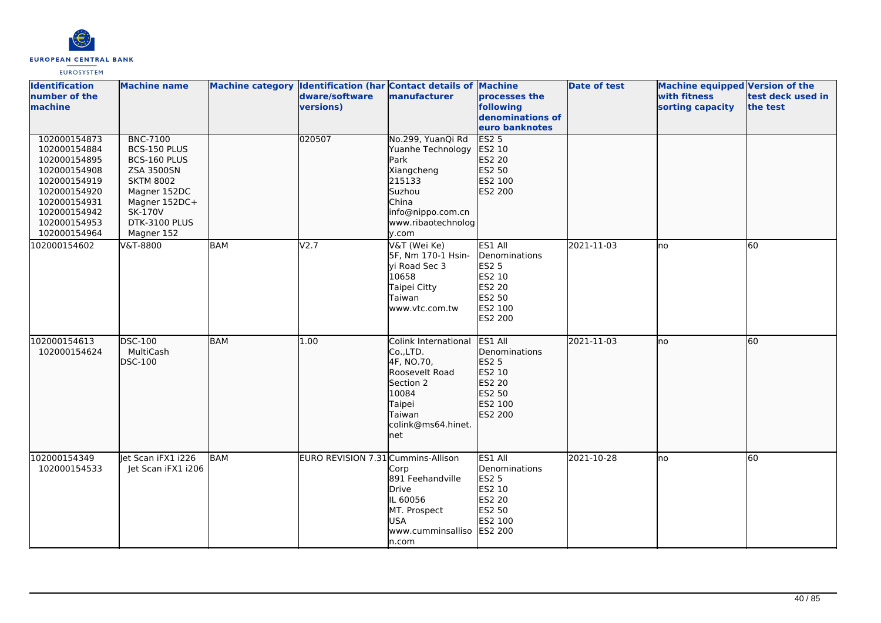| Identification number of the machine | Machine name | Machine category | Identification (hardware/software versions) | Contact details of manufacturer | Machine processes the following denominations of euro banknotes | Date of test | Machine equipped with fitness sorting capacity | Version of the test deck used in the test |
|---|---|---|---|---|---|---|---|---|
| 102000154873<br>102000154884<br>102000154895<br>102000154908<br>102000154919<br>102000154920<br>102000154931<br>102000154942<br>102000154953<br>102000154964 | BNC-7100<br>BCS-150 PLUS<br>BCS-160 PLUS<br>ZSA 3500SN<br>SKTM 8002<br>Magner 152DC<br>Magner 152DC+<br>SK-170V<br>DTK-3100 PLUS<br>Magner 152 | | 020507 | No.299, YuanQi Rd<br>Yuanhe Technology Park<br>Xiangcheng<br>215133<br>Suzhou<br>China<br>info@nippo.com.cn<br>www.ribaotechnology.com | ES2 5<br>ES2 10<br>ES2 20<br>ES2 50<br>ES2 100<br>ES2 200 | | | |
| 102000154602 | V&T-8800 | BAM | V2.7 | V&T (Wei Ke)<br>5F, Nm 170-1 Hsin-yi Road Sec 3<br>10658<br>Taipei Citty<br>Taiwan<br>www.vtc.com.tw | ES1 All Denominations<br>ES2 5<br>ES2 10<br>ES2 20<br>ES2 50<br>ES2 100<br>ES2 200 | 2021-11-03 | no | 60 |
| 102000154613<br>102000154624 | DSC-100<br>MultiCash<br>DSC-100 | BAM | 1.00 | Colink International Co.,LTD.<br>4F, NO.70, Roosevelt Road Section 2<br>10084<br>Taipei<br>Taiwan<br>colink@ms64.hinet.net | ES1 All Denominations<br>ES2 5<br>ES2 10<br>ES2 20<br>ES2 50<br>ES2 100<br>ES2 200 | 2021-11-03 | no | 60 |
| 102000154349<br>102000154533 | Jet Scan iFX1 i226<br>Jet Scan iFX1 i206 | BAM | EURO REVISION 7.31 | Cummins-Allison Corp<br>891 Feehandville Drive<br>IL 60056<br>MT. Prospect<br>USA<br>www.cumminsallison.com | ES1 All Denominations<br>ES2 5<br>ES2 10<br>ES2 20<br>ES2 50<br>ES2 100<br>ES2 200 | 2021-10-28 | no | 60 |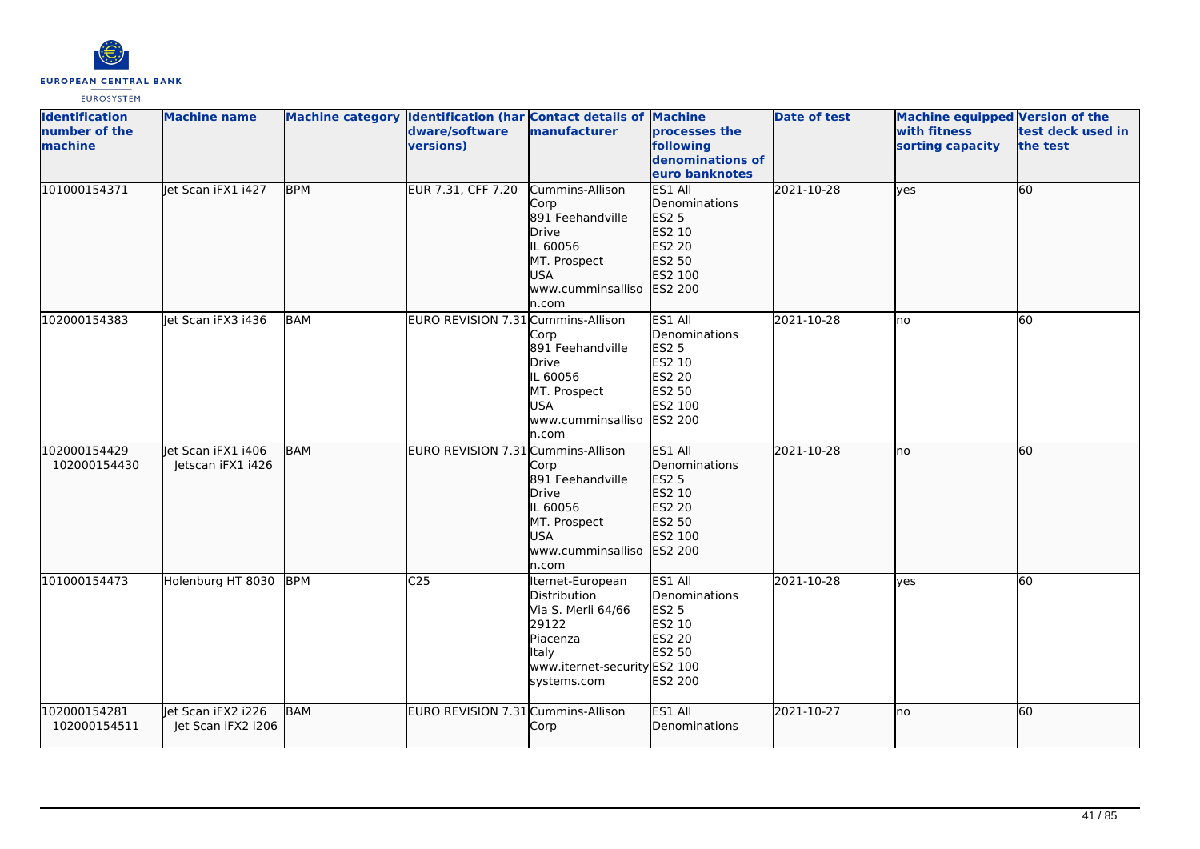| Identification number of the machine | Machine name | Machine category | Identification (hardware/software versions) | Contact details of manufacturer | Machine processes the following denominations of euro banknotes | Date of test | Machine equipped with fitness sorting capacity | Version of the test deck used in the test |
|---|---|---|---|---|---|---|---|---|
| 101000154371 | Jet Scan iFX1 i427 | BPM | EUR 7.31, CFF 7.20 | Cummins-Allison Corp<br>891 Feehandville Drive<br>IL 60056<br>MT. Prospect<br>USA<br>www.cumminsallison.com | ES1 All Denominations<br>ES2 5<br>ES2 10<br>ES2 20<br>ES2 50<br>ES2 100<br>ES2 200 | 2021-10-28 | yes | 60 |
| 102000154383 | Jet Scan iFX3 i436 | BAM | EURO REVISION 7.31 | Cummins-Allison Corp<br>891 Feehandville Drive<br>IL 60056<br>MT. Prospect<br>USA<br>www.cumminsallison.com | ES1 All Denominations<br>ES2 5<br>ES2 10<br>ES2 20<br>ES2 50<br>ES2 100<br>ES2 200 | 2021-10-28 | no | 60 |
| 102000154429<br>102000154430 | Jet Scan iFX1 i406<br>Jetscan iFX1 i426 | BAM | EURO REVISION 7.31 | Cummins-Allison Corp<br>891 Feehandville Drive<br>IL 60056<br>MT. Prospect<br>USA<br>www.cumminsallison.com | ES1 All Denominations<br>ES2 5<br>ES2 10<br>ES2 20<br>ES2 50<br>ES2 100<br>ES2 200 | 2021-10-28 | no | 60 |
| 101000154473 | Holenburg HT 8030 | BPM | C25 | Iternet-European Distribution<br>Via S. Merli 64/66<br>29122<br>Piacenza<br>Italy<br>www.iternet-securitysystems.com | ES1 All Denominations<br>ES2 5<br>ES2 10<br>ES2 20<br>ES2 50<br>ES2 100<br>ES2 200 | 2021-10-28 | yes | 60 |
| 102000154281<br>102000154511 | Jet Scan iFX2 i226<br>Jet Scan iFX2 i206 | BAM | EURO REVISION 7.31 | Cummins-Allison Corp | ES1 All Denominations | 2021-10-27 | no | 60 |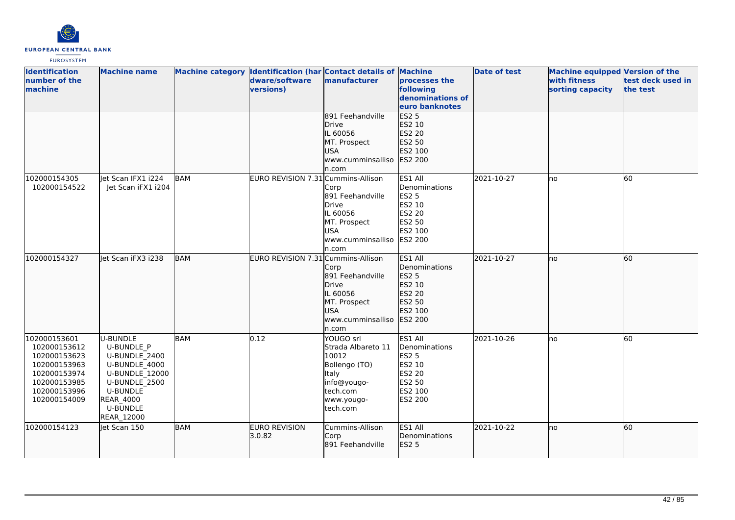| Identification number of the machine | Machine name | Machine category | Identification (hardware/software versions) | Contact details of manufacturer | Machine processes the following denominations of euro banknotes | Date of test | Machine equipped with fitness sorting capacity | Version of the test deck used in the test |
|---|---|---|---|---|---|---|---|---|
| | | | | 891 Feehandville Drive IL 60056 MT. Prospect USA www.cumminsallison.com | ES2 5 ES2 10 ES2 20 ES2 50 ES2 100 ES2 200 | | | |
| 102000154305 102000154522 | Jet Scan IFX1 i224 Jet Scan iFX1 i204 | BAM | EURO REVISION 7.31 | Cummins-Allison Corp 891 Feehandville Drive IL 60056 MT. Prospect USA www.cumminsallison.com | ES1 All Denominations ES2 5 ES2 10 ES2 20 ES2 50 ES2 100 ES2 200 | 2021-10-27 | no | 60 |
| 102000154327 | Jet Scan iFX3 i238 | BAM | EURO REVISION 7.31 | Cummins-Allison Corp 891 Feehandville Drive IL 60056 MT. Prospect USA www.cumminsallison.com | ES1 All Denominations ES2 5 ES2 10 ES2 20 ES2 50 ES2 100 ES2 200 | 2021-10-27 | no | 60 |
| 102000153601 102000153612 102000153623 102000153963 102000153974 102000153985 102000153996 102000154009 | U-BUNDLE U-BUNDLE_P U-BUNDLE_2400 U-BUNDLE_4000 U-BUNDLE_12000 U-BUNDLE_2500 U-BUNDLE REAR_4000 U-BUNDLE REAR_12000 | BAM | 0.12 | YOUGO srl Strada Albareto 11 10012 Bollengo (TO) Italy info@yougo-tech.com www.yougo-tech.com | ES1 All Denominations ES2 5 ES2 10 ES2 20 ES2 50 ES2 100 ES2 200 | 2021-10-26 | no | 60 |
| 102000154123 | Jet Scan 150 | BAM | EURO REVISION 3.0.82 | Cummins-Allison Corp 891 Feehandville | ES1 All Denominations ES2 5 | 2021-10-22 | no | 60 |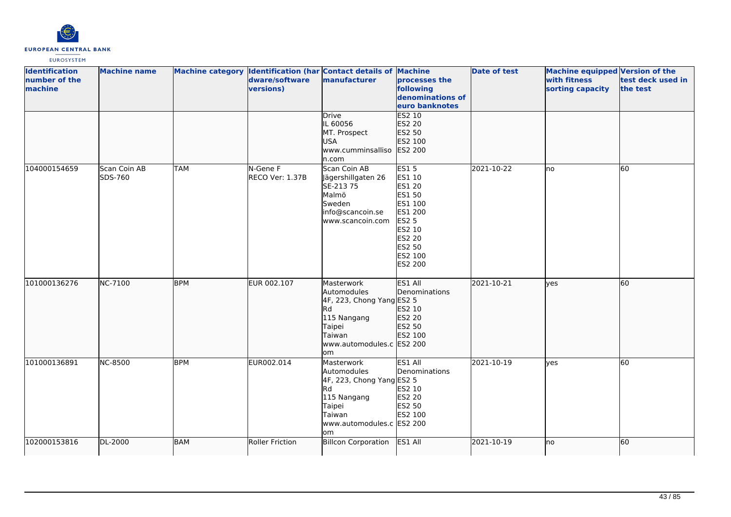| Identification number of the machine | Machine name | Machine category | Identification (hardware/software versions) | Contact details of manufacturer | Machine processes the following denominations of euro banknotes | Date of test | Machine equipped with fitness sorting capacity | Version of the test deck used in the test |
|---|---|---|---|---|---|---|---|---|
| | | | | Drive<br>IL 60056<br>MT. Prospect<br>USA<br>www.cumminsallison.com | ES2 10<br>ES2 20<br>ES2 50<br>ES2 100<br>ES2 200 | | | |
| 104000154659 | Scan Coin AB SDS-760 | TAM | N-Gene F<br>RECO Ver: 1.37B | Scan Coin AB<br>Jägershillgaten 26<br>SE-213 75<br>Malmö<br>Sweden<br>info@scancoin.se<br>www.scancoin.com | ES1 5<br>ES1 10<br>ES1 20<br>ES1 50<br>ES1 100<br>ES1 200<br>ES2 5<br>ES2 10<br>ES2 20<br>ES2 50<br>ES2 100<br>ES2 200 | 2021-10-22 | no | 60 |
| 101000136276 | NC-7100 | BPM | EUR 002.107 | Masterwork Automodules<br>4F, 223, Chong Yang Rd<br>115 Nangang<br>Taipei<br>Taiwan<br>www.automodules.com | ES1 All Denominations<br>ES2 5<br>ES2 10<br>ES2 20<br>ES2 50<br>ES2 100<br>ES2 200 | 2021-10-21 | yes | 60 |
| 101000136891 | NC-8500 | BPM | EUR002.014 | Masterwork Automodules<br>4F, 223, Chong Yang Rd<br>115 Nangang<br>Taipei<br>Taiwan<br>www.automodules.com | ES1 All Denominations<br>ES2 5<br>ES2 10<br>ES2 20<br>ES2 50<br>ES2 100<br>ES2 200 | 2021-10-19 | yes | 60 |
| 102000153816 | DL-2000 | BAM | Roller Friction | Billcon Corporation | ES1 All | 2021-10-19 | no | 60 |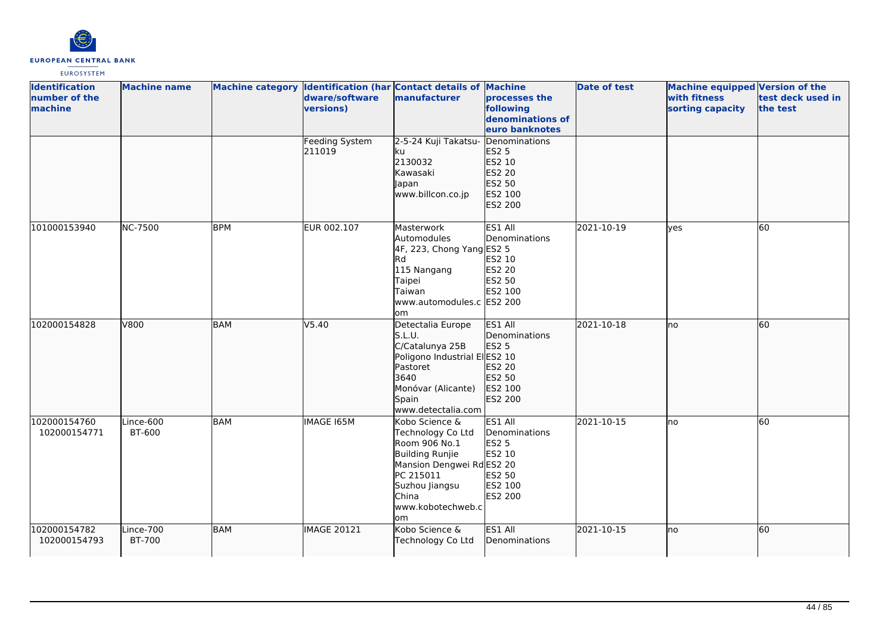| Identification number of the machine | Machine name | Machine category | Identification (hardware/software versions) | Contact details of manufacturer | Machine processes the following denominations of euro banknotes | Date of test | Machine equipped with fitness sorting capacity | Version of the test deck used in the test |
|---|---|---|---|---|---|---|---|---|
| | | | Feeding System 211019 | 2-5-24 Kuji Takatsu-ku<br>2130032<br>Kawasaki<br>Japan<br>www.billcon.co.jp | Denominations<br>ES2 5<br>ES2 10<br>ES2 20<br>ES2 50<br>ES2 100<br>ES2 200 | | | |
| 101000153940 | NC-7500 | BPM | EUR 002.107 | Masterwork Automodules<br>4F, 223, Chong Yang Rd<br>115 Nangang<br>Taipei<br>Taiwan<br>www.automodules.com | ES1 All Denominations<br>ES2 5<br>ES2 10<br>ES2 20<br>ES2 50<br>ES2 100<br>ES2 200 | 2021-10-19 | yes | 60 |
| 102000154828 | V800 | BAM | V5.40 | Detectalia Europe S.L.U.<br>C/Catalunya 25B<br>Poligono Industrial El Pastoret<br>3640<br>Monóvar (Alicante)<br>Spain<br>www.detectalia.com | ES1 All Denominations<br>ES2 5<br>ES2 10<br>ES2 20<br>ES2 50<br>ES2 100<br>ES2 200 | 2021-10-18 | no | 60 |
| 102000154760<br>102000154771 | Lince-600<br>BT-600 | BAM | IMAGE I65M | Kobo Science & Technology Co Ltd<br>Room 906 No.1 Building Runjie Mansion Dengwei Rd<br>PC 215011<br>Suzhou Jiangsu<br>China<br>www.kobotechweb.com | ES1 All Denominations<br>ES2 5<br>ES2 10<br>ES2 20<br>ES2 50<br>ES2 100<br>ES2 200 | 2021-10-15 | no | 60 |
| 102000154782<br>102000154793 | Lince-700<br>BT-700 | BAM | IMAGE 20121 | Kobo Science & Technology Co Ltd | ES1 All Denominations | 2021-10-15 | no | 60 |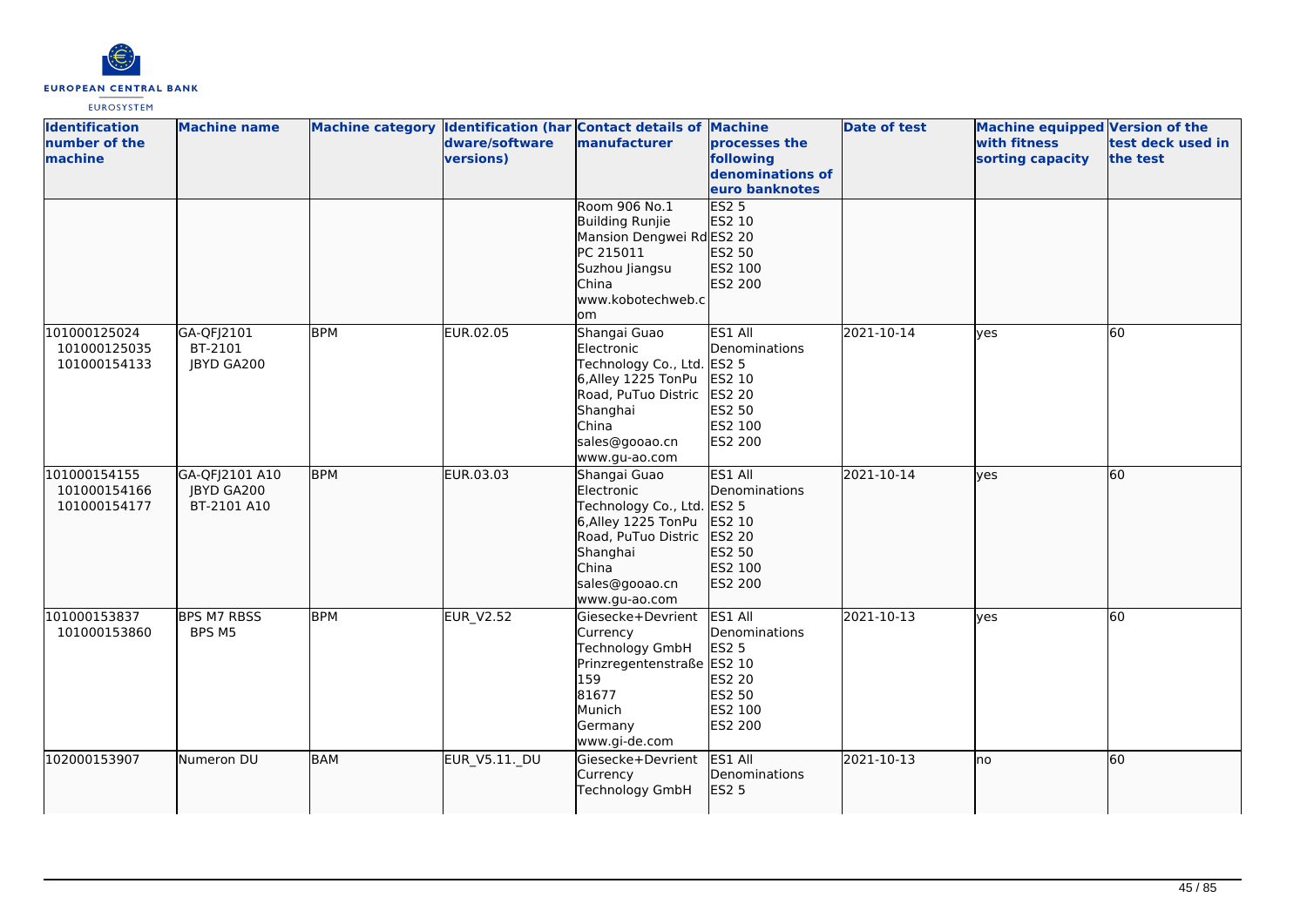| Identification number of the machine | Machine name | Machine category | Identification (hardware/software versions) | Contact details of manufacturer | Machine processes the following denominations of euro banknotes | Date of test | Machine equipped with fitness sorting capacity | Version of the test deck used in the test |
|---|---|---|---|---|---|---|---|---|
| | | | | Room 906 No.1 Building Runjie Mansion Dengwei Rd PC 215011 Suzhou Jiangsu China www.kobotechweb.com | ES2 5 ES2 10 ES2 20 ES2 50 ES2 100 ES2 200 | | | |
| 101000125024 101000125035 101000154133 | GA-QFJ2101 BT-2101 JBYD GA200 | BPM | EUR.02.05 | Shangai Guao Electronic Technology Co., Ltd. 6,Alley 1225 TonPu Road, PuTuo Distric Shanghai China sales@gooao.cn www.gu-ao.com | ES1 All Denominations ES2 5 ES2 10 ES2 20 ES2 50 ES2 100 ES2 200 | 2021-10-14 | yes | 60 |
| 101000154155 101000154166 101000154177 | GA-QFJ2101 A10 JBYD GA200 BT-2101 A10 | BPM | EUR.03.03 | Shangai Guao Electronic Technology Co., Ltd. 6,Alley 1225 TonPu Road, PuTuo Distric Shanghai China sales@gooao.cn www.gu-ao.com | ES1 All Denominations ES2 5 ES2 10 ES2 20 ES2 50 ES2 100 ES2 200 | 2021-10-14 | yes | 60 |
| 101000153837 101000153860 | BPS M7 RBSS BPS M5 | BPM | EUR_V2.52 | Giesecke+Devrient Currency Technology GmbH Prinzregentenstraße 159 81677 Munich Germany www.gi-de.com | ES1 All Denominations ES2 5 ES2 10 ES2 20 ES2 50 ES2 100 ES2 200 | 2021-10-13 | yes | 60 |
| 102000153907 | Numeron DU | BAM | EUR_V5.11._DU | Giesecke+Devrient Currency Technology GmbH | ES1 All Denominations ES2 5 | 2021-10-13 | no | 60 |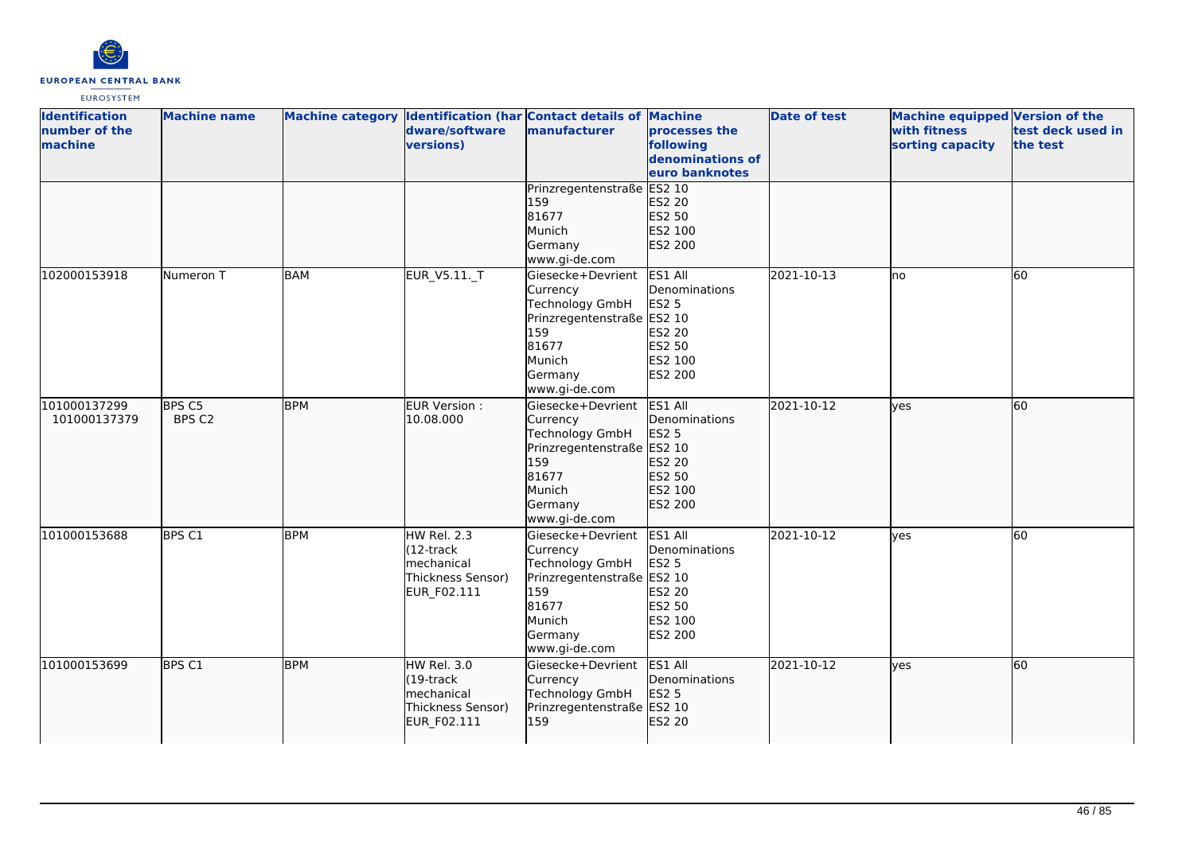| Identification number of the machine | Machine name | Machine category | Identification (hardware/software versions) | Contact details of manufacturer | Machine processes the following denominations of euro banknotes | Date of test | Machine equipped with fitness sorting capacity | Version of the test deck used in the test |
|---|---|---|---|---|---|---|---|---|
| | | | | Prinzregentenstraße 159<br>81677<br>Munich<br>Germany<br>www.gi-de.com | ES2 10<br>ES2 20<br>ES2 50<br>ES2 100<br>ES2 200 | | | |
| 102000153918 | Numeron T | BAM | EUR_V5.11._T | Giesecke+Devrient Currency Technology GmbH<br>Prinzregentenstraße 159<br>81677<br>Munich<br>Germany<br>www.gi-de.com | ES1 All Denominations<br>ES2 5<br>ES2 10<br>ES2 20<br>ES2 50<br>ES2 100<br>ES2 200 | 2021-10-13 | no | 60 |
| 101000137299<br>101000137379 | BPS C5<br>BPS C2 | BPM | EUR Version : 10.08.000 | Giesecke+Devrient Currency Technology GmbH<br>Prinzregentenstraße 159<br>81677<br>Munich<br>Germany<br>www.gi-de.com | ES1 All Denominations<br>ES2 5<br>ES2 10<br>ES2 20<br>ES2 50<br>ES2 100<br>ES2 200 | 2021-10-12 | yes | 60 |
| 101000153688 | BPS C1 | BPM | HW Rel. 2.3 (12-track mechanical Thickness Sensor)<br>EUR_F02.111 | Giesecke+Devrient Currency Technology GmbH<br>Prinzregentenstraße 159<br>81677<br>Munich<br>Germany<br>www.gi-de.com | ES1 All Denominations<br>ES2 5<br>ES2 10<br>ES2 20<br>ES2 50<br>ES2 100<br>ES2 200 | 2021-10-12 | yes | 60 |
| 101000153699 | BPS C1 | BPM | HW Rel. 3.0 (19-track mechanical Thickness Sensor)<br>EUR_F02.111 | Giesecke+Devrient Currency Technology GmbH<br>Prinzregentenstraße 159 | ES1 All Denominations<br>ES2 5<br>ES2 10<br>ES2 20 | 2021-10-12 | yes | 60 |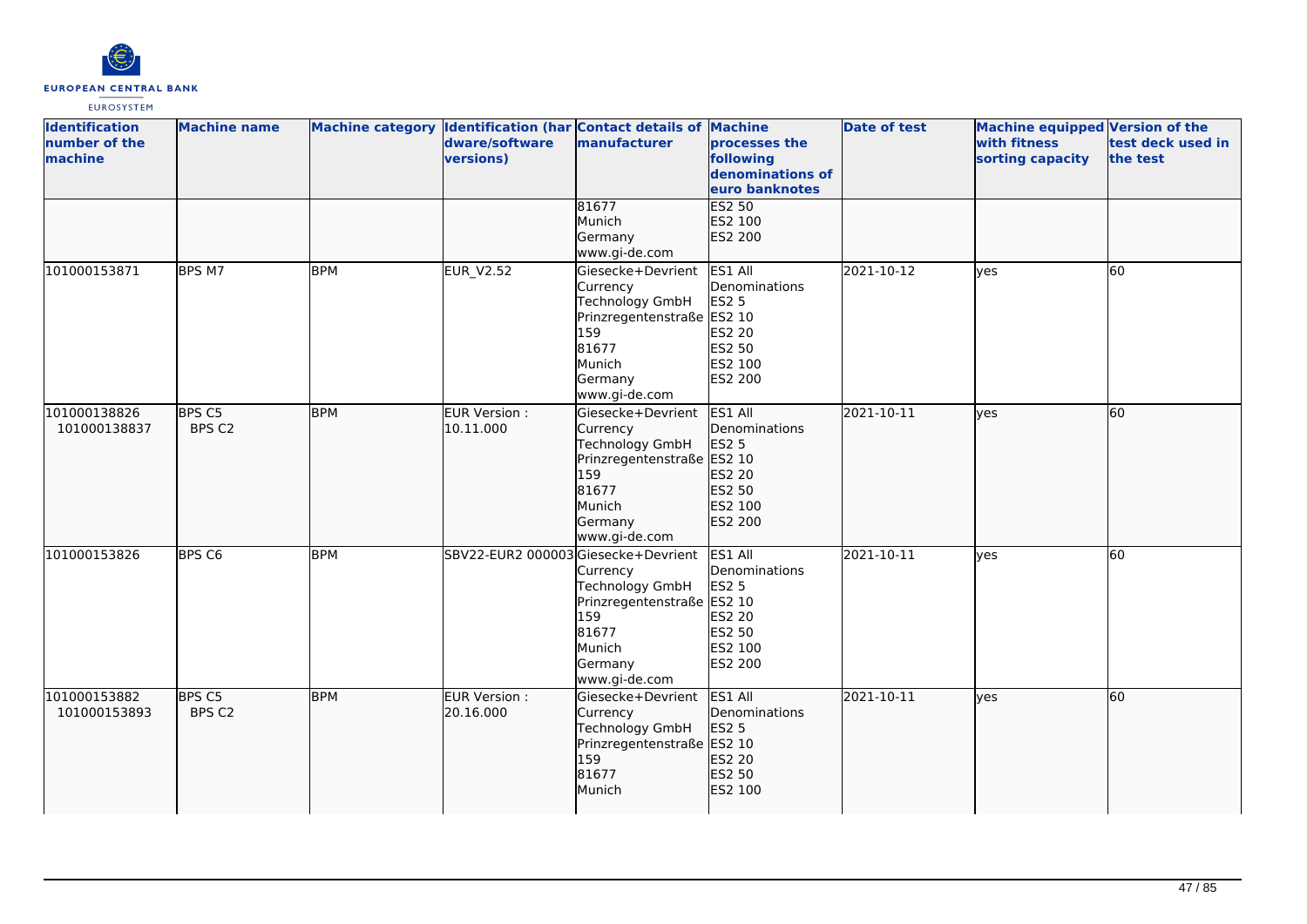| Identification number of the machine | Machine name | Machine category | Identification (hardware/software versions) | Contact details of manufacturer | Machine processes the following denominations of euro banknotes | Date of test | Machine equipped with fitness sorting capacity | Version of the test deck used in the test |
|---|---|---|---|---|---|---|---|---|
| | | | | 81677<br>Munich<br>Germany<br>www.gi-de.com | ES2 50<br>ES2 100<br>ES2 200 | | | |
| 101000153871 | BPS M7 | BPM | EUR_V2.52 | Giesecke+Devrient Currency Technology GmbH<br>Prinzregentenstraße 159<br>81677<br>Munich<br>Germany<br>www.gi-de.com | ES1 All Denominations<br>ES2 5<br>ES2 10<br>ES2 20<br>ES2 50<br>ES2 100<br>ES2 200 | 2021-10-12 | yes | 60 |
| 101000138826<br>101000138837 | BPS C5<br>BPS C2 | BPM | EUR Version : 10.11.000 | Giesecke+Devrient Currency Technology GmbH<br>Prinzregentenstraße 159<br>81677<br>Munich<br>Germany<br>www.gi-de.com | ES1 All Denominations<br>ES2 5<br>ES2 10<br>ES2 20<br>ES2 50<br>ES2 100<br>ES2 200 | 2021-10-11 | yes | 60 |
| 101000153826 | BPS C6 | BPM | SBV22-EUR2 000003 | Giesecke+Devrient Currency Technology GmbH<br>Prinzregentenstraße 159<br>81677<br>Munich<br>Germany<br>www.gi-de.com | ES1 All Denominations<br>ES2 5<br>ES2 10<br>ES2 20<br>ES2 50<br>ES2 100<br>ES2 200 | 2021-10-11 | yes | 60 |
| 101000153882<br>101000153893 | BPS C5<br>BPS C2 | BPM | EUR Version : 20.16.000 | Giesecke+Devrient Currency Technology GmbH<br>Prinzregentenstraße 159<br>81677<br>Munich | ES1 All Denominations<br>ES2 5<br>ES2 10<br>ES2 20<br>ES2 50<br>ES2 100 | 2021-10-11 | yes | 60 |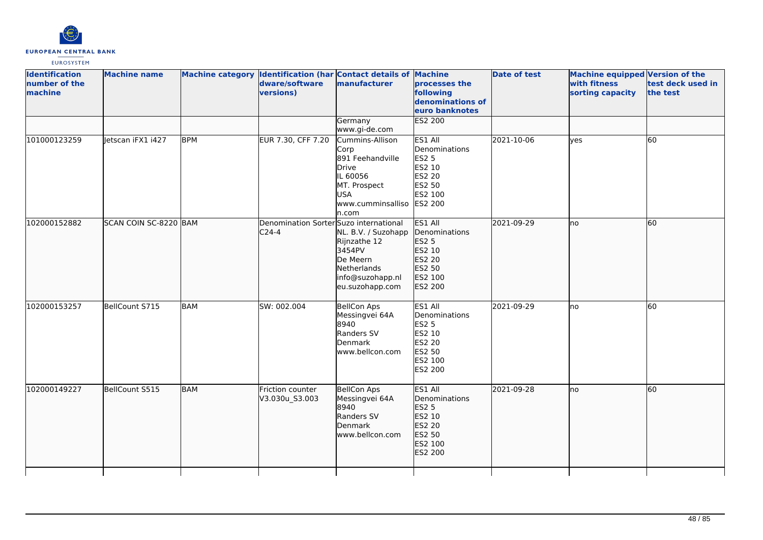| Identification number of the machine | Machine name | Machine category | Identification (hardware/software versions) | Contact details of manufacturer | Machine processes the following denominations of euro banknotes | Date of test | Machine equipped with fitness sorting capacity | Version of the test deck used in the test |
|---|---|---|---|---|---|---|---|---|
| | | | | Germany www.gi-de.com | ES2 200 | | | |
| 101000123259 | Jetscan iFX1 i427 | BPM | EUR 7.30, CFF 7.20 | Cummins-Allison Corp 891 Feehandville Drive IL 60056 MT. Prospect USA www.cumminsallison.com | ES1 All Denominations ES2 5 ES2 10 ES2 20 ES2 50 ES2 100 ES2 200 | 2021-10-06 | yes | 60 |
| 102000152882 | SCAN COIN SC-8220 | BAM | Denomination Sorter C24-4 | Suzo international NL. B.V. / Suzohapp Rijnzathe 12 3454PV De Meern Netherlands info@suzohapp.nl eu.suzohapp.com | ES1 All Denominations ES2 5 ES2 10 ES2 20 ES2 50 ES2 100 ES2 200 | 2021-09-29 | no | 60 |
| 102000153257 | BellCount S715 | BAM | SW: 002.004 | BellCon Aps Messingvei 64A 8940 Randers SV Denmark www.bellcon.com | ES1 All Denominations ES2 5 ES2 10 ES2 20 ES2 50 ES2 100 ES2 200 | 2021-09-29 | no | 60 |
| 102000149227 | BellCount S515 | BAM | Friction counter V3.030u_S3.003 | BellCon Aps Messingvei 64A 8940 Randers SV Denmark www.bellcon.com | ES1 All Denominations ES2 5 ES2 10 ES2 20 ES2 50 ES2 100 ES2 200 | 2021-09-28 | no | 60 |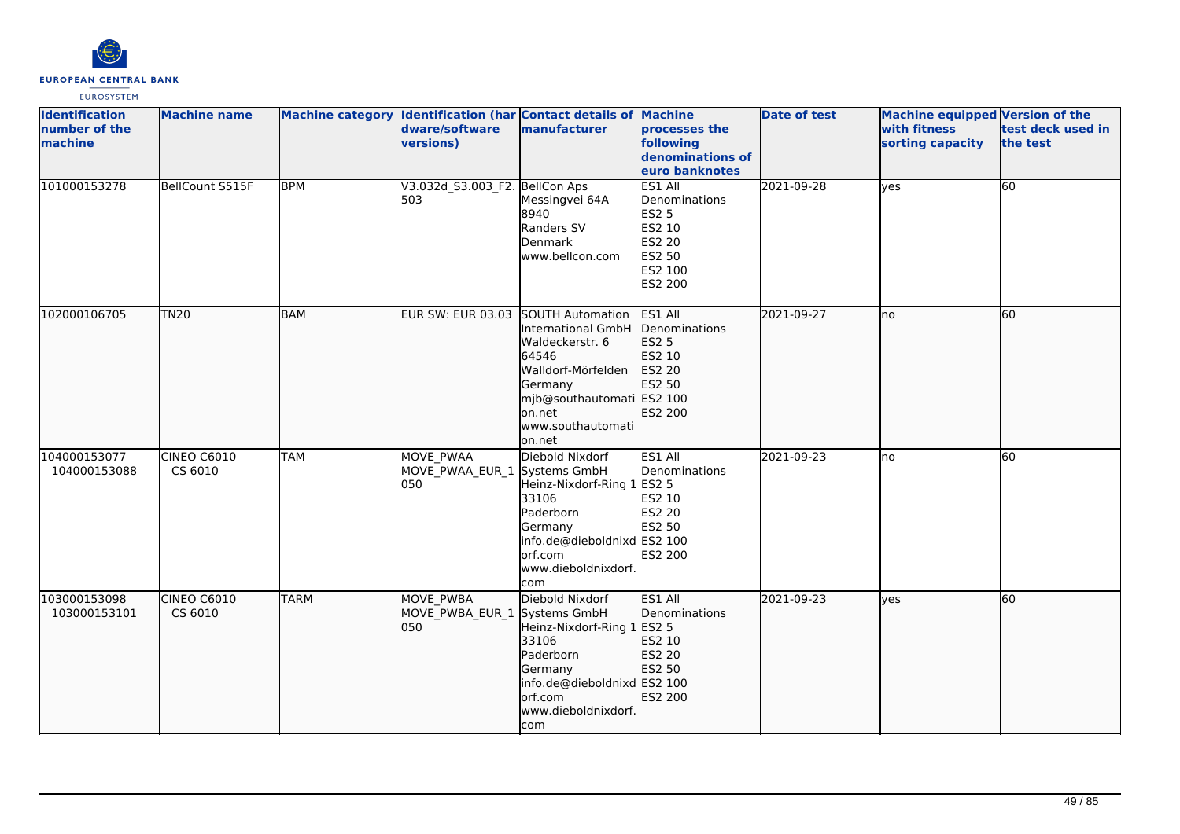| Identification number of the machine | Machine name | Machine category | Identification (hardware/software versions) | Contact details of manufacturer | Machine processes the following denominations of euro banknotes | Date of test | Machine equipped with fitness sorting capacity | Version of the test deck used in the test |
|---|---|---|---|---|---|---|---|---|
| 101000153278 | BellCount S515F | BPM | V3.032d_S3.003_F2.503 | BellCon Aps<br>Messingvei 64A<br>8940<br>Randers SV<br>Denmark<br>www.bellcon.com | ES1 All Denominations<br>ES2 5<br>ES2 10<br>ES2 20<br>ES2 50<br>ES2 100<br>ES2 200 | 2021-09-28 | yes | 60 |
| 102000106705 | TN20 | BAM | EUR SW: EUR 03.03 | SOUTH Automation International GmbH<br>Waldeckerstr. 6<br>64546<br>Walldorf-Mörfelden<br>Germany<br>mjb@southautomation.net<br>www.southautomation.net | ES1 All Denominations<br>ES2 5<br>ES2 10<br>ES2 20<br>ES2 50<br>ES2 100<br>ES2 200 | 2021-09-27 | no | 60 |
| 104000153077<br>104000153088 | CINEO C6010<br>CS 6010 | TAM | MOVE_PWAA<br>MOVE_PWAA_EUR_1050 | Diebold Nixdorf Systems GmbH<br>Heinz-Nixdorf-Ring 1<br>33106<br>Paderborn<br>Germany<br>info.de@dieboldnixdorf.com<br>www.dieboldnixdorf.com | ES1 All Denominations<br>ES2 5<br>ES2 10<br>ES2 20<br>ES2 50<br>ES2 100<br>ES2 200 | 2021-09-23 | no | 60 |
| 103000153098<br>103000153101 | CINEO C6010<br>CS 6010 | TARM | MOVE_PWBA<br>MOVE_PWBA_EUR_1050 | Diebold Nixdorf Systems GmbH<br>Heinz-Nixdorf-Ring 1<br>33106<br>Paderborn<br>Germany<br>info.de@dieboldnixdorf.com<br>www.dieboldnixdorf.com | ES1 All Denominations<br>ES2 5<br>ES2 10<br>ES2 20<br>ES2 50<br>ES2 100<br>ES2 200 | 2021-09-23 | yes | 60 |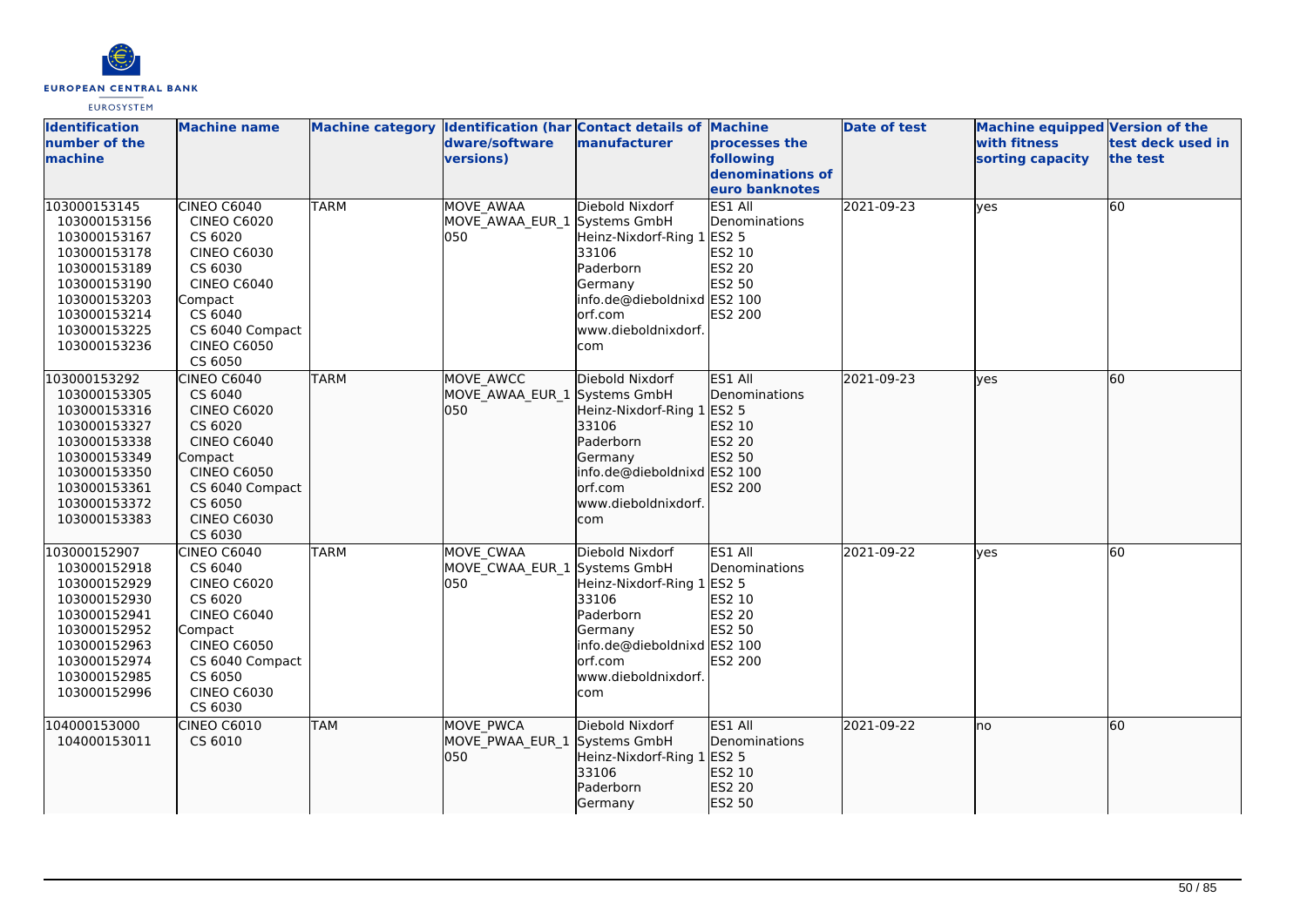| Identification number of the machine | Machine name | Machine category | Identification (hardware/software versions) | Contact details of manufacturer | Machine processes the following denominations of euro banknotes | Date of test | Machine equipped with fitness sorting capacity | Version of the test deck used in the test |
|---|---|---|---|---|---|---|---|---|
| 103000153145<br>103000153156<br>103000153167<br>103000153178<br>103000153189<br>103000153190<br>103000153203<br>103000153214<br>103000153225<br>103000153236 | CINEO C6040<br>CINEO C6020<br>CS 6020<br>CINEO C6030<br>CS 6030<br>CINEO C6040 Compact<br>CS 6040<br>CS 6040 Compact<br>CINEO C6050<br>CS 6050 | TARM | MOVE_AWAA<br>MOVE_AWAA_EUR_1050 | Diebold Nixdorf Systems GmbH<br>Heinz-Nixdorf-Ring 1<br>33106<br>Paderborn<br>Germany<br>info.de@dieboldnixdorf.com<br>www.dieboldnixdorf.com | ES1 All Denominations<br>ES2 5<br>ES2 10<br>ES2 20<br>ES2 50<br>ES2 100<br>ES2 200 | 2021-09-23 | yes | 60 |
| 103000153292<br>103000153305<br>103000153316<br>103000153327<br>103000153338<br>103000153349<br>103000153350<br>103000153361<br>103000153372<br>103000153383 | CINEO C6040<br>CS 6040<br>CINEO C6020<br>CS 6020<br>CINEO C6040 Compact<br>CINEO C6050<br>CS 6040 Compact<br>CS 6050<br>CINEO C6030<br>CS 6030 | TARM | MOVE_AWCC<br>MOVE_AWAA_EUR_1050 | Diebold Nixdorf Systems GmbH<br>Heinz-Nixdorf-Ring 1<br>33106<br>Paderborn<br>Germany<br>info.de@dieboldnixdorf.com<br>www.dieboldnixdorf.com | ES1 All Denominations<br>ES2 5<br>ES2 10<br>ES2 20<br>ES2 50<br>ES2 100<br>ES2 200 | 2021-09-23 | yes | 60 |
| 103000152907<br>103000152918<br>103000152929<br>103000152930<br>103000152941<br>103000152952<br>103000152963<br>103000152974<br>103000152985<br>103000152996 | CINEO C6040<br>CS 6040<br>CINEO C6020<br>CS 6020<br>CINEO C6040 Compact<br>CINEO C6050<br>CS 6040 Compact<br>CS 6050<br>CINEO C6030<br>CS 6030 | TARM | MOVE_CWAA<br>MOVE_CWAA_EUR_1050 | Diebold Nixdorf Systems GmbH<br>Heinz-Nixdorf-Ring 1<br>33106<br>Paderborn<br>Germany<br>info.de@dieboldnixdorf.com<br>www.dieboldnixdorf.com | ES1 All Denominations<br>ES2 5<br>ES2 10<br>ES2 20<br>ES2 50<br>ES2 100<br>ES2 200 | 2021-09-22 | yes | 60 |
| 104000153000<br>104000153011 | CINEO C6010<br>CS 6010 | TAM | MOVE_PWCA<br>MOVE_PWAA_EUR_1050 | Diebold Nixdorf Systems GmbH<br>Heinz-Nixdorf-Ring 1<br>33106<br>Paderborn<br>Germany | ES1 All Denominations<br>ES2 5<br>ES2 10<br>ES2 20<br>ES2 50 | 2021-09-22 | no | 60 |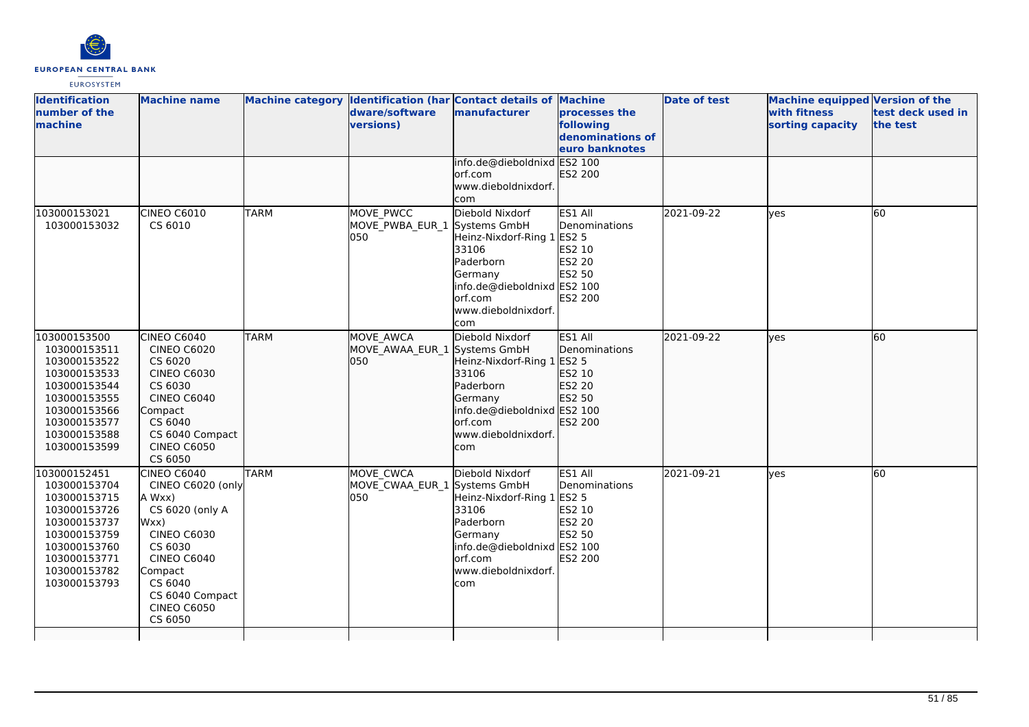| Identification number of the machine | Machine name | Machine category | Identification (hardware/software versions) | Contact details of manufacturer | Machine processes the following denominations of euro banknotes | Date of test | Machine equipped with fitness sorting capacity | Version of the test deck used in the test |
|---|---|---|---|---|---|---|---|---|
| | | | | info.de@dieboldnixdorf.com www.dieboldnixdorf.com | ES2 100 ES2 200 | | | |
| 103000153021 103000153032 | CINEO C6010 CS 6010 | TARM | MOVE_PWCC MOVE_PWBA_EUR_1 050 | Diebold Nixdorf Systems GmbH Heinz-Nixdorf-Ring 1 33106 Paderborn Germany info.de@dieboldnixdorf.com www.dieboldnixdorf.com | ES1 All Denominations ES2 5 ES2 10 ES2 20 ES2 50 ES2 100 ES2 200 | 2021-09-22 | yes | 60 |
| 103000153500 103000153511 103000153522 103000153533 103000153544 103000153555 103000153566 103000153577 103000153588 103000153599 | CINEO C6040 CINEO C6020 CS 6020 CINEO C6030 CS 6030 CINEO C6040 Compact CS 6040 CS 6040 Compact CINEO C6050 CS 6050 | TARM | MOVE_AWCA MOVE_AWAA_EUR_1 050 | Diebold Nixdorf Systems GmbH Heinz-Nixdorf-Ring 1 33106 Paderborn Germany info.de@dieboldnixdorf.com www.dieboldnixdorf.com | ES1 All Denominations ES2 5 ES2 10 ES2 20 ES2 50 ES2 100 ES2 200 | 2021-09-22 | yes | 60 |
| 103000152451 103000153704 103000153715 103000153726 103000153737 103000153759 103000153760 103000153771 103000153782 103000153793 | CINEO C6040 CINEO C6020 (only A Wxx) CS 6020 (only A Wxx) CINEO C6030 CS 6030 CINEO C6040 Compact CS 6040 CS 6040 Compact CINEO C6050 CS 6050 | TARM | MOVE_CWCA MOVE_CWAA_EUR_1 050 | Diebold Nixdorf Systems GmbH Heinz-Nixdorf-Ring 1 33106 Paderborn Germany info.de@dieboldnixdorf.com www.dieboldnixdorf.com | ES1 All Denominations ES2 5 ES2 10 ES2 20 ES2 50 ES2 100 ES2 200 | 2021-09-21 | yes | 60 |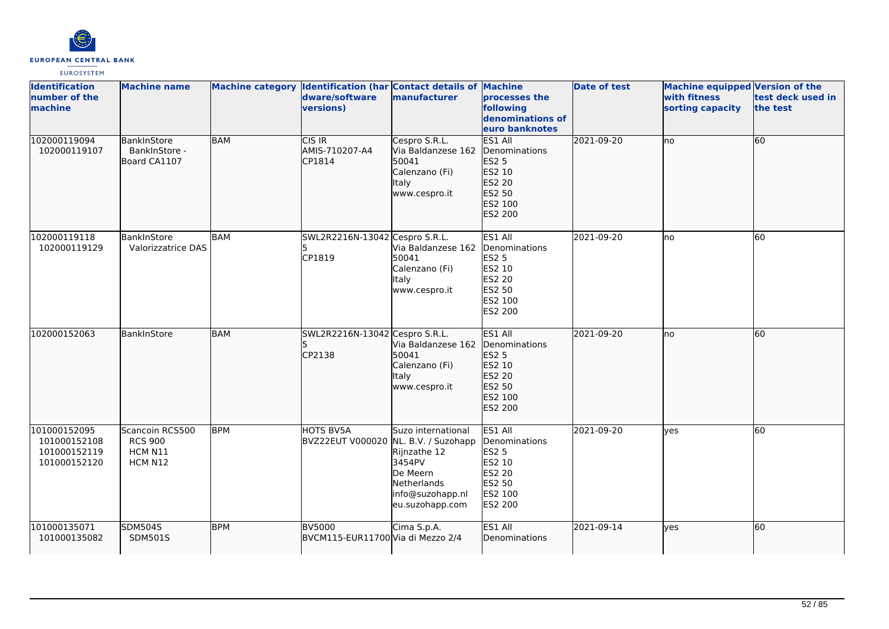| Identification number of the machine | Machine name | Machine category | Identification (hardware/software versions) | Contact details of manufacturer | Machine processes the following denominations of euro banknotes | Date of test | Machine equipped with fitness sorting capacity | Version of the test deck used in the test |
|---|---|---|---|---|---|---|---|---|
| 102000119094<br>102000119107 | BankInStore<br>BankInStore - Board CA1107 | BAM | CIS IR<br>AMIS-710207-A4<br>CP1814 | Cespro S.R.L.<br>Via Baldanzese 162<br>50041<br>Calenzano (Fi)<br>Italy<br>www.cespro.it | ES1 All Denominations<br>ES2 5<br>ES2 10<br>ES2 20<br>ES2 50<br>ES2 100<br>ES2 200 | 2021-09-20 | no | 60 |
| 102000119118<br>102000119129 | BankInStore<br>Valorizzatrice DAS | BAM | SWL2R2216N-130425<br>CP1819 | Cespro S.R.L.<br>Via Baldanzese 162<br>50041<br>Calenzano (Fi)<br>Italy<br>www.cespro.it | ES1 All Denominations<br>ES2 5<br>ES2 10<br>ES2 20<br>ES2 50<br>ES2 100<br>ES2 200 | 2021-09-20 | no | 60 |
| 102000152063 | BankInStore | BAM | SWL2R2216N-130425<br>CP2138 | Cespro S.R.L.<br>Via Baldanzese 162<br>50041<br>Calenzano (Fi)<br>Italy<br>www.cespro.it | ES1 All Denominations<br>ES2 5<br>ES2 10<br>ES2 20<br>ES2 50<br>ES2 100<br>ES2 200 | 2021-09-20 | no | 60 |
| 101000152095<br>101000152108<br>101000152119<br>101000152120 | Scancoin RCS500<br>RCS 900<br>HCM N11<br>HCM N12 | BPM | HOTS BV5A<br>BVZ22EUT V000020 | Suzo international NL. B.V. / Suzohapp<br>Rijnzathe 12<br>3454PV<br>De Meern<br>Netherlands<br>info@suzohapp.nl<br>eu.suzohapp.com | ES1 All Denominations<br>ES2 5<br>ES2 10<br>ES2 20<br>ES2 50<br>ES2 100<br>ES2 200 | 2021-09-20 | yes | 60 |
| 101000135071<br>101000135082 | SDM504S<br>SDM501S | BPM | BV5000<br>BVCM115-EUR11700 | Cima S.p.A.<br>Via di Mezzo 2/4 | ES1 All Denominations | 2021-09-14 | yes | 60 |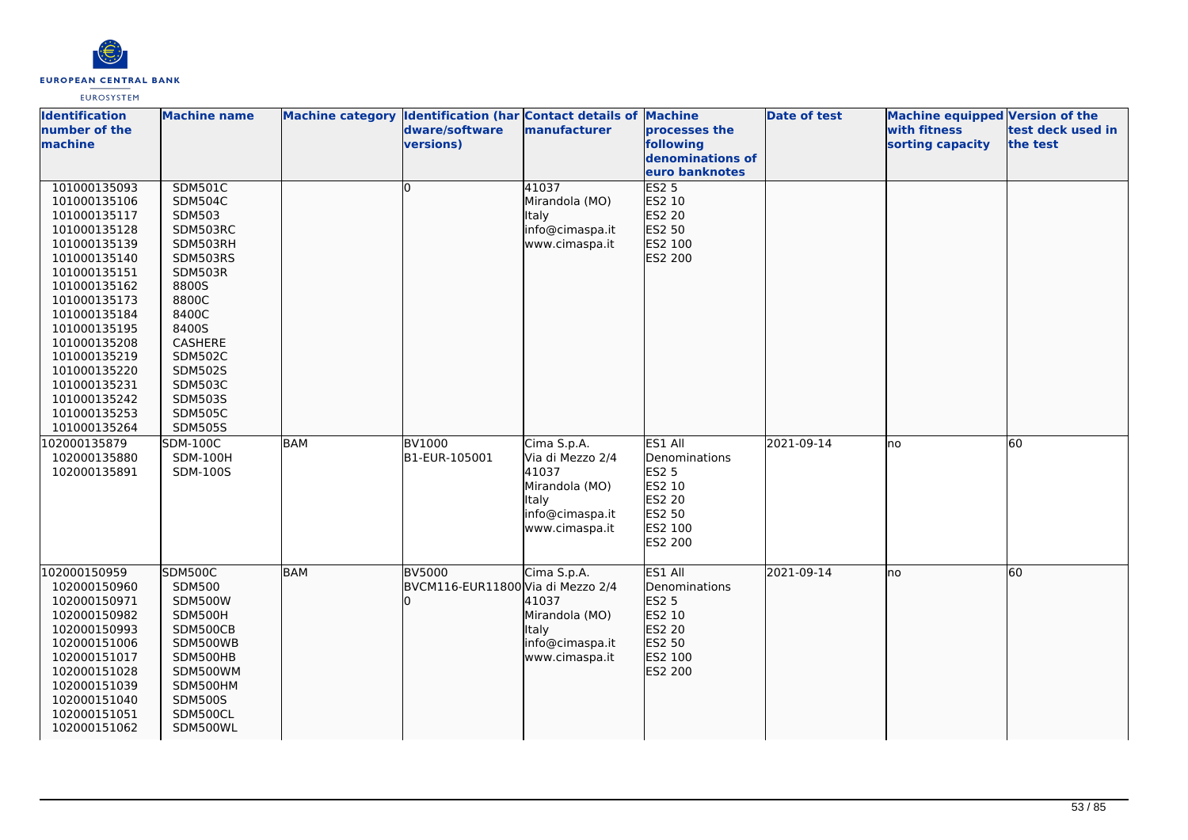| Identification number of the machine | Machine name | Machine category | Identification (hardware/software versions) | Contact details of manufacturer | Machine processes the following denominations of euro banknotes | Date of test | Machine equipped with fitness sorting capacity | Version of the test deck used in the test |
|---|---|---|---|---|---|---|---|---|
| 101000135093<br>101000135106<br>101000135117<br>101000135128<br>101000135139<br>101000135140<br>101000135151<br>101000135162<br>101000135173<br>101000135184<br>101000135195<br>101000135208<br>101000135219<br>101000135220<br>101000135231<br>101000135242<br>101000135253<br>101000135264 | SDM501C<br>SDM504C<br>SDM503<br>SDM503RC<br>SDM503RH<br>SDM503RS<br>SDM503R<br>8800S<br>8800C<br>8400C<br>8400S<br>CASHERE<br>SDM502C<br>SDM502S<br>SDM503C<br>SDM503S<br>SDM505C<br>SDM505S | | 0 | 41037<br>Mirandola (MO)<br>Italy<br>info@cimaspa.it<br>www.cimaspa.it | ES2 5<br>ES2 10<br>ES2 20<br>ES2 50<br>ES2 100<br>ES2 200 | | | |
| 102000135879<br>102000135880<br>102000135891 | SDM-100C<br>SDM-100H<br>SDM-100S | BAM | BV1000<br>B1-EUR-105001 | Cima S.p.A.<br>Via di Mezzo 2/4<br>41037<br>Mirandola (MO)<br>Italy<br>info@cimaspa.it<br>www.cimaspa.it | ES1 All Denominations<br>ES2 5<br>ES2 10<br>ES2 20<br>ES2 50<br>ES2 100<br>ES2 200 | 2021-09-14 | no | 60 |
| 102000150959<br>102000150960<br>102000150971<br>102000150982<br>102000150993<br>102000151006<br>102000151017<br>102000151028<br>102000151039<br>102000151040<br>102000151051<br>102000151062 | SDM500C<br>SDM500<br>SDM500W<br>SDM500H<br>SDM500CB<br>SDM500WB<br>SDM500HB<br>SDM500WM<br>SDM500HM<br>SDM500S<br>SDM500CL<br>SDM500WL | BAM | BV5000<br>BVCM116-EUR11800<br>0 | Cima S.p.A.<br>Via di Mezzo 2/4<br>41037<br>Mirandola (MO)<br>Italy<br>info@cimaspa.it<br>www.cimaspa.it | ES1 All Denominations<br>ES2 5<br>ES2 10<br>ES2 20<br>ES2 50<br>ES2 100<br>ES2 200 | 2021-09-14 | no | 60 |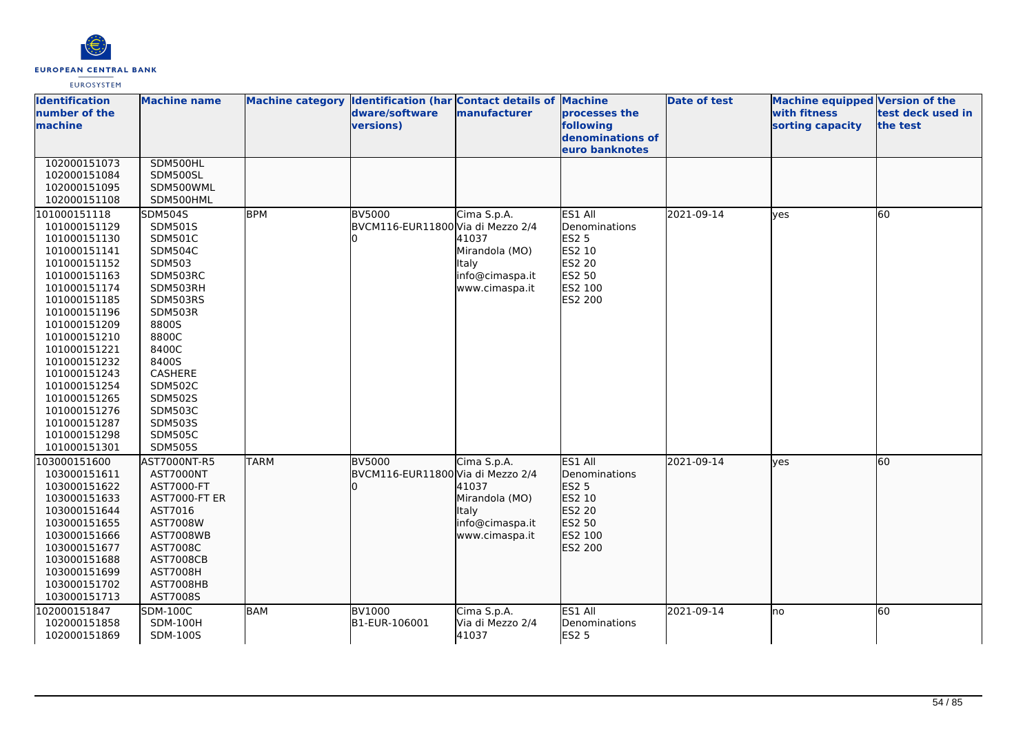| Identification number of the machine | Machine name | Machine category | Identification (hardware/software versions) | Contact details of manufacturer | Machine processes the following denominations of euro banknotes | Date of test | Machine equipped with fitness sorting capacity | Version of the test deck used in the test |
|---|---|---|---|---|---|---|---|---|
| 102000151073<br>102000151084<br>102000151095<br>102000151108 | SDM500HL<br>SDM500SL<br>SDM500WML<br>SDM500HML | | | | | | | |
| 101000151118<br>101000151129<br>101000151130<br>101000151141<br>101000151152<br>101000151163<br>101000151174<br>101000151185<br>101000151196<br>101000151209<br>101000151210<br>101000151221<br>101000151232<br>101000151243<br>101000151254<br>101000151265<br>101000151276<br>101000151287<br>101000151298<br>101000151301 | SDM504S<br>SDM501S<br>SDM501C<br>SDM504C<br>SDM503<br>SDM503RC<br>SDM503RH<br>SDM503RS<br>SDM503R<br>8800S<br>8800C<br>8400C<br>8400S<br>CASHERE<br>SDM502C<br>SDM502S<br>SDM503C<br>SDM503S<br>SDM505C<br>SDM505S | BPM | BV5000<br>BVCM116-EUR118000 | Cima S.p.A.<br>Via di Mezzo 2/4<br>41037<br>Mirandola (MO)<br>Italy<br>info@cimaspa.it<br>www.cimaspa.it | ES1 All Denominations<br>ES2 5<br>ES2 10<br>ES2 20<br>ES2 50<br>ES2 100<br>ES2 200 | 2021-09-14 | yes | 60 |
| 103000151600<br>103000151611<br>103000151622<br>103000151633<br>103000151644<br>103000151655<br>103000151666<br>103000151677<br>103000151688<br>103000151699<br>103000151702<br>103000151713 | AST7000NT-R5<br>AST7000NT<br>AST7000-FT<br>AST7000-FT ER<br>AST7016<br>AST7008W<br>AST7008WB<br>AST7008C<br>AST7008CB<br>AST7008H<br>AST7008HB<br>AST7008S | TARM | BV5000<br>BVCM116-EUR118000 | Cima S.p.A.<br>Via di Mezzo 2/4<br>41037<br>Mirandola (MO)<br>Italy<br>info@cimaspa.it<br>www.cimaspa.it | ES1 All Denominations<br>ES2 5<br>ES2 10<br>ES2 20<br>ES2 50<br>ES2 100<br>ES2 200 | 2021-09-14 | yes | 60 |
| 102000151847<br>102000151858<br>102000151869 | SDM-100C<br>SDM-100H<br>SDM-100S | BAM | BV1000<br>B1-EUR-106001 | Cima S.p.A.<br>Via di Mezzo 2/4<br>41037 | ES1 All Denominations<br>ES2 5 | 2021-09-14 | no | 60 |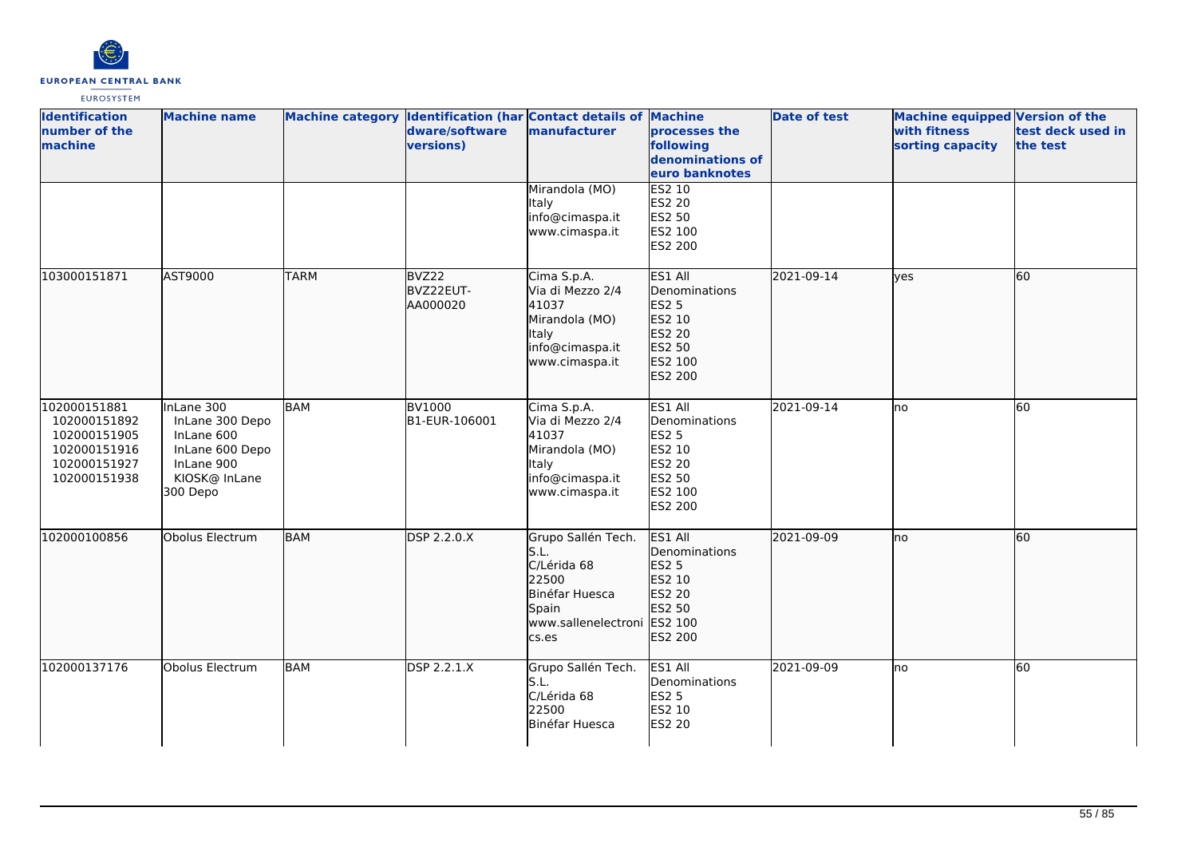| Identification number of the machine | Machine name | Machine category | Identification (hardware/software versions) | Contact details of manufacturer | Machine processes the following denominations of euro banknotes | Date of test | Machine equipped with fitness sorting capacity | Version of the test deck used in the test |
|---|---|---|---|---|---|---|---|---|
| | | | | Mirandola (MO)<br>Italy<br>info@cimaspa.it<br>www.cimaspa.it | ES2 10<br>ES2 20<br>ES2 50<br>ES2 100<br>ES2 200 | | | |
| 103000151871 | AST9000 | TARM | BVZ22<br>BVZ22EUT-AA000020 | Cima S.p.A.<br>Via di Mezzo 2/4<br>41037<br>Mirandola (MO)<br>Italy<br>info@cimaspa.it<br>www.cimaspa.it | ES1 All Denominations<br>ES2 5<br>ES2 10<br>ES2 20<br>ES2 50<br>ES2 100<br>ES2 200 | 2021-09-14 | yes | 60 |
| 102000151881<br>102000151892<br>102000151905<br>102000151916<br>102000151927<br>102000151938 | InLane 300<br>InLane 300 Depo<br>InLane 600<br>InLane 600 Depo<br>InLane 900<br>KIOSK@ InLane 300 Depo | BAM | BV1000<br>B1-EUR-106001 | Cima S.p.A.<br>Via di Mezzo 2/4<br>41037<br>Mirandola (MO)<br>Italy<br>info@cimaspa.it<br>www.cimaspa.it | ES1 All Denominations<br>ES2 5<br>ES2 10<br>ES2 20<br>ES2 50<br>ES2 100<br>ES2 200 | 2021-09-14 | no | 60 |
| 102000100856 | Obolus Electrum | BAM | DSP 2.2.0.X | Grupo Sallén Tech. S.L.<br>C/Lérida 68<br>22500<br>Binéfar Huesca<br>Spain<br>www.sallenelectronics.es | ES1 All Denominations<br>ES2 5<br>ES2 10<br>ES2 20<br>ES2 50<br>ES2 100<br>ES2 200 | 2021-09-09 | no | 60 |
| 102000137176 | Obolus Electrum | BAM | DSP 2.2.1.X | Grupo Sallén Tech. S.L.<br>C/Lérida 68<br>22500<br>Binéfar Huesca | ES1 All Denominations<br>ES2 5<br>ES2 10<br>ES2 20 | 2021-09-09 | no | 60 |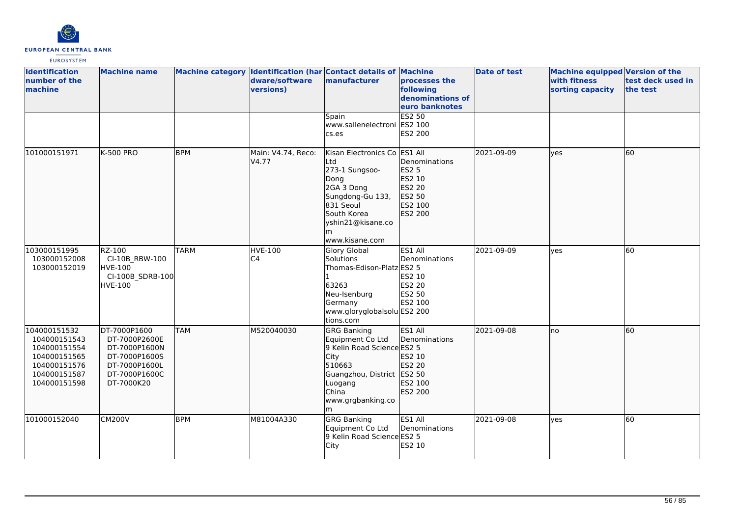| Identification number of the machine | Machine name | Machine category | Identification (hardware/software versions) | Contact details of manufacturer | Machine processes the following denominations of euro banknotes | Date of test | Machine equipped with fitness sorting capacity | Version of the test deck used in the test |
|---|---|---|---|---|---|---|---|---|
| | | | | Spain<br>www.sallenelectronics.es | ES2 50<br>ES2 100<br>ES2 200 | | | |
| 101000151971 | K-500 PRO | BPM | Main: V4.74, Reco: V4.77 | Kisan Electronics Co Ltd<br>273-1 Sungsoo-Dong<br>2GA 3 Dong<br>Sungdong-Gu 133, 831 Seoul<br>South Korea<br>yshin21@kisane.com<br>www.kisane.com | ES1 All Denominations<br>ES2 5<br>ES2 10<br>ES2 20<br>ES2 50<br>ES2 100<br>ES2 200 | 2021-09-09 | yes | 60 |
| 103000151995<br>103000152008<br>103000152019 | RZ-100<br>CI-10B_RBW-100<br>HVE-100<br>CI-100B_SDRB-100<br>HVE-100 | TARM | HVE-100<br>C4 | Glory Global Solutions<br>Thomas-Edison-Platz 1<br>63263<br>Neu-Isenburg<br>Germany<br>www.gloryglobalsolutions.com | ES1 All Denominations<br>ES2 5<br>ES2 10<br>ES2 20<br>ES2 50<br>ES2 100<br>ES2 200 | 2021-09-09 | yes | 60 |
| 104000151532<br>104000151543<br>104000151554<br>104000151565<br>104000151576<br>104000151587<br>104000151598 | DT-7000P1600<br>DT-7000P2600E<br>DT-7000P1600N<br>DT-7000P1600S<br>DT-7000P1600L<br>DT-7000P1600C<br>DT-7000K20 | TAM | M520040030 | GRG Banking Equipment Co Ltd<br>9 Kelin Road Science City<br>510663<br>Guangzhou, District Luogang<br>China<br>www.grgbanking.com | ES1 All Denominations<br>ES2 5<br>ES2 10<br>ES2 20<br>ES2 50<br>ES2 100<br>ES2 200 | 2021-09-08 | no | 60 |
| 101000152040 | CM200V | BPM | M81004A330 | GRG Banking Equipment Co Ltd<br>9 Kelin Road Science City | ES1 All Denominations<br>ES2 5<br>ES2 10 | 2021-09-08 | yes | 60 |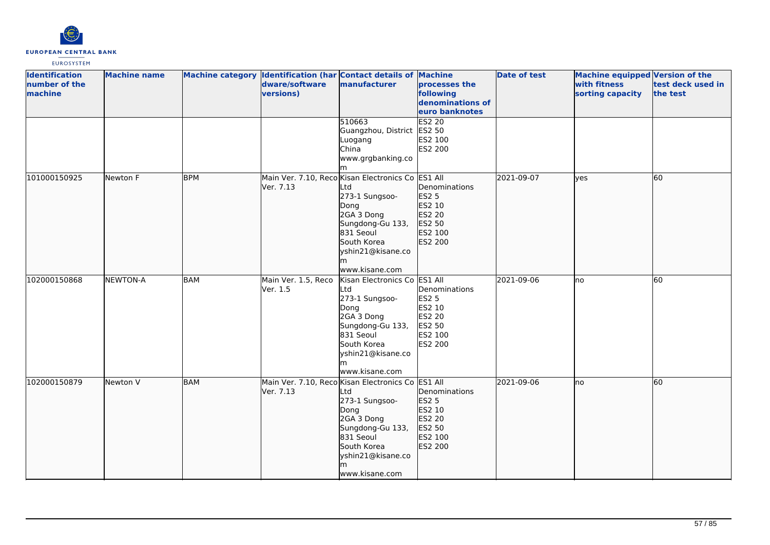| Identification number of the machine | Machine name | Machine category | Identification (hardware/software versions) | Contact details of manufacturer | Machine processes the following denominations of euro banknotes | Date of test | Machine equipped with fitness sorting capacity | Version of the test deck used in the test |
|---|---|---|---|---|---|---|---|---|
| | | | | 510663<br>Guangzhou, District Luogang<br>China<br>www.grgbanking.com | ES2 20<br>ES2 50<br>ES2 100<br>ES2 200 | | | |
| 101000150925 | Newton F | BPM | Main Ver. 7.10, Reco Ver. 7.13 | Kisan Electronics Co Ltd<br>273-1 Sungsoo-Dong<br>2GA 3 Dong<br>Sungdong-Gu 133, 831 Seoul<br>South Korea<br>yshin21@kisane.com<br>www.kisane.com | ES1 All Denominations<br>ES2 5<br>ES2 10<br>ES2 20<br>ES2 50<br>ES2 100<br>ES2 200 | 2021-09-07 | yes | 60 |
| 102000150868 | NEWTON-A | BAM | Main Ver. 1.5, Reco Ver. 1.5 | Kisan Electronics Co Ltd<br>273-1 Sungsoo-Dong<br>2GA 3 Dong<br>Sungdong-Gu 133, 831 Seoul<br>South Korea<br>yshin21@kisane.com<br>www.kisane.com | ES1 All Denominations<br>ES2 5<br>ES2 10<br>ES2 20<br>ES2 50<br>ES2 100<br>ES2 200 | 2021-09-06 | no | 60 |
| 102000150879 | Newton V | BAM | Main Ver. 7.10, Reco Ver. 7.13 | Kisan Electronics Co Ltd<br>273-1 Sungsoo-Dong<br>2GA 3 Dong<br>Sungdong-Gu 133, 831 Seoul<br>South Korea<br>yshin21@kisane.com<br>www.kisane.com | ES1 All Denominations<br>ES2 5<br>ES2 10<br>ES2 20<br>ES2 50<br>ES2 100<br>ES2 200 | 2021-09-06 | no | 60 |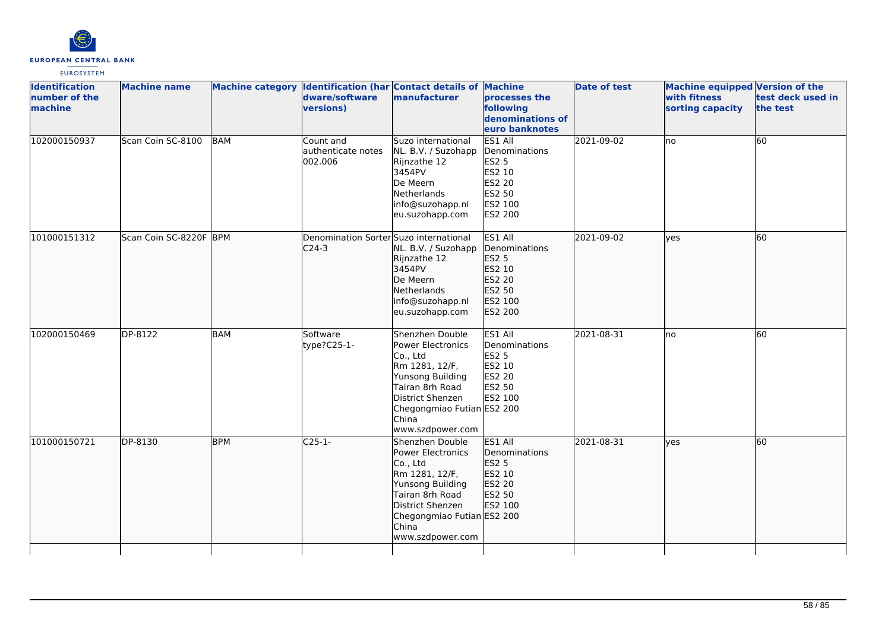| Identification number of the machine | Machine name | Machine category | Identification (hardware/software versions) | Contact details of manufacturer | Machine processes the following denominations of euro banknotes | Date of test | Machine equipped with fitness sorting capacity | Version of the test deck used in the test |
|---|---|---|---|---|---|---|---|---|
| 102000150937 | Scan Coin SC-8100 | BAM | Count and authenticate notes 002.006 | Suzo international NL. B.V. / Suzohapp Rijnzathe 12 3454PV De Meern Netherlands info@suzohapp.nl eu.suzohapp.com | ES1 All Denominations ES2 5 ES2 10 ES2 20 ES2 50 ES2 100 ES2 200 | 2021-09-02 | no | 60 |
| 101000151312 | Scan Coin SC-8220F | BPM | Denomination Sorter C24-3 | Suzo international NL. B.V. / Suzohapp Rijnzathe 12 3454PV De Meern Netherlands info@suzohapp.nl eu.suzohapp.com | ES1 All Denominations ES2 5 ES2 10 ES2 20 ES2 50 ES2 100 ES2 200 | 2021-09-02 | yes | 60 |
| 102000150469 | DP-8122 | BAM | Software type?C25-1- | Shenzhen Double Power Electronics Co., Ltd Rm 1281, 12/F, Yunsong Building Tairan 8rh Road District Shenzen Chegongmiao Futian China www.szdpower.com | ES1 All Denominations ES2 5 ES2 10 ES2 20 ES2 50 ES2 100 ES2 200 | 2021-08-31 | no | 60 |
| 101000150721 | DP-8130 | BPM | C25-1- | Shenzhen Double Power Electronics Co., Ltd Rm 1281, 12/F, Yunsong Building Tairan 8rh Road District Shenzen Chegongmiao Futian China www.szdpower.com | ES1 All Denominations ES2 5 ES2 10 ES2 20 ES2 50 ES2 100 ES2 200 | 2021-08-31 | yes | 60 |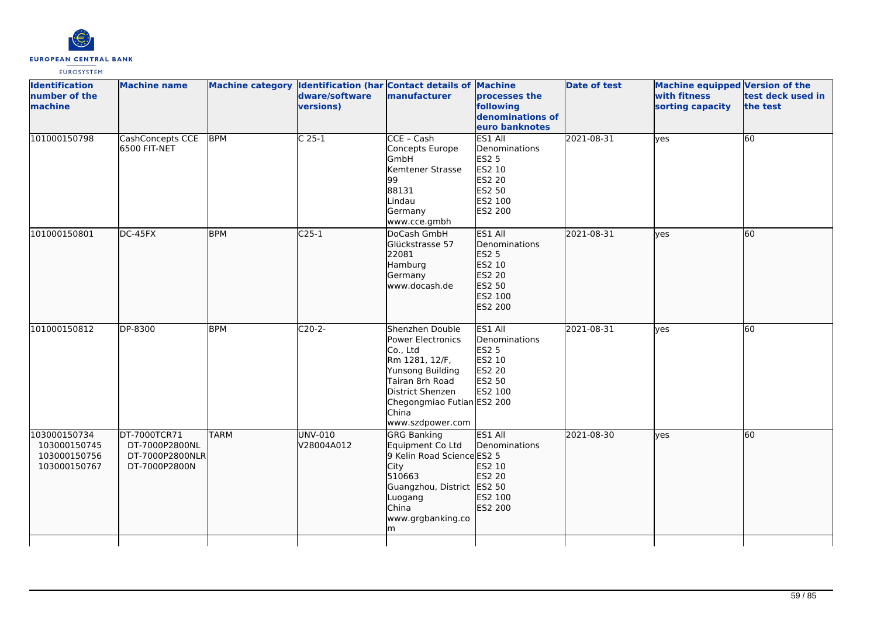| Identification number of the machine | Machine name | Machine category | Identification (hardware/software versions) | Contact details of manufacturer | Machine processes the following denominations of euro banknotes | Date of test | Machine equipped with fitness sorting capacity | Version of the test deck used in the test |
|---|---|---|---|---|---|---|---|---|
| 101000150798 | CashConcepts CCE 6500 FIT-NET | BPM | C 25-1 | CCE – Cash Concepts Europe GmbH<br>Kemtener Strasse 99<br>88131<br>Lindau<br>Germany<br>www.cce.gmbh | ES1 All Denominations<br>ES2 5<br>ES2 10<br>ES2 20<br>ES2 50<br>ES2 100<br>ES2 200 | 2021-08-31 | yes | 60 |
| 101000150801 | DC-45FX | BPM | C25-1 | DoCash GmbH<br>Glückstrasse 57<br>22081<br>Hamburg<br>Germany<br>www.docash.de | ES1 All Denominations<br>ES2 5<br>ES2 10<br>ES2 20<br>ES2 50<br>ES2 100<br>ES2 200 | 2021-08-31 | yes | 60 |
| 101000150812 | DP-8300 | BPM | C20-2- | Shenzhen Double Power Electronics Co., Ltd<br>Rm 1281, 12/F, Yunsong Building Tairan 8rh Road District Shenzen Chegongmiao Futian<br>China<br>www.szdpower.com | ES1 All Denominations<br>ES2 5<br>ES2 10<br>ES2 20<br>ES2 50<br>ES2 100<br>ES2 200 | 2021-08-31 | yes | 60 |
| 103000150734<br>103000150745<br>103000150756<br>103000150767 | DT-7000TCR71<br>DT-7000P2800NL<br>DT-7000P2800NLR<br>DT-7000P2800N | TARM | UNV-010<br>V28004A012 | GRG Banking Equipment Co Ltd<br>9 Kelin Road Science City<br>510663<br>Guangzhou, District Luogang<br>China<br>www.grgbanking.com | ES1 All Denominations<br>ES2 5<br>ES2 10<br>ES2 20<br>ES2 50<br>ES2 100<br>ES2 200 | 2021-08-30 | yes | 60 |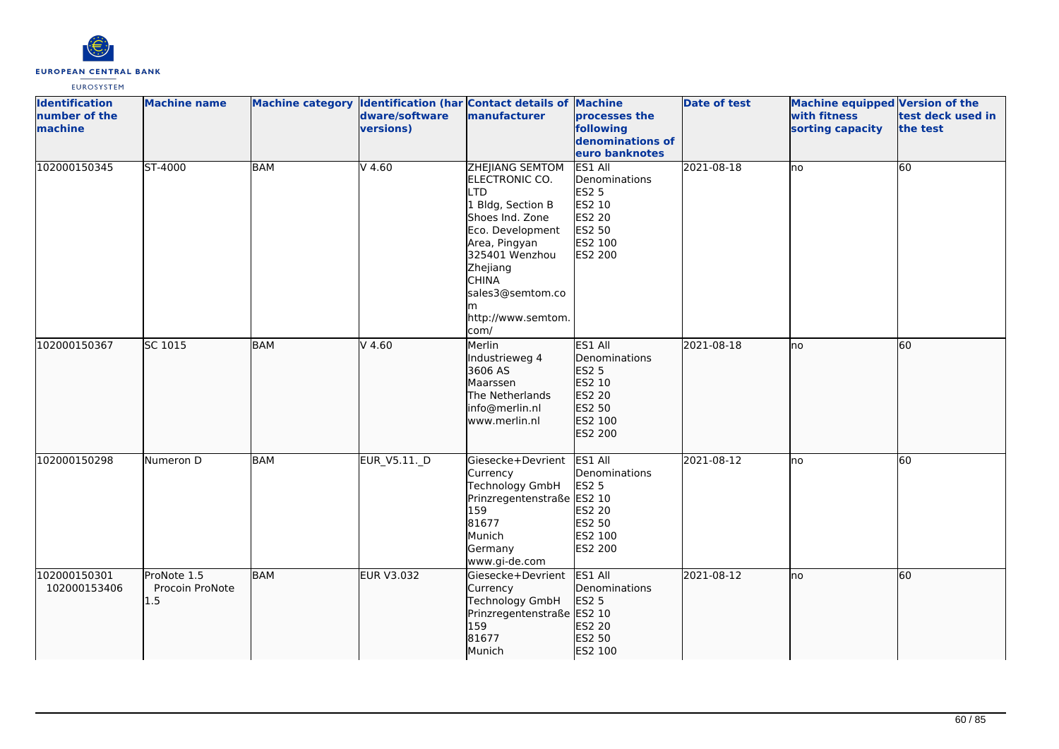| Identification number of the machine | Machine name | Machine category | Identification (hardware/software versions) | Contact details of manufacturer | Machine processes the following denominations of euro banknotes | Date of test | Machine equipped with fitness sorting capacity | Version of the test deck used in the test |
|---|---|---|---|---|---|---|---|---|
| 102000150345 | ST-4000 | BAM | V 4.60 | ZHEJIANG SEMTOM ELECTRONIC CO. LTD<br>1 Bldg, Section B Shoes Ind. Zone Eco. Development Area, Pingyan<br>325401 Wenzhou<br>Zhejiang<br>CHINA<br>sales3@semtom.com<br>http://www.semtom.com/ | ES1 All Denominations<br>ES2 5<br>ES2 10<br>ES2 20<br>ES2 50<br>ES2 100<br>ES2 200 | 2021-08-18 | no | 60 |
| 102000150367 | SC 1015 | BAM | V 4.60 | Merlin<br>Industrieweg 4<br>3606 AS<br>Maarssen<br>The Netherlands<br>info@merlin.nl<br>www.merlin.nl | ES1 All Denominations<br>ES2 5<br>ES2 10<br>ES2 20<br>ES2 50<br>ES2 100<br>ES2 200 | 2021-08-18 | no | 60 |
| 102000150298 | Numeron D | BAM | EUR_V5.11._D | Giesecke+Devrient Currency Technology GmbH<br>Prinzregentenstraße 159<br>81677<br>Munich<br>Germany<br>www.gi-de.com | ES1 All Denominations<br>ES2 5<br>ES2 10<br>ES2 20<br>ES2 50<br>ES2 100<br>ES2 200 | 2021-08-12 | no | 60 |
| 102000150301<br>102000153406 | ProNote 1.5<br>Procoin ProNote 1.5 | BAM | EUR V3.032 | Giesecke+Devrient Currency Technology GmbH<br>Prinzregentenstraße 159<br>81677<br>Munich | ES1 All Denominations<br>ES2 5<br>ES2 10<br>ES2 20<br>ES2 50<br>ES2 100 | 2021-08-12 | no | 60 |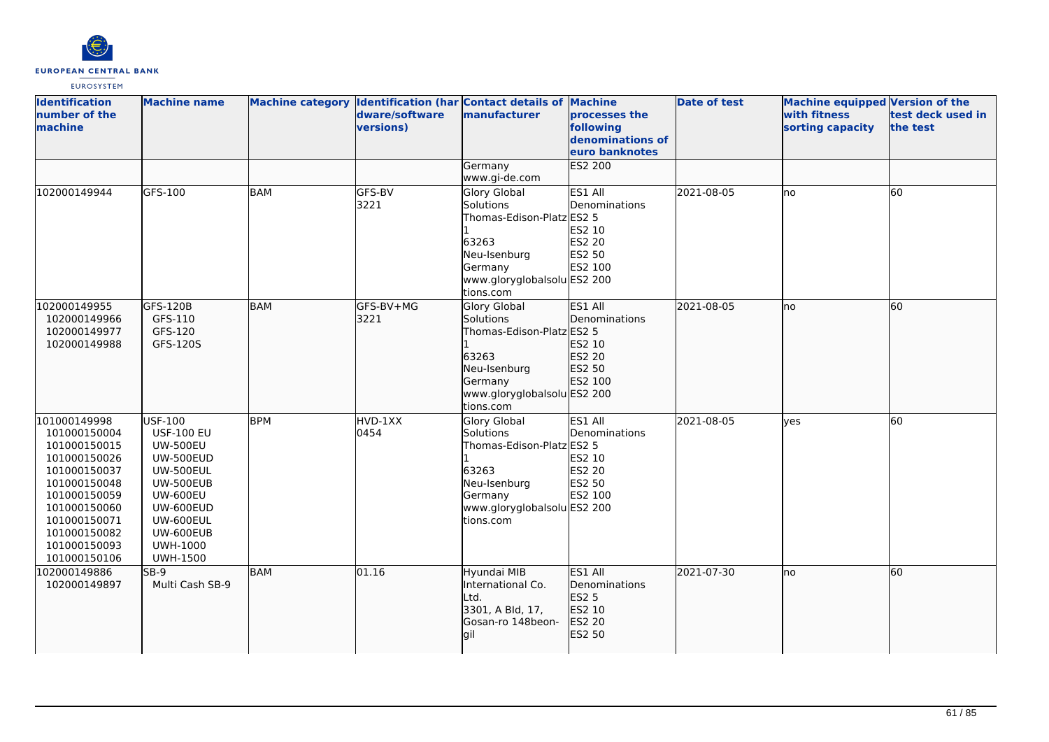| Identification number of the machine | Machine name | Machine category | Identification (hardware/software versions) | Contact details of manufacturer | Machine processes the following denominations of euro banknotes | Date of test | Machine equipped with fitness sorting capacity | Version of the test deck used in the test |
|---|---|---|---|---|---|---|---|---|
| | | | | Germany<br>www.gi-de.com | ES2 200 | | | |
| 102000149944 | GFS-100 | BAM | GFS-BV<br>3221 | Glory Global Solutions<br>Thomas-Edison-Platz 1<br>63263<br>Neu-Isenburg<br>Germany<br>www.gloryglobalsolutions.com | ES1 All Denominations<br>ES2 5<br>ES2 10<br>ES2 20<br>ES2 50<br>ES2 100<br>ES2 200 | 2021-08-05 | no | 60 |
| 102000149955<br>102000149966<br>102000149977<br>102000149988 | GFS-120B<br>GFS-110<br>GFS-120<br>GFS-120S | BAM | GFS-BV+MG<br>3221 | Glory Global Solutions<br>Thomas-Edison-Platz 1<br>63263<br>Neu-Isenburg<br>Germany<br>www.gloryglobalsolutions.com | ES1 All Denominations<br>ES2 5<br>ES2 10<br>ES2 20<br>ES2 50<br>ES2 100<br>ES2 200 | 2021-08-05 | no | 60 |
| 101000149998<br>101000150004<br>101000150015<br>101000150026<br>101000150037<br>101000150048<br>101000150059<br>101000150060<br>101000150071<br>101000150082<br>101000150093<br>101000150106 | USF-100<br>USF-100 EU<br>UW-500EU<br>UW-500EUD<br>UW-500EUL<br>UW-500EUB<br>UW-600EU<br>UW-600EUD<br>UW-600EUL<br>UW-600EUB<br>UWH-1000<br>UWH-1500 | BPM | HVD-1XX<br>0454 | Glory Global Solutions<br>Thomas-Edison-Platz 1<br>63263<br>Neu-Isenburg<br>Germany<br>www.gloryglobalsolutions.com | ES1 All Denominations<br>ES2 5<br>ES2 10<br>ES2 20<br>ES2 50<br>ES2 100<br>ES2 200 | 2021-08-05 | yes | 60 |
| 102000149886<br>102000149897 | SB-9<br>Multi Cash SB-9 | BAM | 01.16 | Hyundai MIB International Co. Ltd.<br>3301, A Bld, 17, Gosan-ro 148beon-gil | ES1 All Denominations<br>ES2 5<br>ES2 10<br>ES2 20<br>ES2 50 | 2021-07-30 | no | 60 |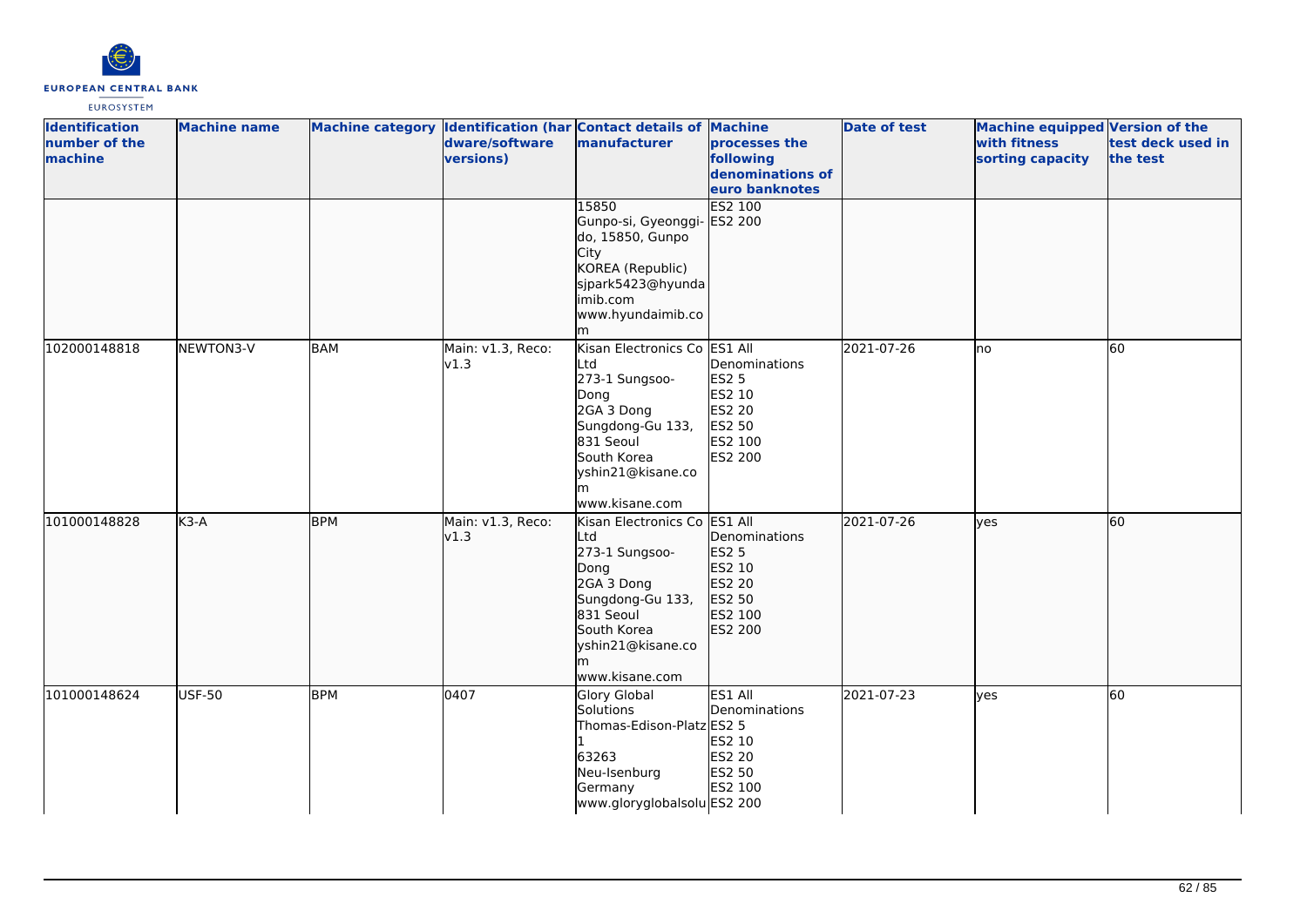| Identification number of the machine | Machine name | Machine category | Identification (hardware/software versions) | Contact details of manufacturer | Machine processes the following denominations of euro banknotes | Date of test | Machine equipped with fitness sorting capacity | Version of the test deck used in the test |
|---|---|---|---|---|---|---|---|---|
| | | | | 15850<br>Gunpo-si, Gyeonggi-do, 15850, Gunpo City<br>KOREA (Republic)<br>sjpark5423@hyundaimib.com<br>www.hyundaimib.com | ES2 100<br>ES2 200 | | | |
| 102000148818 | NEWTON3-V | BAM | Main: v1.3, Reco: v1.3 | Kisan Electronics Co Ltd<br>273-1 Sungsoo-Dong<br>2GA 3 Dong<br>Sungdong-Gu 133, 831 Seoul<br>South Korea<br>yshin21@kisane.com<br>www.kisane.com | ES1 All Denominations<br>ES2 5<br>ES2 10<br>ES2 20<br>ES2 50<br>ES2 100<br>ES2 200 | 2021-07-26 | no | 60 |
| 101000148828 | K3-A | BPM | Main: v1.3, Reco: v1.3 | Kisan Electronics Co Ltd<br>273-1 Sungsoo-Dong<br>2GA 3 Dong<br>Sungdong-Gu 133, 831 Seoul<br>South Korea<br>yshin21@kisane.com<br>www.kisane.com | ES1 All Denominations<br>ES2 5<br>ES2 10<br>ES2 20<br>ES2 50<br>ES2 100<br>ES2 200 | 2021-07-26 | yes | 60 |
| 101000148624 | USF-50 | BPM | 0407 | Glory Global Solutions<br>Thomas-Edison-Platz 1<br>63263<br>Neu-Isenburg<br>Germany<br>www.gloryglobalsolu | ES1 All Denominations<br>ES2 5<br>ES2 10<br>ES2 20<br>ES2 50<br>ES2 100<br>ES2 200 | 2021-07-23 | yes | 60 |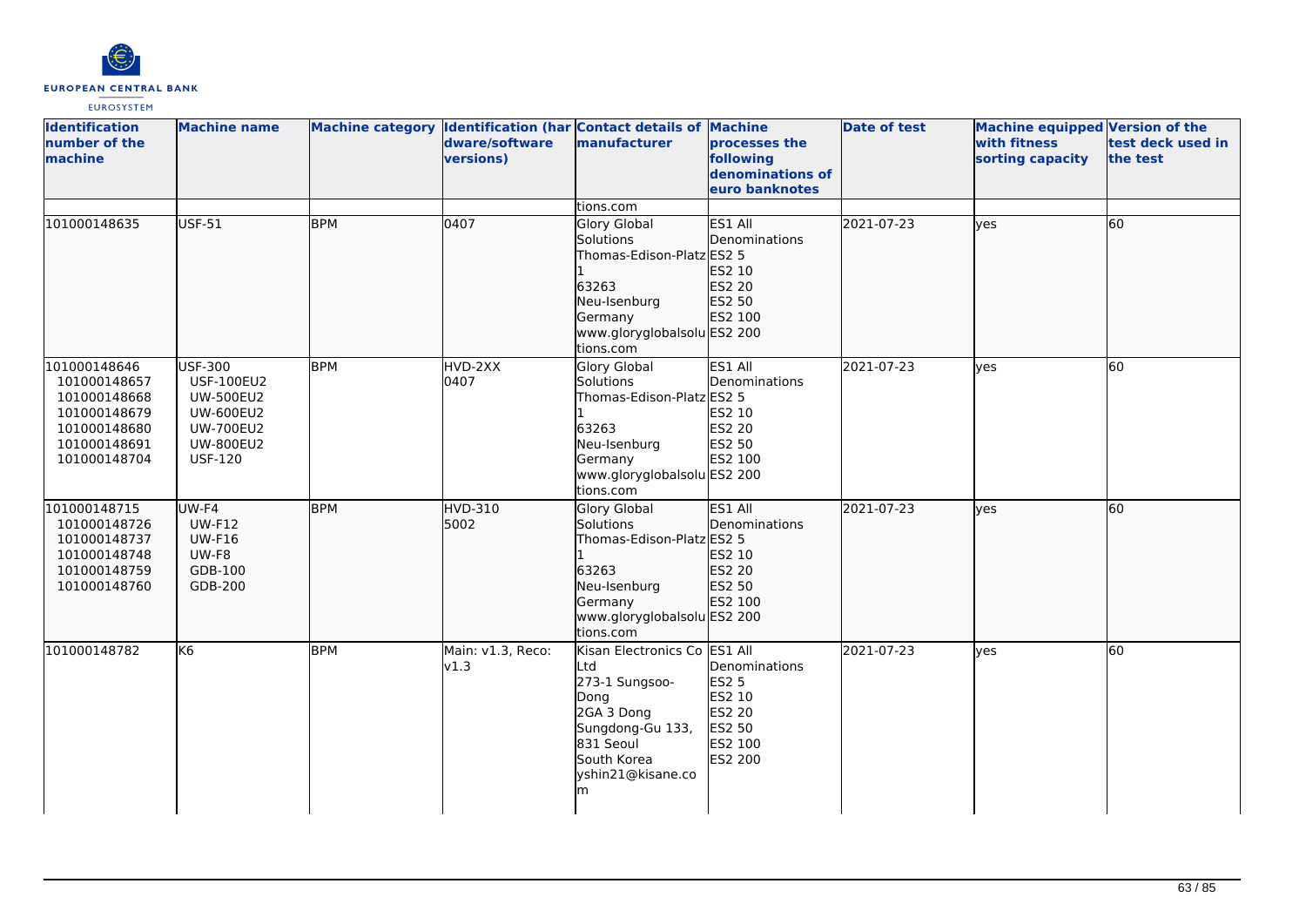| Identification number of the machine | Machine name | Machine category | Identification (hardware/software versions) | Contact details of manufacturer | Machine processes the following denominations of euro banknotes | Date of test | Machine equipped with fitness sorting capacity | Version of the test deck used in the test |
|---|---|---|---|---|---|---|---|---|
| | | | | tions.com | | | | |
| 101000148635 | USF-51 | BPM | 0407 | Glory Global Solutions<br>Thomas-Edison-Platz 1<br>63263<br>Neu-Isenburg<br>Germany<br>www.gloryglobalsolutions.com | ES1 All Denominations<br>ES2 5<br>ES2 10<br>ES2 20<br>ES2 50<br>ES2 100<br>ES2 200 | 2021-07-23 | yes | 60 |
| 101000148646<br>101000148657<br>101000148668<br>101000148679<br>101000148680<br>101000148691<br>101000148704 | USF-300<br>USF-100EU2<br>UW-500EU2<br>UW-600EU2<br>UW-700EU2<br>UW-800EU2<br>USF-120 | BPM | HVD-2XX<br>0407 | Glory Global Solutions<br>Thomas-Edison-Platz 1<br>63263<br>Neu-Isenburg<br>Germany<br>www.gloryglobalsolutions.com | ES1 All Denominations<br>ES2 5<br>ES2 10<br>ES2 20<br>ES2 50<br>ES2 100<br>ES2 200 | 2021-07-23 | yes | 60 |
| 101000148715<br>101000148726<br>101000148737<br>101000148748<br>101000148759<br>101000148760 | UW-F4<br>UW-F12<br>UW-F16<br>UW-F8<br>GDB-100<br>GDB-200 | BPM | HVD-310<br>5002 | Glory Global Solutions<br>Thomas-Edison-Platz 1<br>63263<br>Neu-Isenburg<br>Germany<br>www.gloryglobalsolutions.com | ES1 All Denominations<br>ES2 5<br>ES2 10<br>ES2 20<br>ES2 50<br>ES2 100<br>ES2 200 | 2021-07-23 | yes | 60 |
| 101000148782 | K6 | BPM | Main: v1.3, Reco: v1.3 | Kisan Electronics Co Ltd<br>273-1 Sungsoo-Dong<br>2GA 3 Dong<br>Sungdong-Gu 133, 831 Seoul<br>South Korea<br>yshin21@kisane.com | ES1 All Denominations<br>ES2 5<br>ES2 10<br>ES2 20<br>ES2 50<br>ES2 100<br>ES2 200 | 2021-07-23 | yes | 60 |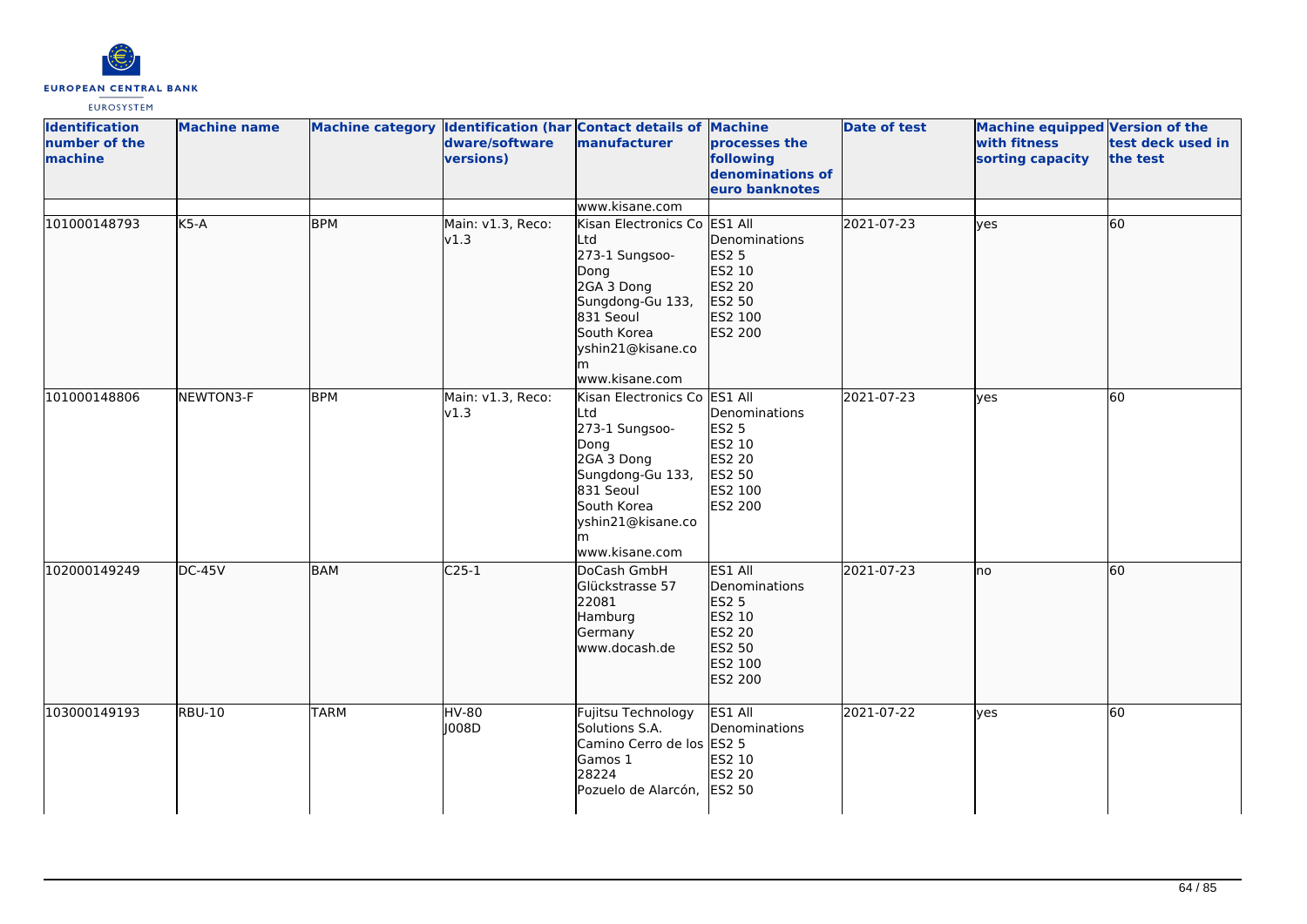| Identification number of the machine | Machine name | Machine category | Identification (hardware/software versions) | Contact details of manufacturer | Machine processes the following denominations of euro banknotes | Date of test | Machine equipped with fitness sorting capacity | Version of the test deck used in the test |
|---|---|---|---|---|---|---|---|---|
| | | | | www.kisane.com | | | | |
| 101000148793 | K5-A | BPM | Main: v1.3, Reco: v1.3 | Kisan Electronics Co Ltd<br>273-1 Sungsoo-Dong<br>2GA 3 Dong<br>Sungdong-Gu 133, 831 Seoul<br>South Korea<br>yshin21@kisane.com<br>www.kisane.com | ES1 All Denominations<br>ES2 5<br>ES2 10<br>ES2 20<br>ES2 50<br>ES2 100<br>ES2 200 | 2021-07-23 | yes | 60 |
| 101000148806 | NEWTON3-F | BPM | Main: v1.3, Reco: v1.3 | Kisan Electronics Co Ltd<br>273-1 Sungsoo-Dong<br>2GA 3 Dong<br>Sungdong-Gu 133, 831 Seoul<br>South Korea<br>yshin21@kisane.com<br>www.kisane.com | ES1 All Denominations<br>ES2 5<br>ES2 10<br>ES2 20<br>ES2 50<br>ES2 100<br>ES2 200 | 2021-07-23 | yes | 60 |
| 102000149249 | DC-45V | BAM | C25-1 | DoCash GmbH<br>Glückstrasse 57<br>22081<br>Hamburg<br>Germany<br>www.docash.de | ES1 All Denominations<br>ES2 5<br>ES2 10<br>ES2 20<br>ES2 50<br>ES2 100<br>ES2 200 | 2021-07-23 | no | 60 |
| 103000149193 | RBU-10 | TARM | HV-80<br>J008D | Fujitsu Technology Solutions S.A.<br>Camino Cerro de los Gamos 1<br>28224<br>Pozuelo de Alarcón, | ES1 All Denominations<br>ES2 5<br>ES2 10<br>ES2 20<br>ES2 50 | 2021-07-22 | yes | 60 |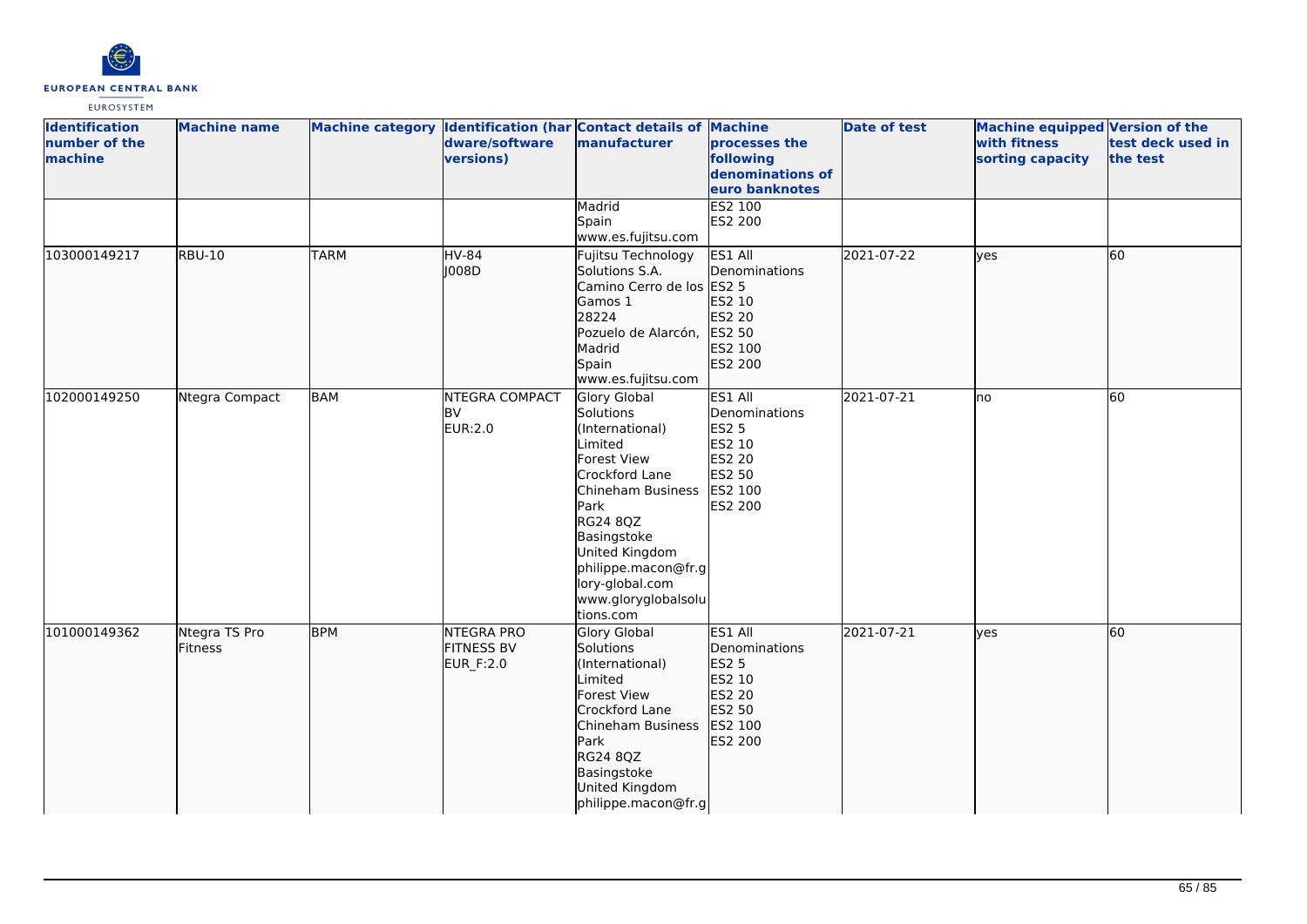| Identification number of the machine | Machine name | Machine category | Identification (hardware/software versions) | Contact details of manufacturer | Machine processes the following denominations of euro banknotes | Date of test | Machine equipped with fitness sorting capacity | Version of the test deck used in the test |
|---|---|---|---|---|---|---|---|---|
| | | | | Madrid<br>Spain<br>www.es.fujitsu.com | ES2 100<br>ES2 200 | | | |
| 103000149217 | RBU-10 | TARM | HV-84<br>J008D | Fujitsu Technology Solutions S.A.<br>Camino Cerro de los Gamos 1<br>28224<br>Pozuelo de Alarcón, Madrid<br>Spain<br>www.es.fujitsu.com | ES1 All Denominations<br>ES2 5<br>ES2 10<br>ES2 20<br>ES2 50<br>ES2 100<br>ES2 200 | 2021-07-22 | yes | 60 |
| 102000149250 | Ntegra Compact | BAM | NTEGRA COMPACT BV<br>EUR:2.0 | Glory Global Solutions (International) Limited<br>Forest View<br>Crockford Lane<br>Chineham Business Park<br>RG24 8QZ<br>Basingstoke<br>United Kingdom<br>philippe.macon@fr.glory-global.com<br>www.gloryglobalsolutions.com | ES1 All Denominations<br>ES2 5<br>ES2 10<br>ES2 20<br>ES2 50<br>ES2 100<br>ES2 200 | 2021-07-21 | no | 60 |
| 101000149362 | Ntegra TS Pro Fitness | BPM | NTEGRA PRO FITNESS BV<br>EUR_F:2.0 | Glory Global Solutions (International) Limited<br>Forest View<br>Crockford Lane<br>Chineham Business Park<br>RG24 8QZ<br>Basingstoke<br>United Kingdom<br>philippe.macon@fr.g | ES1 All Denominations<br>ES2 5<br>ES2 10<br>ES2 20<br>ES2 50<br>ES2 100<br>ES2 200 | 2021-07-21 | yes | 60 |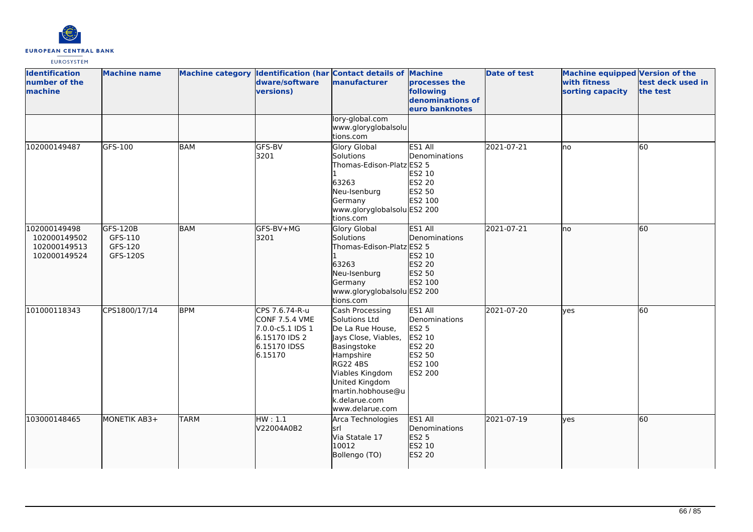| Identification number of the machine | Machine name | Machine category | Identification (hardware/software versions) | Contact details of manufacturer | Machine processes the following denominations of euro banknotes | Date of test | Machine equipped with fitness sorting capacity | Version of the test deck used in the test |
|---|---|---|---|---|---|---|---|---|
| | | | | lory-global.com www.gloryglobalsolutions.com | | | | |
| 102000149487 | GFS-100 | BAM | GFS-BV 3201 | Glory Global Solutions Thomas-Edison-Platz 1 63263 Neu-Isenburg Germany www.gloryglobalsolutions.com | ES1 All Denominations ES2 5 ES2 10 ES2 20 ES2 50 ES2 100 ES2 200 | 2021-07-21 | no | 60 |
| 102000149498 102000149502 102000149513 102000149524 | GFS-120B GFS-110 GFS-120 GFS-120S | BAM | GFS-BV+MG 3201 | Glory Global Solutions Thomas-Edison-Platz 1 63263 Neu-Isenburg Germany www.gloryglobalsolutions.com | ES1 All Denominations ES2 5 ES2 10 ES2 20 ES2 50 ES2 100 ES2 200 | 2021-07-21 | no | 60 |
| 101000118343 | CPS1800/17/14 | BPM | CPS 7.6.74-R-u CONF 7.5.4 VME 7.0.0-c5.1 IDS 1 6.15170 IDS 2 6.15170 IDSS 6.15170 | Cash Processing Solutions Ltd De La Rue House, Jays Close, Viables, Basingstoke Hampshire RG22 4BS Viables Kingdom United Kingdom martin.hobhouse@uk.delarue.com www.delarue.com | ES1 All Denominations ES2 5 ES2 10 ES2 20 ES2 50 ES2 100 ES2 200 | 2021-07-20 | yes | 60 |
| 103000148465 | MONETIK AB3+ | TARM | HW : 1.1 V22004A0B2 | Arca Technologies srl Via Statale 17 10012 Bollengo (TO) | ES1 All Denominations ES2 5 ES2 10 ES2 20 | 2021-07-19 | yes | 60 |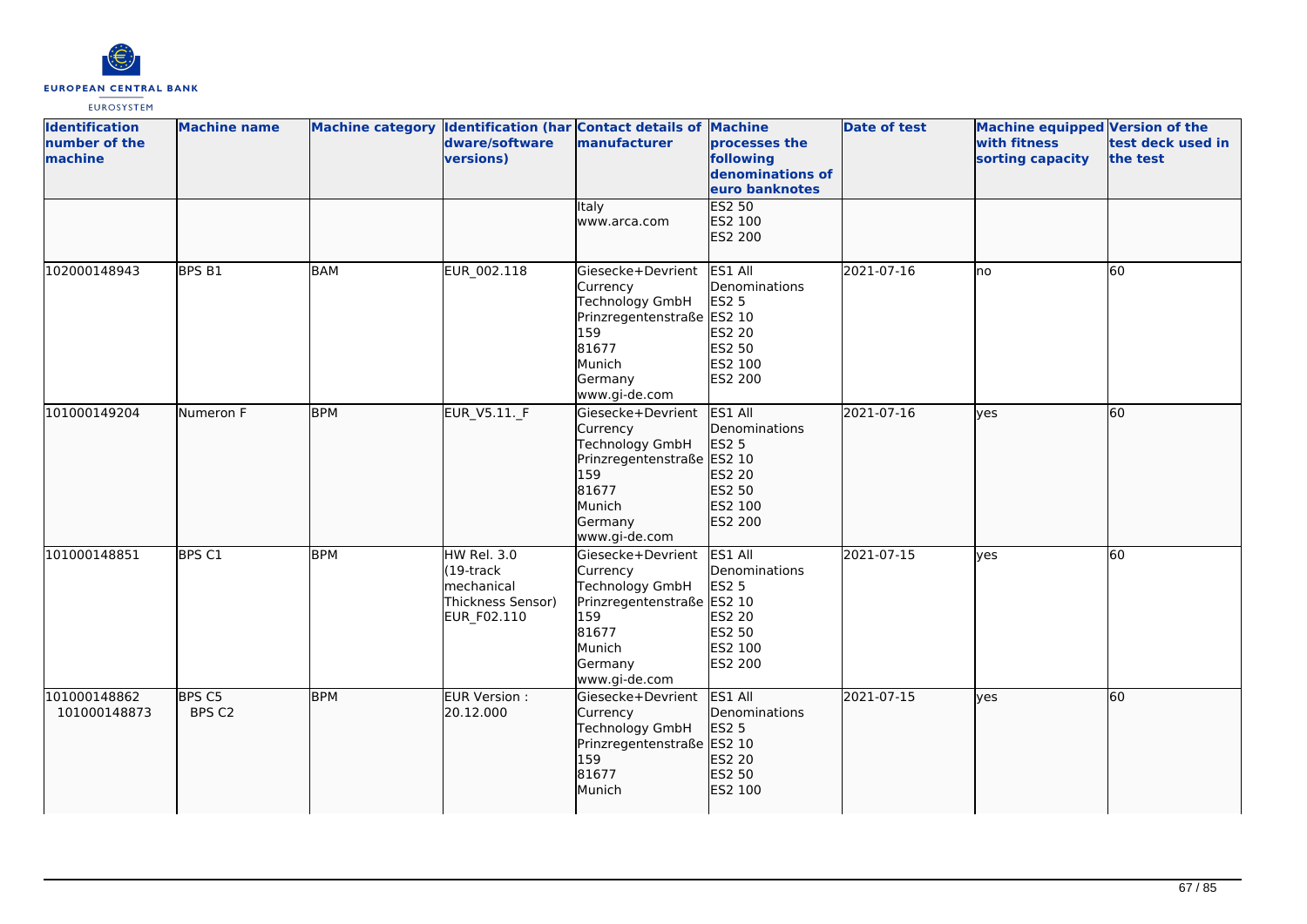| Identification number of the machine | Machine name | Machine category | Identification (hardware/software versions) | Contact details of manufacturer | Machine processes the following denominations of euro banknotes | Date of test | Machine equipped with fitness sorting capacity | Version of the test deck used in the test |
|---|---|---|---|---|---|---|---|---|
| | | | | Italy<br>www.arca.com | ES2 50<br>ES2 100<br>ES2 200 | | | |
| 102000148943 | BPS B1 | BAM | EUR_002.118 | Giesecke+Devrient Currency Technology GmbH<br>Prinzregentenstraße 159<br>81677<br>Munich<br>Germany<br>www.gi-de.com | ES1 All Denominations<br>ES2 5<br>ES2 10<br>ES2 20<br>ES2 50<br>ES2 100<br>ES2 200 | 2021-07-16 | no | 60 |
| 101000149204 | Numeron F | BPM | EUR_V5.11._F | Giesecke+Devrient Currency Technology GmbH<br>Prinzregentenstraße 159<br>81677<br>Munich<br>Germany<br>www.gi-de.com | ES1 All Denominations<br>ES2 5<br>ES2 10<br>ES2 20<br>ES2 50<br>ES2 100<br>ES2 200 | 2021-07-16 | yes | 60 |
| 101000148851 | BPS C1 | BPM | HW Rel. 3.0 (19-track mechanical Thickness Sensor)<br>EUR_F02.110 | Giesecke+Devrient Currency Technology GmbH<br>Prinzregentenstraße 159<br>81677<br>Munich<br>Germany<br>www.gi-de.com | ES1 All Denominations<br>ES2 5<br>ES2 10<br>ES2 20<br>ES2 50<br>ES2 100<br>ES2 200 | 2021-07-15 | yes | 60 |
| 101000148862<br>101000148873 | BPS C5<br>BPS C2 | BPM | EUR Version : 20.12.000 | Giesecke+Devrient Currency Technology GmbH<br>Prinzregentenstraße 159<br>81677<br>Munich | ES1 All Denominations<br>ES2 5<br>ES2 10<br>ES2 20<br>ES2 50<br>ES2 100 | 2021-07-15 | yes | 60 |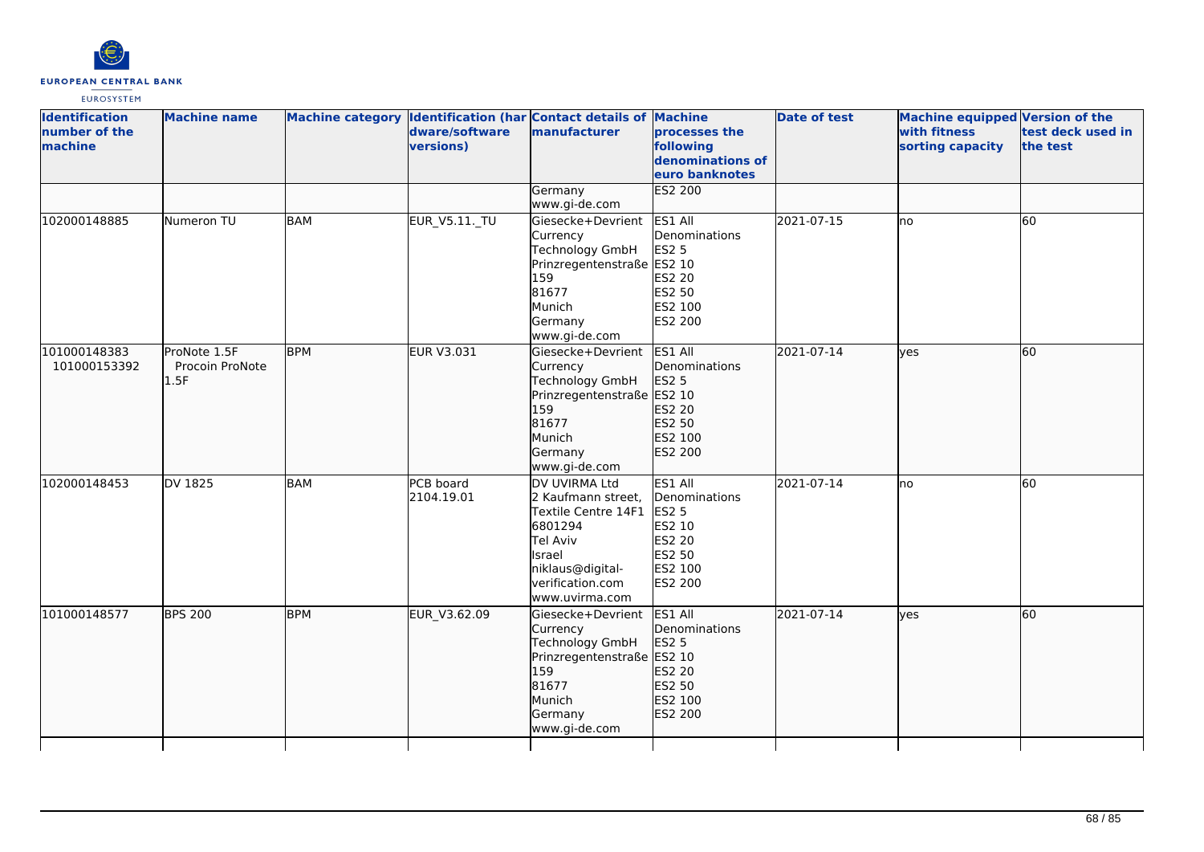| Identification number of the machine | Machine name | Machine category | Identification (hardware/software versions) | Contact details of manufacturer | Machine processes the following denominations of euro banknotes | Date of test | Machine equipped with fitness sorting capacity | Version of the test deck used in the test |
|---|---|---|---|---|---|---|---|---|
| | | | | Germany www.gi-de.com | ES2 200 | | | |
| 102000148885 | Numeron TU | BAM | EUR_V5.11._TU | Giesecke+Devrient Currency Technology GmbH Prinzregentenstraße 159 81677 Munich Germany www.gi-de.com | ES1 All Denominations ES2 5 ES2 10 ES2 20 ES2 50 ES2 100 ES2 200 | 2021-07-15 | no | 60 |
| 101000148383 101000153392 | ProNote 1.5F Procoin ProNote 1.5F | BPM | EUR V3.031 | Giesecke+Devrient Currency Technology GmbH Prinzregentenstraße 159 81677 Munich Germany www.gi-de.com | ES1 All Denominations ES2 5 ES2 10 ES2 20 ES2 50 ES2 100 ES2 200 | 2021-07-14 | yes | 60 |
| 102000148453 | DV 1825 | BAM | PCB board 2104.19.01 | DV UVIRMA Ltd 2 Kaufmann street, Textile Centre 14F1 6801294 Tel Aviv Israel niklaus@digital-verification.com www.uvirma.com | ES1 All Denominations ES2 5 ES2 10 ES2 20 ES2 50 ES2 100 ES2 200 | 2021-07-14 | no | 60 |
| 101000148577 | BPS 200 | BPM | EUR_V3.62.09 | Giesecke+Devrient Currency Technology GmbH Prinzregentenstraße 159 81677 Munich Germany www.gi-de.com | ES1 All Denominations ES2 5 ES2 10 ES2 20 ES2 50 ES2 100 ES2 200 | 2021-07-14 | yes | 60 |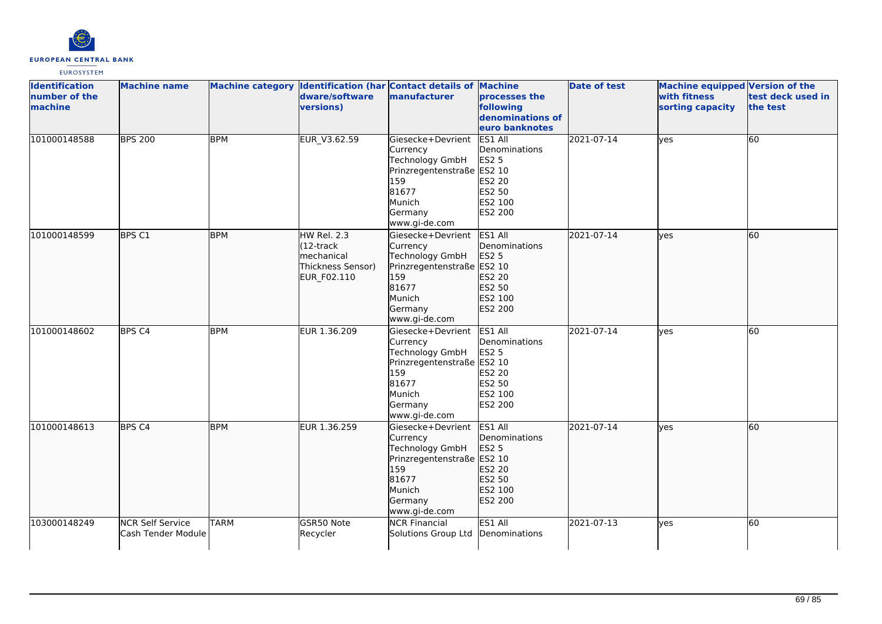| Identification number of the machine | Machine name | Machine category | Identification (hardware/software versions) | Contact details of manufacturer | Machine processes the following denominations of euro banknotes | Date of test | Machine equipped with fitness sorting capacity | Version of the test deck used in the test |
|---|---|---|---|---|---|---|---|---|
| 101000148588 | BPS 200 | BPM | EUR_V3.62.59 | Giesecke+Devrient Currency Technology GmbH Prinzregentenstraße 159 81677 Munich Germany www.gi-de.com | ES1 All Denominations ES2 5 ES2 10 ES2 20 ES2 50 ES2 100 ES2 200 | 2021-07-14 | yes | 60 |
| 101000148599 | BPS C1 | BPM | HW Rel. 2.3 (12-track mechanical Thickness Sensor) EUR_F02.110 | Giesecke+Devrient Currency Technology GmbH Prinzregentenstraße 159 81677 Munich Germany www.gi-de.com | ES1 All Denominations ES2 5 ES2 10 ES2 20 ES2 50 ES2 100 ES2 200 | 2021-07-14 | yes | 60 |
| 101000148602 | BPS C4 | BPM | EUR 1.36.209 | Giesecke+Devrient Currency Technology GmbH Prinzregentenstraße 159 81677 Munich Germany www.gi-de.com | ES1 All Denominations ES2 5 ES2 10 ES2 20 ES2 50 ES2 100 ES2 200 | 2021-07-14 | yes | 60 |
| 101000148613 | BPS C4 | BPM | EUR 1.36.259 | Giesecke+Devrient Currency Technology GmbH Prinzregentenstraße 159 81677 Munich Germany www.gi-de.com | ES1 All Denominations ES2 5 ES2 10 ES2 20 ES2 50 ES2 100 ES2 200 | 2021-07-14 | yes | 60 |
| 103000148249 | NCR Self Service Cash Tender Module | TARM | GSR50 Note Recycler | NCR Financial Solutions Group Ltd | ES1 All Denominations | 2021-07-13 | yes | 60 |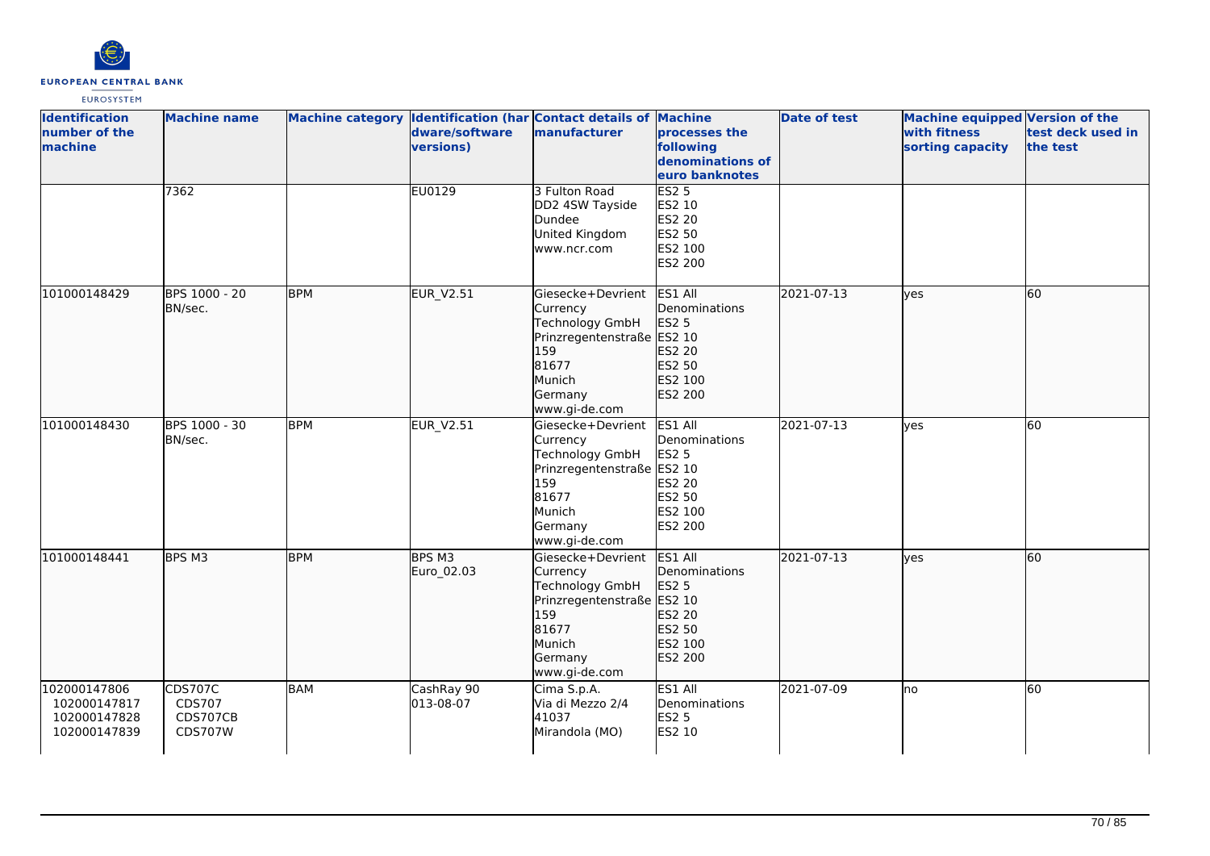| Identification number of the machine | Machine name | Machine category | Identification (hardware/software versions) | Contact details of manufacturer | Machine processes the following denominations of euro banknotes | Date of test | Machine equipped with fitness sorting capacity | Version of the test deck used in the test |
|---|---|---|---|---|---|---|---|---|
| | 7362 | | EU0129 | 3 Fulton Road<br>DD2 4SW Tayside<br>Dundee<br>United Kingdom<br>www.ncr.com | ES2 5<br>ES2 10<br>ES2 20<br>ES2 50<br>ES2 100<br>ES2 200 | | | |
| 101000148429 | BPS 1000 - 20 BN/sec. | BPM | EUR_V2.51 | Giesecke+Devrient Currency Technology GmbH<br>Prinzregentenstraße 159<br>81677<br>Munich<br>Germany<br>www.gi-de.com | ES1 All Denominations<br>ES2 5<br>ES2 10<br>ES2 20<br>ES2 50<br>ES2 100<br>ES2 200 | 2021-07-13 | yes | 60 |
| 101000148430 | BPS 1000 - 30 BN/sec. | BPM | EUR_V2.51 | Giesecke+Devrient Currency Technology GmbH<br>Prinzregentenstraße 159<br>81677<br>Munich<br>Germany<br>www.gi-de.com | ES1 All Denominations<br>ES2 5<br>ES2 10<br>ES2 20<br>ES2 50<br>ES2 100<br>ES2 200 | 2021-07-13 | yes | 60 |
| 101000148441 | BPS M3 | BPM | BPS M3<br>Euro_02.03 | Giesecke+Devrient Currency Technology GmbH<br>Prinzregentenstraße 159<br>81677<br>Munich<br>Germany<br>www.gi-de.com | ES1 All Denominations<br>ES2 5<br>ES2 10<br>ES2 20<br>ES2 50<br>ES2 100<br>ES2 200 | 2021-07-13 | yes | 60 |
| 102000147806<br>102000147817<br>102000147828<br>102000147839 | CDS707C<br>CDS707<br>CDS707CB<br>CDS707W | BAM | CashRay 90<br>013-08-07 | Cima S.p.A.<br>Via di Mezzo 2/4<br>41037<br>Mirandola (MO) | ES1 All Denominations<br>ES2 5<br>ES2 10 | 2021-07-09 | no | 60 |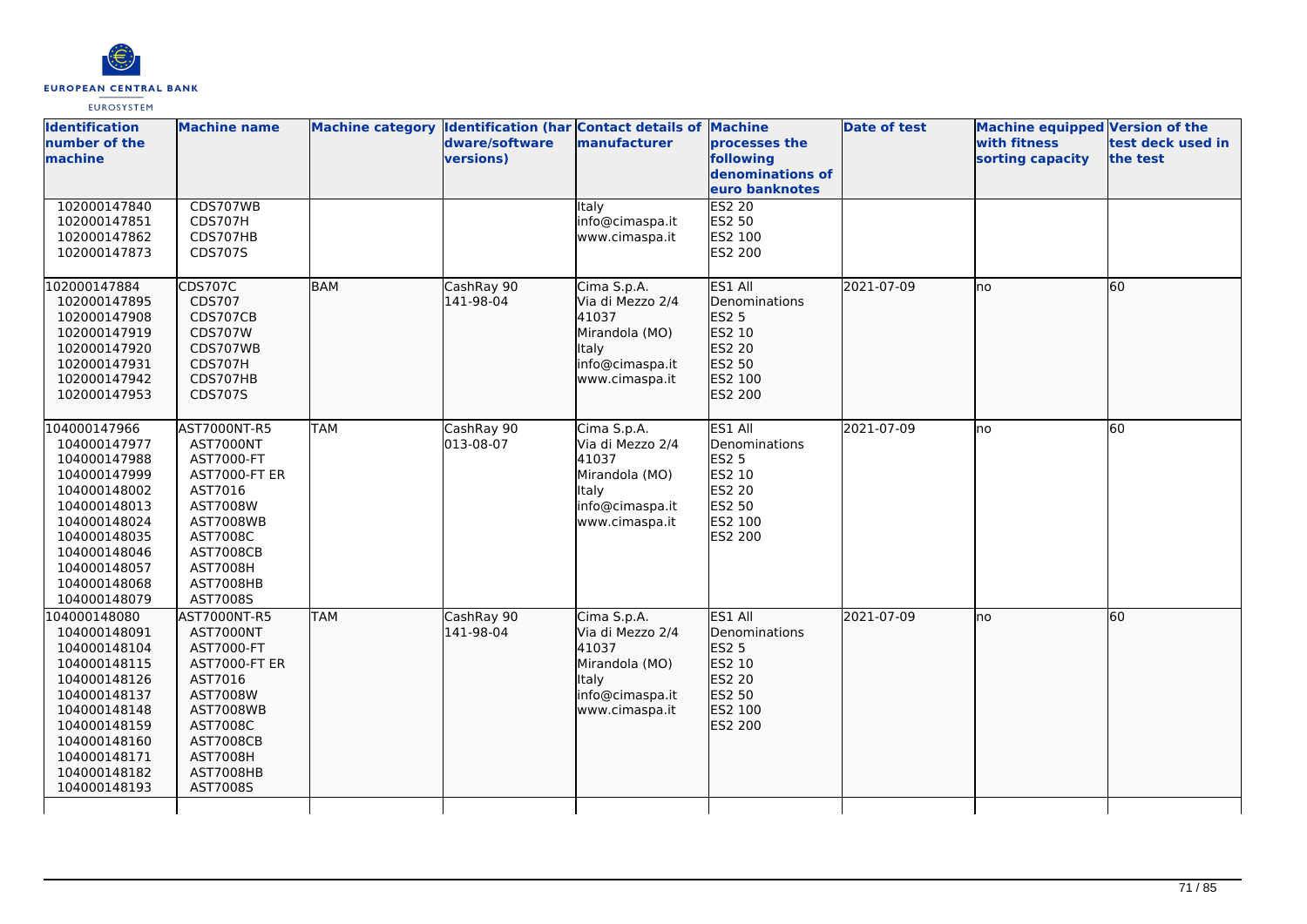| Identification number of the machine | Machine name | Machine category | Identification (hardware/software versions) | Contact details of manufacturer | Machine processes the following denominations of euro banknotes | Date of test | Machine equipped with fitness sorting capacity | Version of the test deck used in the test |
|---|---|---|---|---|---|---|---|---|
| 102000147840<br>102000147851<br>102000147862<br>102000147873 | CDS707WB<br>CDS707H<br>CDS707HB<br>CDS707S | | | Italy<br>info@cimaspa.it<br>www.cimaspa.it | ES2 20<br>ES2 50<br>ES2 100<br>ES2 200 | | | |
| 102000147884<br>102000147895<br>102000147908<br>102000147919<br>102000147920<br>102000147931<br>102000147942<br>102000147953 | CDS707C<br>CDS707<br>CDS707CB<br>CDS707W<br>CDS707WB<br>CDS707H<br>CDS707HB<br>CDS707S | BAM | CashRay 90<br>141-98-04 | Cima S.p.A.<br>Via di Mezzo 2/4<br>41037<br>Mirandola (MO)<br>Italy<br>info@cimaspa.it<br>www.cimaspa.it | ES1 All Denominations<br>ES2 5<br>ES2 10<br>ES2 20<br>ES2 50<br>ES2 100<br>ES2 200 | 2021-07-09 | no | 60 |
| 104000147966<br>104000147977<br>104000147988<br>104000147999<br>104000148002<br>104000148013<br>104000148024<br>104000148035<br>104000148046<br>104000148057<br>104000148068<br>104000148079 | AST7000NT-R5<br>AST7000NT<br>AST7000-FT<br>AST7000-FT ER<br>AST7016<br>AST7008W<br>AST7008WB<br>AST7008C<br>AST7008CB<br>AST7008H<br>AST7008HB<br>AST7008S | TAM | CashRay 90<br>013-08-07 | Cima S.p.A.<br>Via di Mezzo 2/4<br>41037<br>Mirandola (MO)<br>Italy<br>info@cimaspa.it<br>www.cimaspa.it | ES1 All Denominations<br>ES2 5<br>ES2 10<br>ES2 20<br>ES2 50<br>ES2 100<br>ES2 200 | 2021-07-09 | no | 60 |
| 104000148080<br>104000148091<br>104000148104<br>104000148115<br>104000148126<br>104000148137<br>104000148148<br>104000148159<br>104000148160<br>104000148171<br>104000148182<br>104000148193 | AST7000NT-R5<br>AST7000NT<br>AST7000-FT<br>AST7000-FT ER<br>AST7016<br>AST7008W<br>AST7008WB<br>AST7008C<br>AST7008CB<br>AST7008H<br>AST7008HB<br>AST7008S | TAM | CashRay 90<br>141-98-04 | Cima S.p.A.<br>Via di Mezzo 2/4<br>41037<br>Mirandola (MO)<br>Italy<br>info@cimaspa.it<br>www.cimaspa.it | ES1 All Denominations<br>ES2 5<br>ES2 10<br>ES2 20<br>ES2 50<br>ES2 100<br>ES2 200 | 2021-07-09 | no | 60 |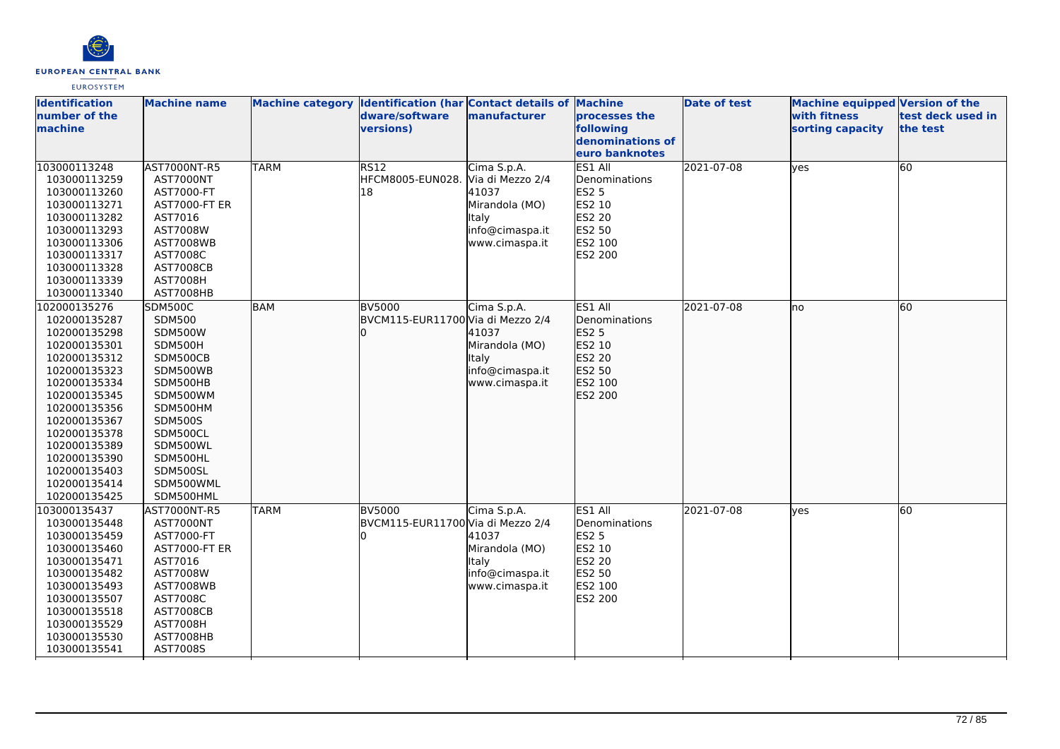| Identification number of the machine | Machine name | Machine category | Identification (hardware/software versions) | Contact details of manufacturer | Machine processes the following denominations of euro banknotes | Date of test | Machine equipped with fitness sorting capacity | Version of the test deck used in the test |
|---|---|---|---|---|---|---|---|---|
| 103000113248<br>103000113259<br>103000113260<br>103000113271<br>103000113282<br>103000113293<br>103000113306<br>103000113317<br>103000113328<br>103000113339<br>103000113340 | AST7000NT-R5<br>AST7000NT<br>AST7000-FT<br>AST7000-FT ER<br>AST7016<br>AST7008W<br>AST7008WB<br>AST7008C<br>AST7008CB<br>AST7008H<br>AST7008HB | TARM | RS12<br>HFCM8005-EUN028.18 | Cima S.p.A.<br>Via di Mezzo 2/4<br>41037<br>Mirandola (MO)<br>Italy<br>info@cimaspa.it<br>www.cimaspa.it | ES1 All Denominations<br>ES2 5<br>ES2 10<br>ES2 20<br>ES2 50<br>ES2 100<br>ES2 200 | 2021-07-08 | yes | 60 |
| 102000135276<br>102000135287<br>102000135298<br>102000135301<br>102000135312<br>102000135323<br>102000135334<br>102000135345<br>102000135356<br>102000135367<br>102000135378<br>102000135389<br>102000135390<br>102000135403<br>102000135414<br>102000135425 | SDM500C<br>SDM500<br>SDM500W<br>SDM500H<br>SDM500CB<br>SDM500WB<br>SDM500HB<br>SDM500WM<br>SDM500HM<br>SDM500S<br>SDM500CL<br>SDM500WL<br>SDM500HL<br>SDM500SL<br>SDM500WML<br>SDM500HML | BAM | BV5000<br>BVCM115-EUR117000 | Cima S.p.A.<br>Via di Mezzo 2/4<br>41037<br>Mirandola (MO)<br>Italy<br>info@cimaspa.it<br>www.cimaspa.it | ES1 All Denominations<br>ES2 5<br>ES2 10<br>ES2 20<br>ES2 50<br>ES2 100<br>ES2 200 | 2021-07-08 | no | 60 |
| 103000135437<br>103000135448<br>103000135459<br>103000135460<br>103000135471<br>103000135482<br>103000135493<br>103000135507<br>103000135518<br>103000135529<br>103000135530<br>103000135541 | AST7000NT-R5<br>AST7000NT<br>AST7000-FT<br>AST7000-FT ER<br>AST7016<br>AST7008W<br>AST7008WB<br>AST7008C<br>AST7008CB<br>AST7008H<br>AST7008HB<br>AST7008S | TARM | BV5000<br>BVCM115-EUR117000 | Cima S.p.A.<br>Via di Mezzo 2/4<br>41037<br>Mirandola (MO)<br>Italy<br>info@cimaspa.it<br>www.cimaspa.it | ES1 All Denominations<br>ES2 5<br>ES2 10<br>ES2 20<br>ES2 50<br>ES2 100<br>ES2 200 | 2021-07-08 | yes | 60 |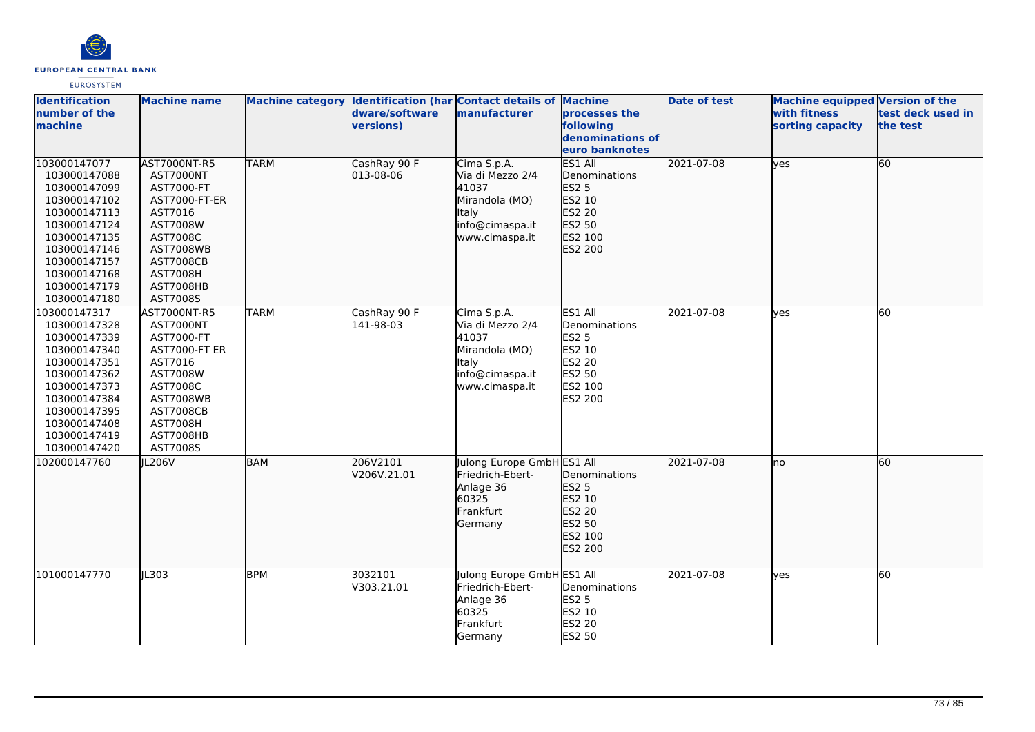| Identification number of the machine | Machine name | Machine category | Identification (hardware/software versions) | Contact details of manufacturer | Machine processes the following denominations of euro banknotes | Date of test | Machine equipped with fitness sorting capacity | Version of the test deck used in the test |
|---|---|---|---|---|---|---|---|---|
| 103000147077<br>103000147088<br>103000147099<br>103000147102<br>103000147113<br>103000147124<br>103000147135<br>103000147146<br>103000147157<br>103000147168<br>103000147179<br>103000147180 | AST7000NT-R5<br>AST7000NT<br>AST7000-FT<br>AST7000-FT-ER<br>AST7016<br>AST7008W<br>AST7008C<br>AST7008WB<br>AST7008CB<br>AST7008H<br>AST7008HB<br>AST7008S | TARM | CashRay 90 F<br>013-08-06 | Cima S.p.A.<br>Via di Mezzo 2/4<br>41037<br>Mirandola (MO)<br>Italy<br>info@cimaspa.it<br>www.cimaspa.it | ES1 All Denominations<br>ES2 5<br>ES2 10<br>ES2 20<br>ES2 50<br>ES2 100<br>ES2 200 | 2021-07-08 | yes | 60 |
| 103000147317<br>103000147328<br>103000147339<br>103000147340<br>103000147351<br>103000147362<br>103000147373<br>103000147384<br>103000147395<br>103000147408<br>103000147419<br>103000147420 | AST7000NT-R5<br>AST7000NT<br>AST7000-FT<br>AST7000-FT ER<br>AST7016<br>AST7008W<br>AST7008C<br>AST7008WB<br>AST7008CB<br>AST7008H<br>AST7008HB<br>AST7008S | TARM | CashRay 90 F<br>141-98-03 | Cima S.p.A.<br>Via di Mezzo 2/4<br>41037<br>Mirandola (MO)<br>Italy<br>info@cimaspa.it<br>www.cimaspa.it | ES1 All Denominations<br>ES2 5<br>ES2 10<br>ES2 20<br>ES2 50<br>ES2 100<br>ES2 200 | 2021-07-08 | yes | 60 |
| 102000147760 | JL206V | BAM | 206V2101<br>V206V.21.01 | Julong Europe GmbH<br>Friedrich-Ebert-Anlage 36<br>60325<br>Frankfurt<br>Germany | ES1 All Denominations<br>ES2 5<br>ES2 10<br>ES2 20<br>ES2 50<br>ES2 100<br>ES2 200 | 2021-07-08 | no | 60 |
| 101000147770 | JL303 | BPM | 3032101<br>V303.21.01 | Julong Europe GmbH<br>Friedrich-Ebert-Anlage 36<br>60325<br>Frankfurt<br>Germany | ES1 All Denominations<br>ES2 5<br>ES2 10<br>ES2 20<br>ES2 50 | 2021-07-08 | yes | 60 |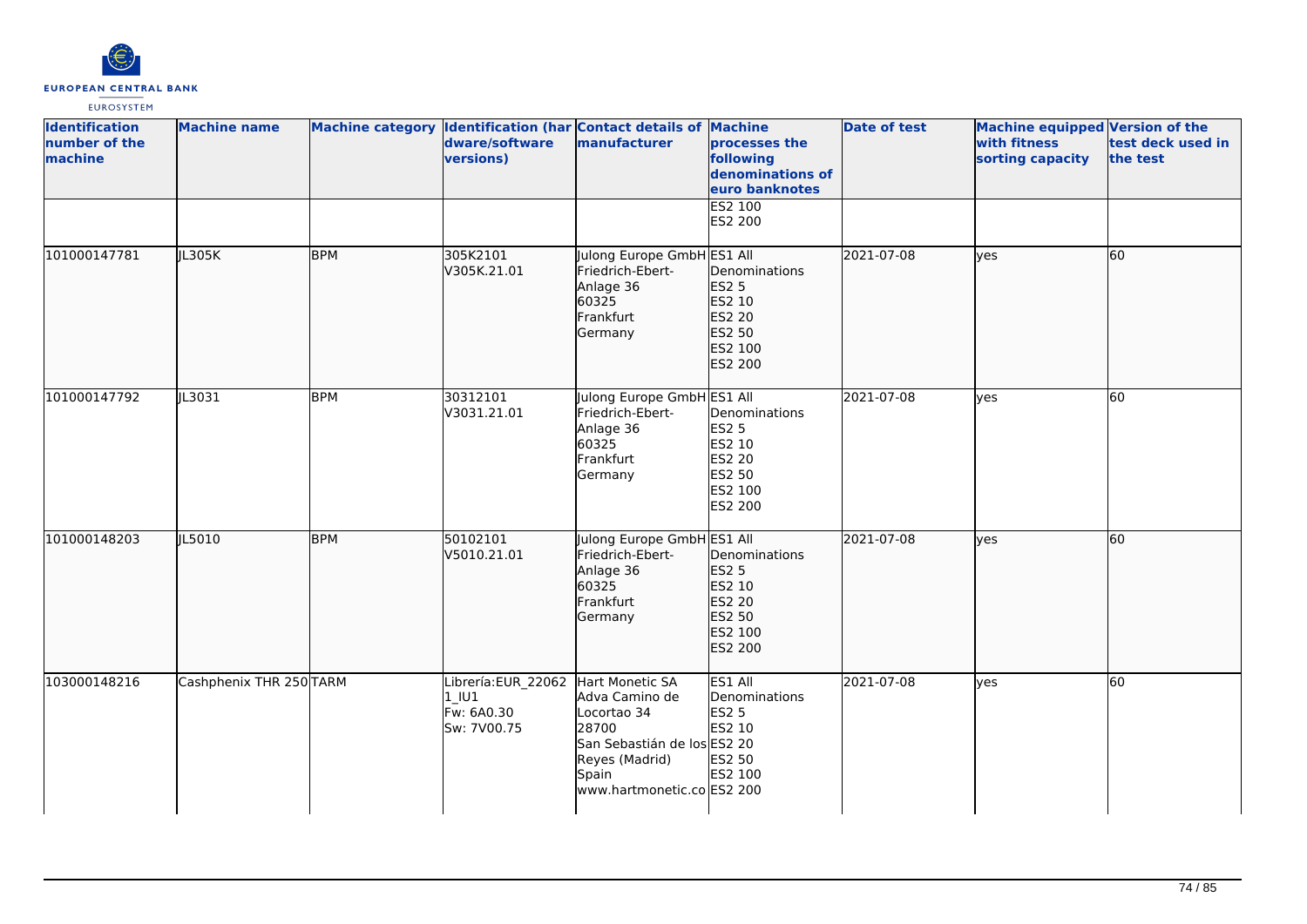| Identification number of the machine | Machine name | Machine category | Identification (hardware/software versions) | Contact details of manufacturer | Machine processes the following denominations of euro banknotes | Date of test | Machine equipped with fitness sorting capacity | Version of the test deck used in the test |
|---|---|---|---|---|---|---|---|---|
| | | | | | ES2 100<br>ES2 200 | | | |
| 101000147781 | JL305K | BPM | 305K2101<br>V305K.21.01 | Julong Europe GmbH<br>Friedrich-Ebert-Anlage 36<br>60325<br>Frankfurt<br>Germany | ES1 All Denominations<br>ES2 5<br>ES2 10<br>ES2 20<br>ES2 50<br>ES2 100<br>ES2 200 | 2021-07-08 | yes | 60 |
| 101000147792 | JL3031 | BPM | 30312101<br>V3031.21.01 | Julong Europe GmbH<br>Friedrich-Ebert-Anlage 36<br>60325<br>Frankfurt<br>Germany | ES1 All Denominations<br>ES2 5<br>ES2 10<br>ES2 20<br>ES2 50<br>ES2 100<br>ES2 200 | 2021-07-08 | yes | 60 |
| 101000148203 | JL5010 | BPM | 50102101<br>V5010.21.01 | Julong Europe GmbH<br>Friedrich-Ebert-Anlage 36<br>60325<br>Frankfurt<br>Germany | ES1 All Denominations<br>ES2 5<br>ES2 10<br>ES2 20<br>ES2 50<br>ES2 100<br>ES2 200 | 2021-07-08 | yes | 60 |
| 103000148216 | Cashphenix THR 250 | TARM | Librería:EUR_220621_IU1<br>Fw: 6A0.30<br>Sw: 7V00.75 | Hart Monetic SA<br>Adva Camino de Locortao 34<br>28700<br>San Sebastián de los Reyes (Madrid)<br>Spain<br>www.hartmonetic.co | ES1 All Denominations<br>ES2 5<br>ES2 10<br>ES2 20<br>ES2 50<br>ES2 100<br>ES2 200 | 2021-07-08 | yes | 60 |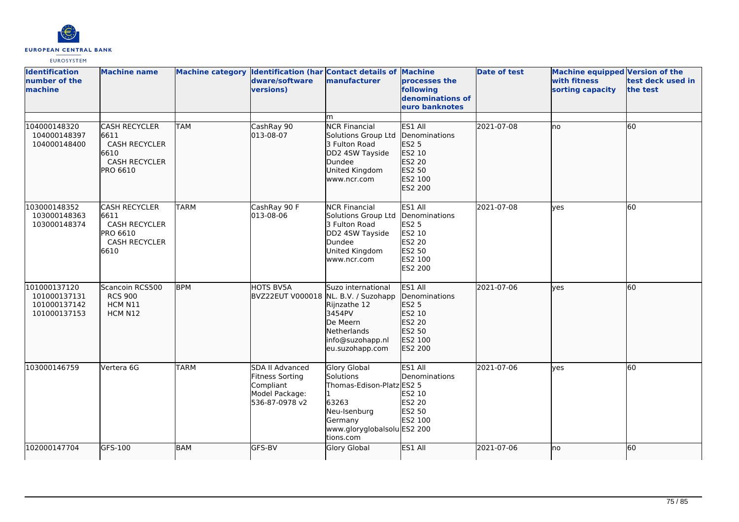| Identification number of the machine | Machine name | Machine category | Identification (hardware/software versions) | Contact details of manufacturer | Machine processes the following denominations of euro banknotes | Date of test | Machine equipped with fitness sorting capacity | Version of the test deck used in the test |
|---|---|---|---|---|---|---|---|---|
| | | | | m | | | | |
| 104000148320 104000148397 104000148400 | CASH RECYCLER 6611 CASH RECYCLER 6610 CASH RECYCLER PRO 6610 | TAM | CashRay 90 013-08-07 | NCR Financial Solutions Group Ltd 3 Fulton Road DD2 4SW Tayside Dundee United Kingdom www.ncr.com | ES1 All Denominations ES2 5 ES2 10 ES2 20 ES2 50 ES2 100 ES2 200 | 2021-07-08 | no | 60 |
| 103000148352 103000148363 103000148374 | CASH RECYCLER 6611 CASH RECYCLER PRO 6610 CASH RECYCLER 6610 | TARM | CashRay 90 F 013-08-06 | NCR Financial Solutions Group Ltd 3 Fulton Road DD2 4SW Tayside Dundee United Kingdom www.ncr.com | ES1 All Denominations ES2 5 ES2 10 ES2 20 ES2 50 ES2 100 ES2 200 | 2021-07-08 | yes | 60 |
| 101000137120 101000137131 101000137142 101000137153 | Scancoin RCS500 RCS 900 HCM N11 HCM N12 | BPM | HOTS BV5A BVZ22EUT V000018 | Suzo international NL. B.V. / Suzohapp Rijnzathe 12 3454PV De Meern Netherlands info@suzohapp.nl eu.suzohapp.com | ES1 All Denominations ES2 5 ES2 10 ES2 20 ES2 50 ES2 100 ES2 200 | 2021-07-06 | yes | 60 |
| 103000146759 | Vertera 6G | TARM | SDA II Advanced Fitness Sorting Compliant Model Package: 536-87-0978 v2 | Glory Global Solutions Thomas-Edison-Platz 1 63263 Neu-Isenburg Germany www.gloryglobalsolutions.com | ES1 All Denominations ES2 5 ES2 10 ES2 20 ES2 50 ES2 100 ES2 200 | 2021-07-06 | yes | 60 |
| 102000147704 | GFS-100 | BAM | GFS-BV | Glory Global | ES1 All | 2021-07-06 | no | 60 |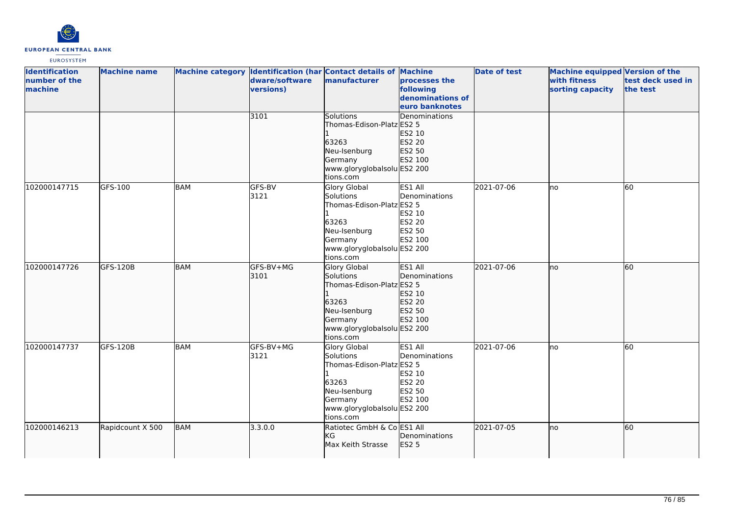| Identification number of the machine | Machine name | Machine category | Identification (hardware/software versions) | Contact details of manufacturer | Machine processes the following denominations of euro banknotes | Date of test | Machine equipped with fitness sorting capacity | Version of the test deck used in the test |
|---|---|---|---|---|---|---|---|---|
| | | | 3101 | Solutions Thomas-Edison-Platz 1 63263 Neu-Isenburg Germany www.gloryglobalsolutions.com | Denominations ES2 5 ES2 10 ES2 20 ES2 50 ES2 100 ES2 200 | | | |
| 102000147715 | GFS-100 | BAM | GFS-BV 3121 | Glory Global Solutions Thomas-Edison-Platz 1 63263 Neu-Isenburg Germany www.gloryglobalsolutions.com | ES1 All Denominations ES2 5 ES2 10 ES2 20 ES2 50 ES2 100 ES2 200 | 2021-07-06 | no | 60 |
| 102000147726 | GFS-120B | BAM | GFS-BV+MG 3101 | Glory Global Solutions Thomas-Edison-Platz 1 63263 Neu-Isenburg Germany www.gloryglobalsolutions.com | ES1 All Denominations ES2 5 ES2 10 ES2 20 ES2 50 ES2 100 ES2 200 | 2021-07-06 | no | 60 |
| 102000147737 | GFS-120B | BAM | GFS-BV+MG 3121 | Glory Global Solutions Thomas-Edison-Platz 1 63263 Neu-Isenburg Germany www.gloryglobalsolutions.com | ES1 All Denominations ES2 5 ES2 10 ES2 20 ES2 50 ES2 100 ES2 200 | 2021-07-06 | no | 60 |
| 102000146213 | Rapidcount X 500 | BAM | 3.3.0.0 | Ratiotec GmbH & Co KG Max Keith Strasse | ES1 All Denominations ES2 5 | 2021-07-05 | no | 60 |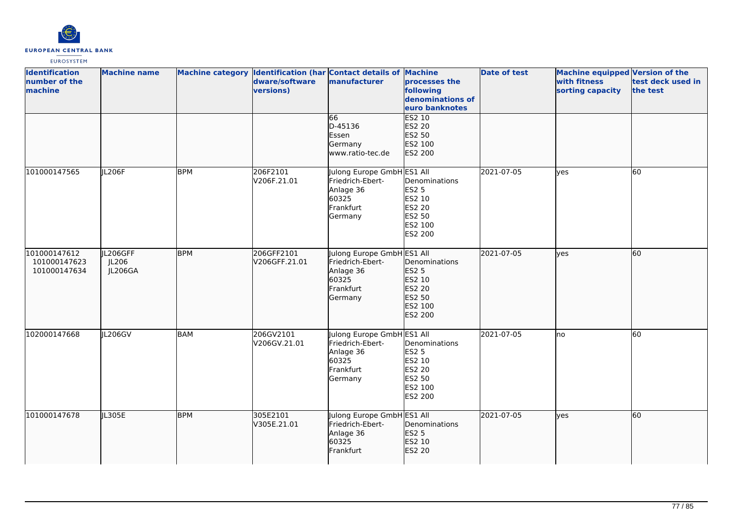| Identification number of the machine | Machine name | Machine category | Identification (hardware/software versions) | Contact details of manufacturer | Machine processes the following denominations of euro banknotes | Date of test | Machine equipped with fitness sorting capacity | Version of the test deck used in the test |
|---|---|---|---|---|---|---|---|---|
| | | | | 66<br>D-45136<br>Essen<br>Germany<br>www.ratio-tec.de | ES2 10<br>ES2 20<br>ES2 50<br>ES2 100<br>ES2 200 | | | |
| 101000147565 | JL206F | BPM | 206F2101<br>V206F.21.01 | Julong Europe GmbH<br>Friedrich-Ebert-Anlage 36<br>60325<br>Frankfurt<br>Germany | ES1 All Denominations<br>ES2 5<br>ES2 10<br>ES2 20<br>ES2 50<br>ES2 100<br>ES2 200 | 2021-07-05 | yes | 60 |
| 101000147612<br>101000147623<br>101000147634 | JL206GFF<br>JL206<br>JL206GA | BPM | 206GFF2101<br>V206GFF.21.01 | Julong Europe GmbH<br>Friedrich-Ebert-Anlage 36<br>60325<br>Frankfurt<br>Germany | ES1 All Denominations<br>ES2 5<br>ES2 10<br>ES2 20<br>ES2 50<br>ES2 100<br>ES2 200 | 2021-07-05 | yes | 60 |
| 102000147668 | JL206GV | BAM | 206GV2101<br>V206GV.21.01 | Julong Europe GmbH<br>Friedrich-Ebert-Anlage 36<br>60325<br>Frankfurt<br>Germany | ES1 All Denominations<br>ES2 5<br>ES2 10<br>ES2 20<br>ES2 50<br>ES2 100<br>ES2 200 | 2021-07-05 | no | 60 |
| 101000147678 | JL305E | BPM | 305E2101<br>V305E.21.01 | Julong Europe GmbH<br>Friedrich-Ebert-Anlage 36<br>60325<br>Frankfurt | ES1 All Denominations<br>ES2 5<br>ES2 10<br>ES2 20 | 2021-07-05 | yes | 60 |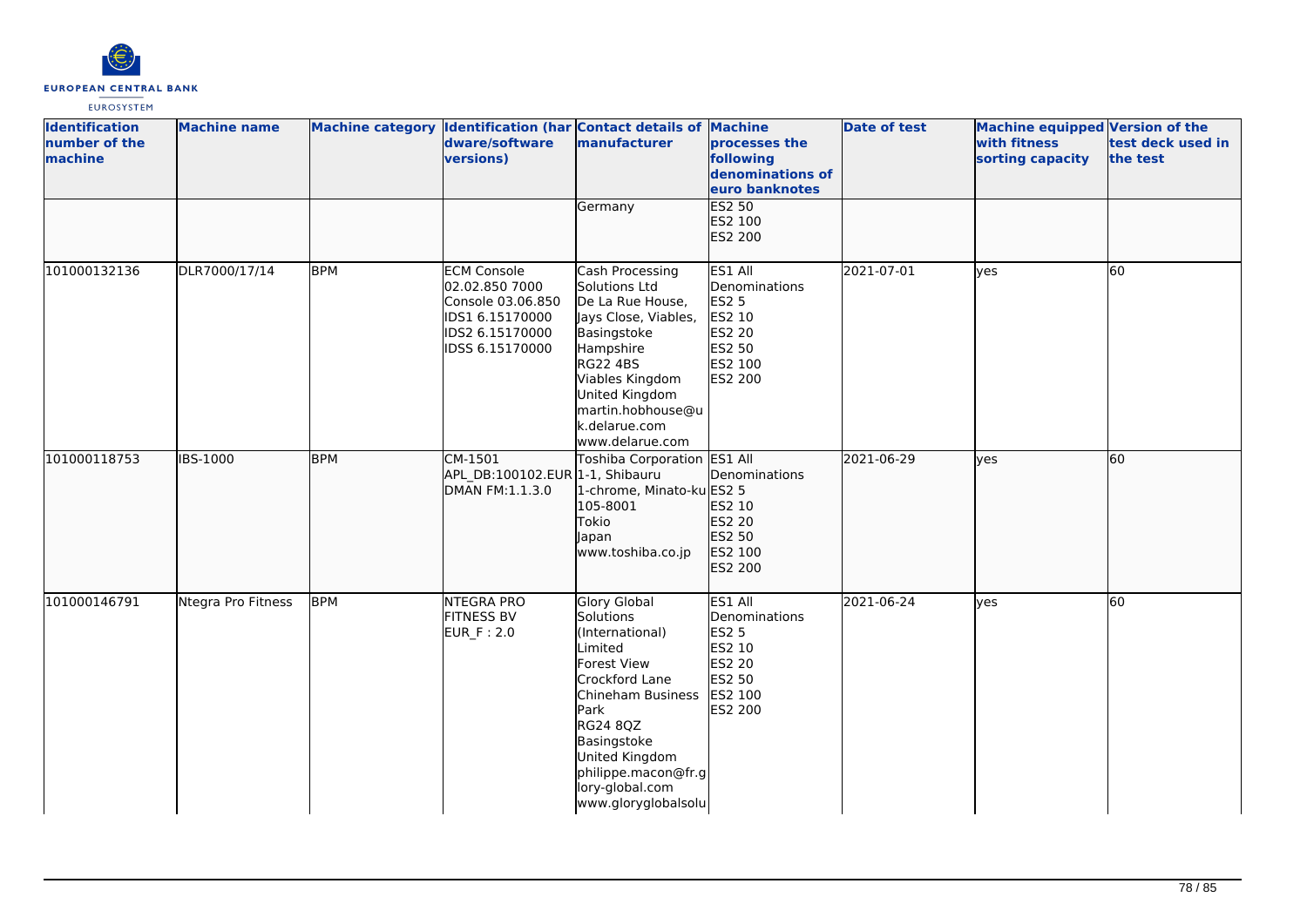| Identification number of the machine | Machine name | Machine category | Identification (hardware/software versions) | Contact details of manufacturer | Machine processes the following denominations of euro banknotes | Date of test | Machine equipped with fitness sorting capacity | Version of the test deck used in the test |
|---|---|---|---|---|---|---|---|---|
| | | | | Germany | ES2 50<br>ES2 100<br>ES2 200 | | | |
| 101000132136 | DLR7000/17/14 | BPM | ECM Console 02.02.850 7000 Console 03.06.850 IDS1 6.15170000 IDS2 6.15170000 IDSS 6.15170000 | Cash Processing Solutions Ltd<br>De La Rue House, Jays Close, Viables, Basingstoke Hampshire<br>RG22 4BS<br>Viables Kingdom<br>United Kingdom<br>martin.hobhouse@uk.delarue.com<br>www.delarue.com | ES1 All Denominations<br>ES2 5<br>ES2 10<br>ES2 20<br>ES2 50<br>ES2 100<br>ES2 200 | 2021-07-01 | yes | 60 |
| 101000118753 | IBS-1000 | BPM | CM-1501<br>APL_DB:100102.EUR<br>DMAN FM:1.1.3.0 | Toshiba Corporation<br>1-1, Shibauru 1-chrome, Minato-ku<br>105-8001<br>Tokio<br>Japan<br>www.toshiba.co.jp | ES1 All Denominations<br>ES2 5<br>ES2 10<br>ES2 20<br>ES2 50<br>ES2 100<br>ES2 200 | 2021-06-29 | yes | 60 |
| 101000146791 | Ntegra Pro Fitness | BPM | NTEGRA PRO FITNESS BV<br>EUR_F : 2.0 | Glory Global Solutions (International) Limited<br>Forest View<br>Crockford Lane<br>Chineham Business Park<br>RG24 8QZ<br>Basingstoke<br>United Kingdom<br>philippe.macon@fr.glory-global.com<br>www.gloryglobalsolu | ES1 All Denominations<br>ES2 5<br>ES2 10<br>ES2 20<br>ES2 50<br>ES2 100<br>ES2 200 | 2021-06-24 | yes | 60 |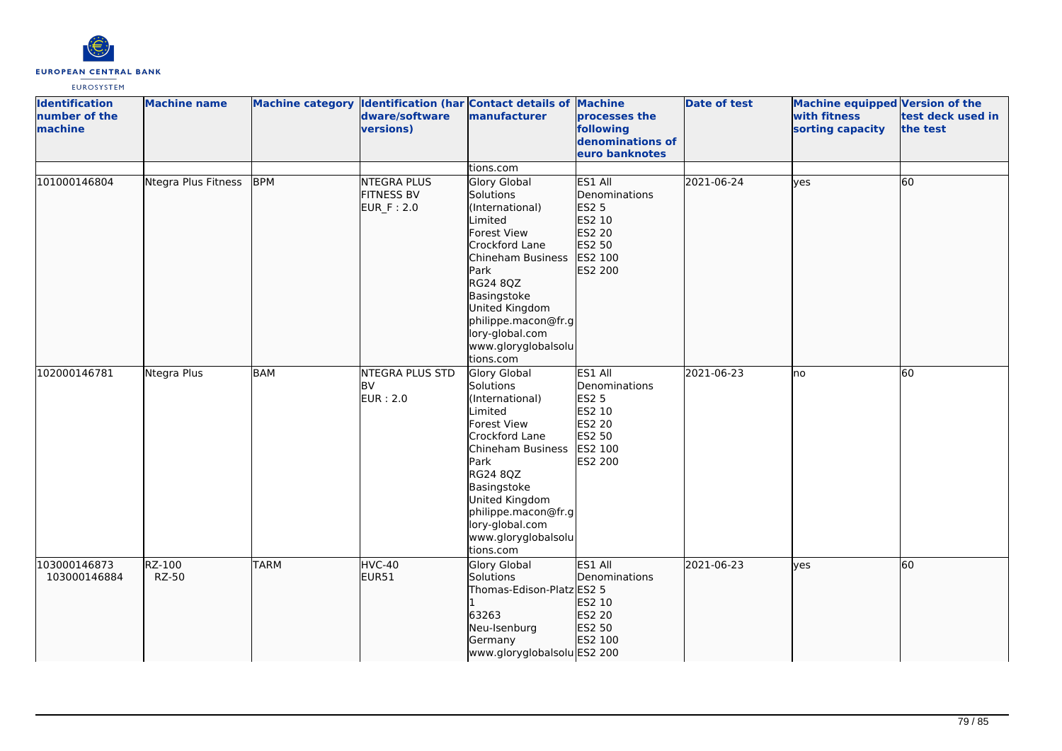| Identification number of the machine | Machine name | Machine category | Identification (hardware/software versions) | Contact details of manufacturer | Machine processes the following denominations of euro banknotes | Date of test | Machine equipped with fitness sorting capacity | Version of the test deck used in the test |
|---|---|---|---|---|---|---|---|---|
| | | | | tions.com | | | | |
| 101000146804 | Ntegra Plus Fitness | BPM | NTEGRA PLUS FITNESS BV EUR_F : 2.0 | Glory Global Solutions (International) Limited Forest View Crockford Lane Chineham Business Park RG24 8QZ Basingstoke United Kingdom philippe.macon@fr.glory-global.com www.gloryglobalsolutions.com | ES1 All Denominations ES2 5 ES2 10 ES2 20 ES2 50 ES2 100 ES2 200 | 2021-06-24 | yes | 60 |
| 102000146781 | Ntegra Plus | BAM | NTEGRA PLUS STD BV EUR : 2.0 | Glory Global Solutions (International) Limited Forest View Crockford Lane Chineham Business Park RG24 8QZ Basingstoke United Kingdom philippe.macon@fr.glory-global.com www.gloryglobalsolutions.com | ES1 All Denominations ES2 5 ES2 10 ES2 20 ES2 50 ES2 100 ES2 200 | 2021-06-23 | no | 60 |
| 103000146873 103000146884 | RZ-100 RZ-50 | TARM | HVC-40 EUR51 | Glory Global Solutions Thomas-Edison-Platz 1 63263 Neu-Isenburg Germany www.gloryglobalsolu | ES1 All Denominations ES2 5 ES2 10 ES2 20 ES2 50 ES2 100 ES2 200 | 2021-06-23 | yes | 60 |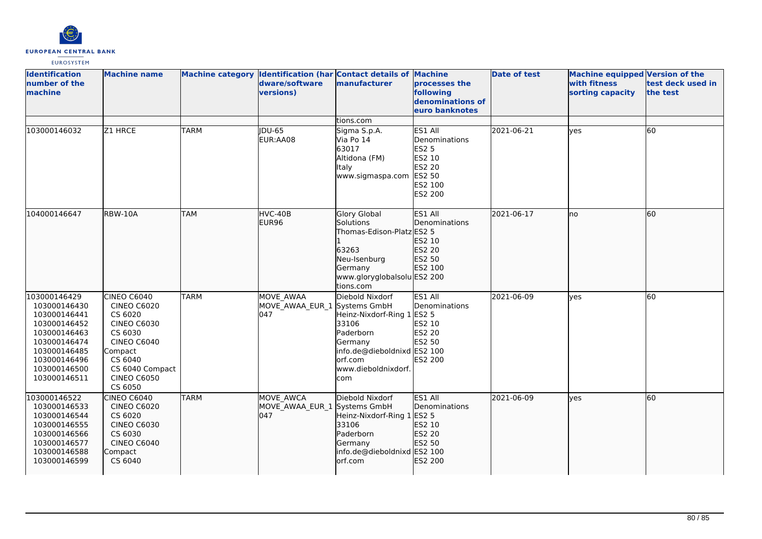| Identification number of the machine | Machine name | Machine category | Identification (hardware/software versions) | Contact details of manufacturer | Machine processes the following denominations of euro banknotes | Date of test | Machine equipped with fitness sorting capacity | Version of the test deck used in the test |
|---|---|---|---|---|---|---|---|---|
| | | | | tions.com | | | | |
| 103000146032 | Z1 HRCE | TARM | JDU-65<br>EUR:AA08 | Sigma S.p.A.<br>Via Po 14<br>63017<br>Altidona (FM)<br>Italy<br>www.sigmaspa.com | ES1 All Denominations<br>ES2 5<br>ES2 10<br>ES2 20<br>ES2 50<br>ES2 100<br>ES2 200 | 2021-06-21 | yes | 60 |
| 104000146647 | RBW-10A | TAM | HVC-40B<br>EUR96 | Glory Global Solutions<br>Thomas-Edison-Platz 1<br>63263<br>Neu-Isenburg<br>Germany<br>www.gloryglobalsolutions.com | ES1 All Denominations<br>ES2 5<br>ES2 10<br>ES2 20<br>ES2 50<br>ES2 100<br>ES2 200 | 2021-06-17 | no | 60 |
| 103000146429<br>103000146430<br>103000146441<br>103000146452<br>103000146463<br>103000146474<br>103000146485<br>103000146496<br>103000146500<br>103000146511 | CINEO C6040<br>CINEO C6020<br>CS 6020<br>CINEO C6030<br>CS 6030<br>CINEO C6040 Compact<br>CS 6040<br>CS 6040 Compact<br>CINEO C6050<br>CS 6050 | TARM | MOVE_AWAA<br>MOVE_AWAA_EUR_1047 | Diebold Nixdorf Systems GmbH<br>Heinz-Nixdorf-Ring 1<br>33106<br>Paderborn<br>Germany<br>info.de@dieboldnixdorf.com<br>www.dieboldnixdorf.com | ES1 All Denominations<br>ES2 5<br>ES2 10<br>ES2 20<br>ES2 50<br>ES2 100<br>ES2 200 | 2021-06-09 | yes | 60 |
| 103000146522<br>103000146533<br>103000146544<br>103000146555<br>103000146566<br>103000146577<br>103000146588<br>103000146599 | CINEO C6040<br>CINEO C6020<br>CS 6020<br>CINEO C6030<br>CS 6030<br>CINEO C6040 Compact<br>CS 6040 | TARM | MOVE_AWCA<br>MOVE_AWAA_EUR_1047 | Diebold Nixdorf Systems GmbH<br>Heinz-Nixdorf-Ring 1<br>33106<br>Paderborn<br>Germany<br>info.de@dieboldnixdorf.com | ES1 All Denominations<br>ES2 5<br>ES2 10<br>ES2 20<br>ES2 50<br>ES2 100<br>ES2 200 | 2021-06-09 | yes | 60 |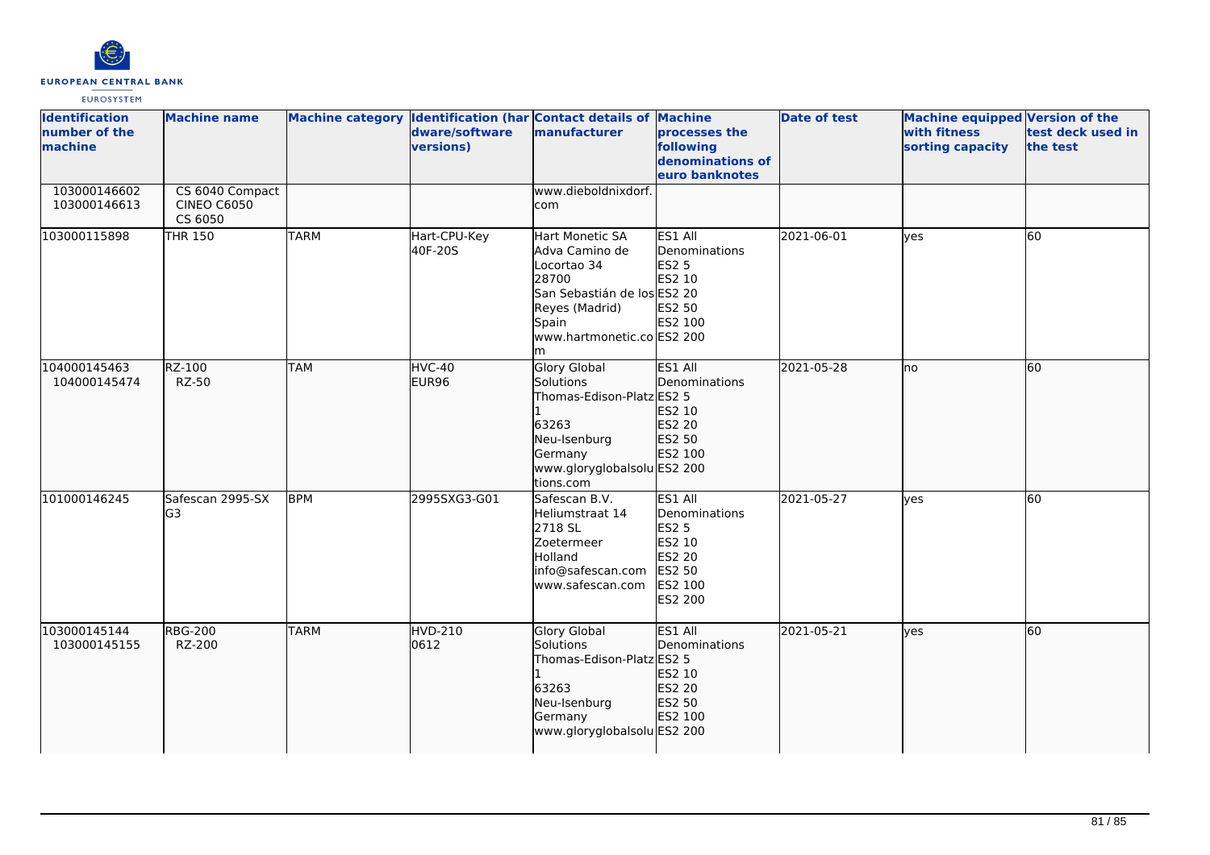| Identification number of the machine | Machine name | Machine category | Identification (hardware/software versions) | Contact details of manufacturer | Machine processes the following denominations of euro banknotes | Date of test | Machine equipped with fitness sorting capacity | Version of the test deck used in the test |
|---|---|---|---|---|---|---|---|---|
| 103000146602<br>103000146613 | CS 6040 Compact<br>CINEO C6050<br>CS 6050 | | | www.dieboldnixdorf.com | | | | |
| 103000115898 | THR 150 | TARM | Hart-CPU-Key<br>40F-20S | Hart Monetic SA<br>Adva Camino de Locortao 34<br>28700<br>San Sebastián de los Reyes (Madrid)<br>Spain<br>www.hartmonetic.com | ES1 All Denominations<br>ES2 5<br>ES2 10<br>ES2 20<br>ES2 50<br>ES2 100<br>ES2 200 | 2021-06-01 | yes | 60 |
| 104000145463<br>104000145474 | RZ-100<br>RZ-50 | TAM | HVC-40<br>EUR96 | Glory Global Solutions<br>Thomas-Edison-Platz 1<br>63263<br>Neu-Isenburg<br>Germany<br>www.gloryglobalsolutions.com | ES1 All Denominations<br>ES2 5<br>ES2 10<br>ES2 20<br>ES2 50<br>ES2 100<br>ES2 200 | 2021-05-28 | no | 60 |
| 101000146245 | Safescan 2995-SX G3 | BPM | 2995SXG3-G01 | Safescan B.V.<br>Heliumstraat 14<br>2718 SL<br>Zoetermeer<br>Holland<br>info@safescan.com<br>www.safescan.com | ES1 All Denominations<br>ES2 5<br>ES2 10<br>ES2 20<br>ES2 50<br>ES2 100<br>ES2 200 | 2021-05-27 | yes | 60 |
| 103000145144<br>103000145155 | RBG-200<br>RZ-200 | TARM | HVD-210<br>0612 | Glory Global Solutions<br>Thomas-Edison-Platz 1<br>63263<br>Neu-Isenburg<br>Germany<br>www.gloryglobalsolu | ES1 All Denominations<br>ES2 5<br>ES2 10<br>ES2 20<br>ES2 50<br>ES2 100<br>ES2 200 | 2021-05-21 | yes | 60 |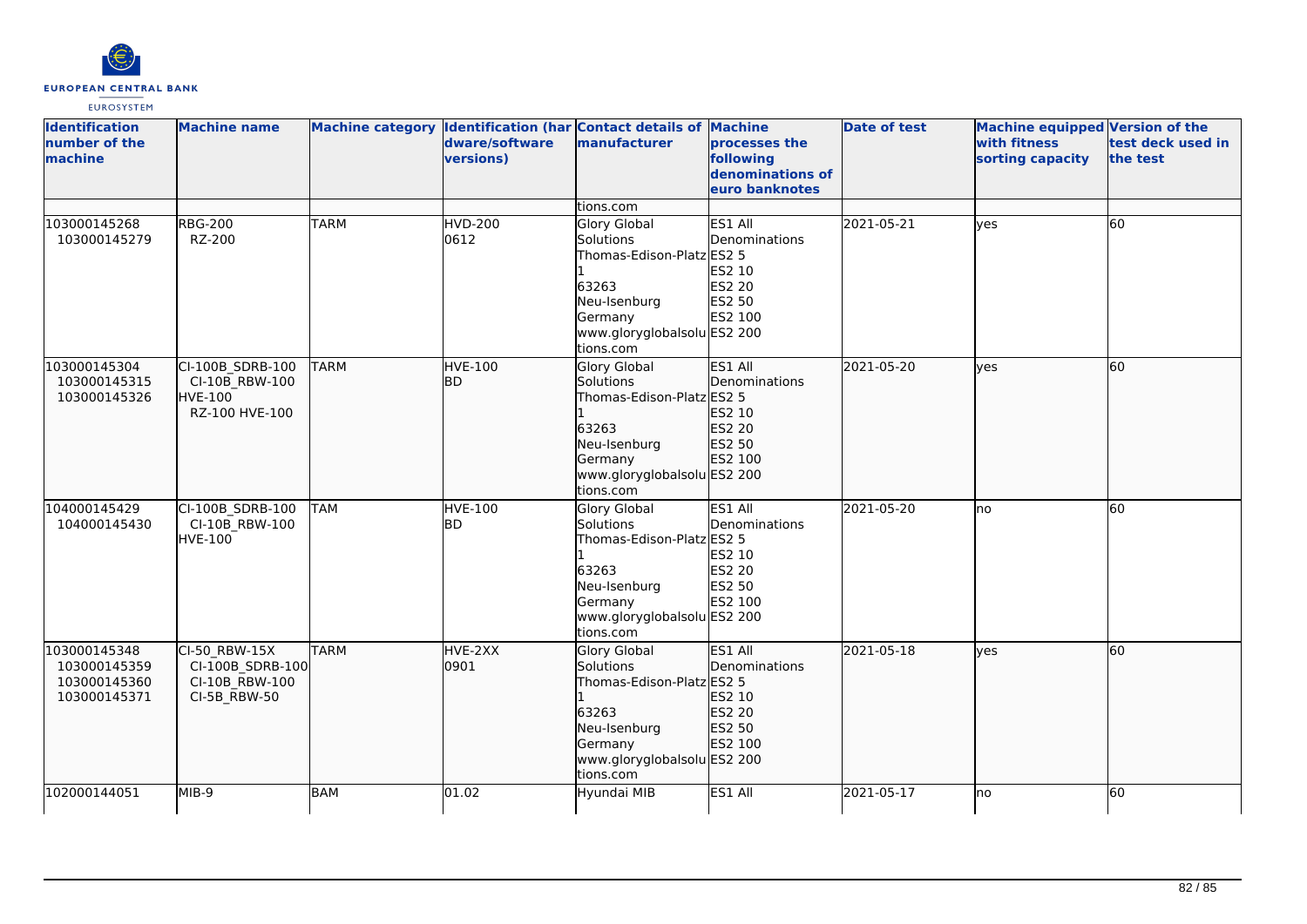| Identification number of the machine | Machine name | Machine category | Identification (hardware/software versions) | Contact details of manufacturer | Machine processes the following denominations of euro banknotes | Date of test | Machine equipped with fitness sorting capacity | Version of the test deck used in the test |
|---|---|---|---|---|---|---|---|---|
| | | | | tions.com | | | | |
| 103000145268 103000145279 | RBG-200 RZ-200 | TARM | HVD-200 0612 | Glory Global Solutions Thomas-Edison-Platz 1 63263 Neu-Isenburg Germany www.gloryglobalsolutions.com | ES1 All Denominations ES2 5 ES2 10 ES2 20 ES2 50 ES2 100 ES2 200 | 2021-05-21 | yes | 60 |
| 103000145304 103000145315 103000145326 | CI-100B_SDRB-100 CI-10B_RBW-100 HVE-100 RZ-100 HVE-100 | TARM | HVE-100 BD | Glory Global Solutions Thomas-Edison-Platz 1 63263 Neu-Isenburg Germany www.gloryglobalsolutions.com | ES1 All Denominations ES2 5 ES2 10 ES2 20 ES2 50 ES2 100 ES2 200 | 2021-05-20 | yes | 60 |
| 104000145429 104000145430 | CI-100B_SDRB-100 CI-10B_RBW-100 HVE-100 | TAM | HVE-100 BD | Glory Global Solutions Thomas-Edison-Platz 1 63263 Neu-Isenburg Germany www.gloryglobalsolutions.com | ES1 All Denominations ES2 5 ES2 10 ES2 20 ES2 50 ES2 100 ES2 200 | 2021-05-20 | no | 60 |
| 103000145348 103000145359 103000145360 103000145371 | CI-50_RBW-15X CI-100B_SDRB-100 CI-10B_RBW-100 CI-5B_RBW-50 | TARM | HVE-2XX 0901 | Glory Global Solutions Thomas-Edison-Platz 1 63263 Neu-Isenburg Germany www.gloryglobalsolutions.com | ES1 All Denominations ES2 5 ES2 10 ES2 20 ES2 50 ES2 100 ES2 200 | 2021-05-18 | yes | 60 |
| 102000144051 | MIB-9 | BAM | 01.02 | Hyundai MIB | ES1 All | 2021-05-17 | no | 60 |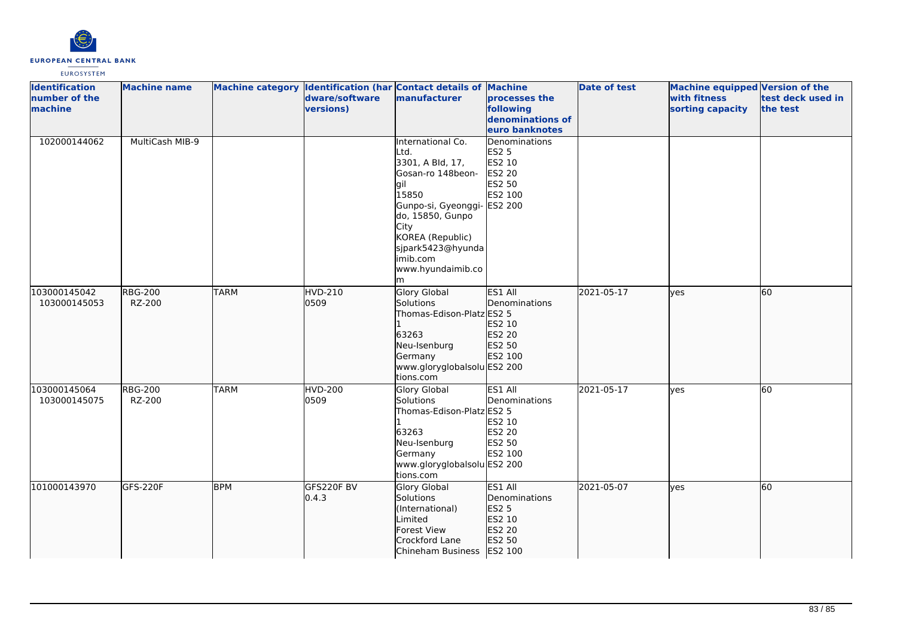| Identification number of the machine | Machine name | Machine category | Identification (hardware/software versions) | Contact details of manufacturer | Machine processes the following denominations of euro banknotes | Date of test | Machine equipped with fitness sorting capacity | Version of the test deck used in the test |
|---|---|---|---|---|---|---|---|---|
| 102000144062 | MultiCash MIB-9 | | | International Co. Ltd.<br>3301, A Bld, 17, Gosan-ro 148beon-gil<br>15850<br>Gunpo-si, Gyeonggi-do, 15850, Gunpo City<br>KOREA (Republic)<br>sjpark5423@hyundaimib.com<br>www.hyundaimib.com | Denominations<br>ES2 5<br>ES2 10<br>ES2 20<br>ES2 50<br>ES2 100<br>ES2 200 | | | |
| 103000145042<br>103000145053 | RBG-200<br>RZ-200 | TARM | HVD-210<br>0509 | Glory Global Solutions<br>Thomas-Edison-Platz 1<br>63263<br>Neu-Isenburg<br>Germany<br>www.gloryglobalsolutions.com | ES1 All Denominations<br>ES2 5<br>ES2 10<br>ES2 20<br>ES2 50<br>ES2 100<br>ES2 200 | 2021-05-17 | yes | 60 |
| 103000145064<br>103000145075 | RBG-200<br>RZ-200 | TARM | HVD-200<br>0509 | Glory Global Solutions<br>Thomas-Edison-Platz 1<br>63263<br>Neu-Isenburg<br>Germany<br>www.gloryglobalsolutions.com | ES1 All Denominations<br>ES2 5<br>ES2 10<br>ES2 20<br>ES2 50<br>ES2 100<br>ES2 200 | 2021-05-17 | yes | 60 |
| 101000143970 | GFS-220F | BPM | GFS220F BV<br>0.4.3 | Glory Global Solutions (International) Limited<br>Forest View<br>Crockford Lane<br>Chineham Business | ES1 All Denominations<br>ES2 5<br>ES2 10<br>ES2 20<br>ES2 50<br>ES2 100 | 2021-05-07 | yes | 60 |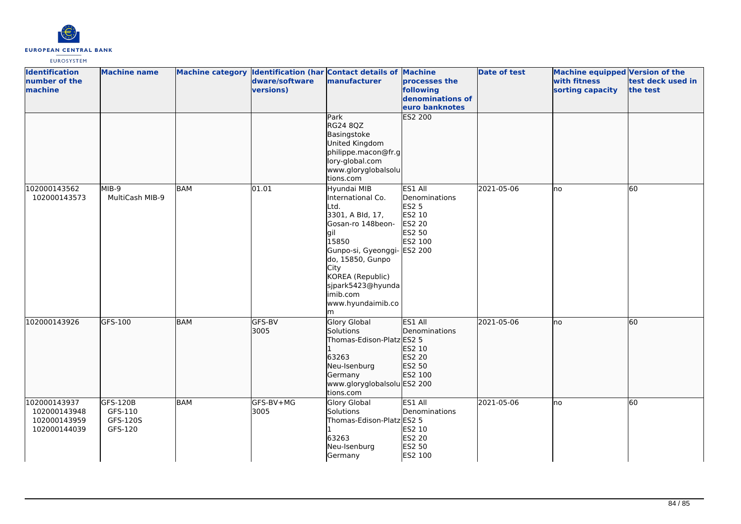| Identification number of the machine | Machine name | Machine category | Identification (hardware/software versions) | Contact details of manufacturer | Machine processes the following denominations of euro banknotes | Date of test | Machine equipped with fitness sorting capacity | Version of the test deck used in the test |
|---|---|---|---|---|---|---|---|---|
| | | | | Park<br>RG24 8QZ<br>Basingstoke<br>United Kingdom<br>philippe.macon@fr.glory-global.com<br>www.gloryglobalsolutions.com | ES2 200 | | | |
| 102000143562<br>102000143573 | MIB-9<br>MultiCash MIB-9 | BAM | 01.01 | Hyundai MIB International Co. Ltd.<br>3301, A Bld, 17, Gosan-ro 148beon-gil<br>15850<br>Gunpo-si, Gyeonggi-do, 15850, Gunpo City<br>KOREA (Republic)<br>sjpark5423@hyundaimib.com<br>www.hyundaimib.com | ES1 All Denominations<br>ES2 5<br>ES2 10<br>ES2 20<br>ES2 50<br>ES2 100<br>ES2 200 | 2021-05-06 | no | 60 |
| 102000143926 | GFS-100 | BAM | GFS-BV<br>3005 | Glory Global Solutions<br>Thomas-Edison-Platz 1<br>63263<br>Neu-Isenburg<br>Germany<br>www.gloryglobalsolutions.com | ES1 All Denominations<br>ES2 5<br>ES2 10<br>ES2 20<br>ES2 50<br>ES2 100<br>ES2 200 | 2021-05-06 | no | 60 |
| 102000143937<br>102000143948<br>102000143959<br>102000144039 | GFS-120B<br>GFS-110<br>GFS-120S<br>GFS-120 | BAM | GFS-BV+MG<br>3005 | Glory Global Solutions<br>Thomas-Edison-Platz 1<br>63263<br>Neu-Isenburg<br>Germany | ES1 All Denominations<br>ES2 5<br>ES2 10<br>ES2 20<br>ES2 50<br>ES2 100 | 2021-05-06 | no | 60 |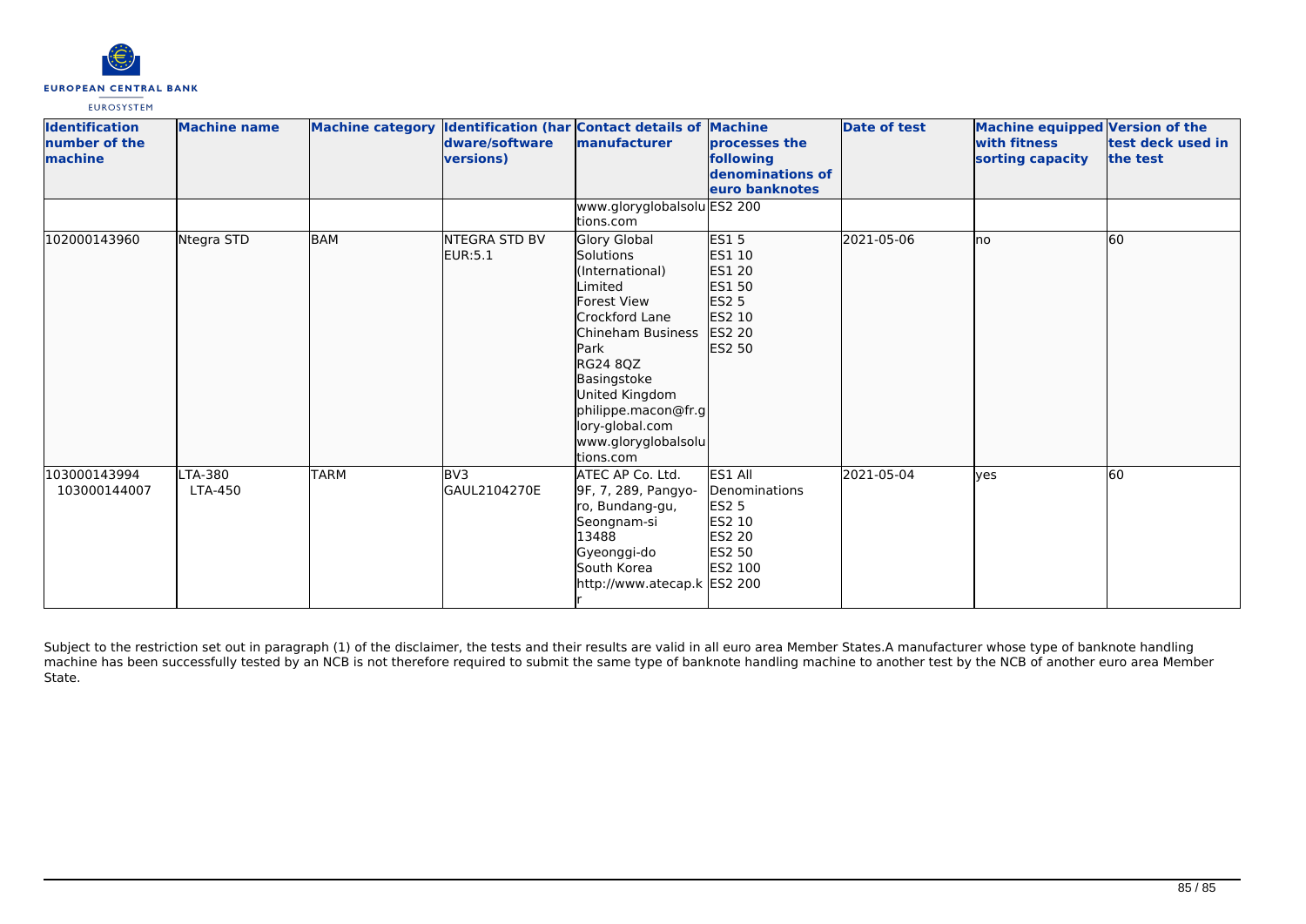| Identification number of the machine | Machine name | Machine category | Identification (hardware/software versions) | Contact details of manufacturer | Machine processes the following denominations of euro banknotes | Date of test | Machine equipped with fitness sorting capacity | Version of the test deck used in the test |
|---|---|---|---|---|---|---|---|---|
| | | | | www.gloryglobalsolutions.com | ES2 200 | | | |
| 102000143960 | Ntegra STD | BAM | NTEGRA STD BV EUR:5.1 | Glory Global Solutions (International) Limited Forest View Crockford Lane Chineham Business Park RG24 8QZ Basingstoke United Kingdom philippe.macon@fr.glory-global.com www.gloryglobalsolutions.com | ES1 5 ES1 10 ES1 20 ES1 50 ES2 5 ES2 10 ES2 20 ES2 50 | 2021-05-06 | no | 60 |
| 103000143994 103000144007 | LTA-380 LTA-450 | TARM | BV3 GAUL2104270E | ATEC AP Co. Ltd. 9F, 7, 289, Pangyo-ro, Bundang-gu, Seongnam-si 13488 Gyeonggi-do South Korea http://www.atecap.kr | ES1 All Denominations ES2 5 ES2 10 ES2 20 ES2 50 ES2 100 ES2 200 | 2021-05-04 | yes | 60 |

Subject to the restriction set out in paragraph (1) of the disclaimer, the tests and their results are valid in all euro area Member States.A manufacturer whose type of banknote handling machine has been successfully tested by an NCB is not therefore required to submit the same type of banknote handling machine to another test by the NCB of another euro area Member State.